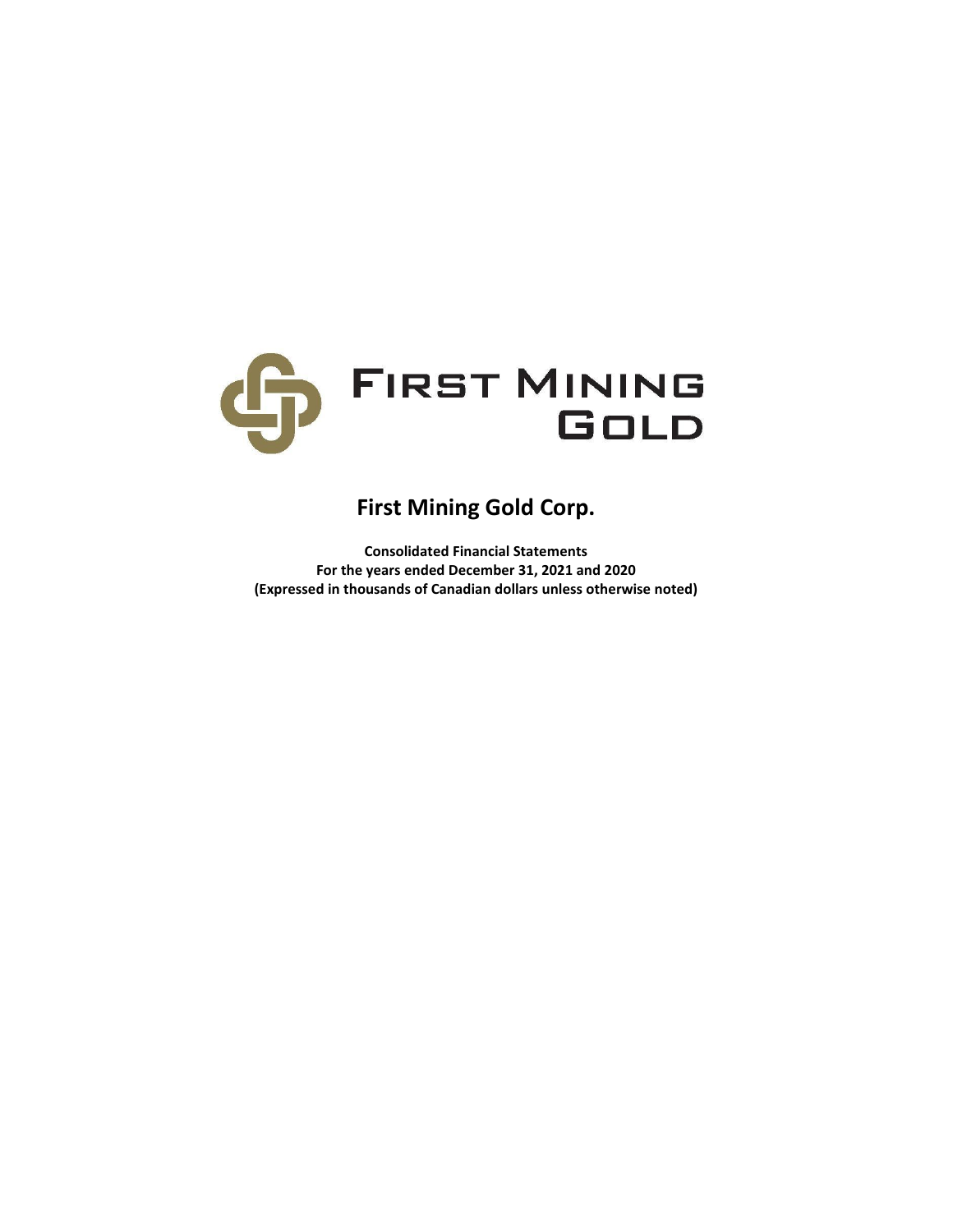FIRST MINING GOLD

# First Mining Gold Corp.

**Consolidated Financial Statements**
**For the years ended December 31, 2021 and 2020**
**(Expressed in thousands of Canadian dollars unless otherwise noted)**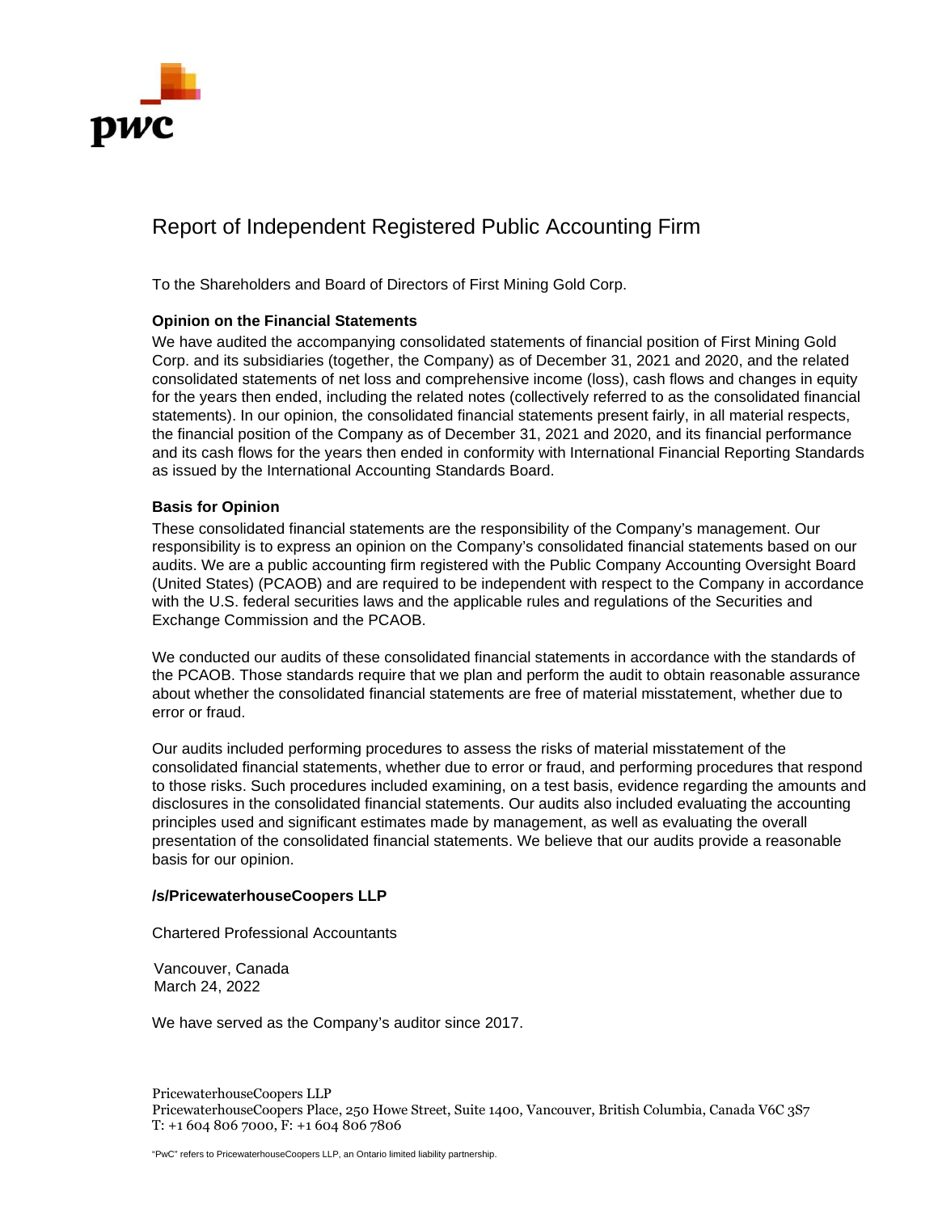# Report of Independent Registered Public Accounting Firm

To the Shareholders and Board of Directors of First Mining Gold Corp.

**Opinion on the Financial Statements**

We have audited the accompanying consolidated statements of financial position of First Mining Gold Corp. and its subsidiaries (together, the Company) as of December 31, 2021 and 2020, and the related consolidated statements of net loss and comprehensive income (loss), cash flows and changes in equity for the years then ended, including the related notes (collectively referred to as the consolidated financial statements). In our opinion, the consolidated financial statements present fairly, in all material respects, the financial position of the Company as of December 31, 2021 and 2020, and its financial performance and its cash flows for the years then ended in conformity with International Financial Reporting Standards as issued by the International Accounting Standards Board.

**Basis for Opinion**

These consolidated financial statements are the responsibility of the Company's management. Our responsibility is to express an opinion on the Company's consolidated financial statements based on our audits. We are a public accounting firm registered with the Public Company Accounting Oversight Board (United States) (PCAOB) and are required to be independent with respect to the Company in accordance with the U.S. federal securities laws and the applicable rules and regulations of the Securities and Exchange Commission and the PCAOB.

We conducted our audits of these consolidated financial statements in accordance with the standards of the PCAOB. Those standards require that we plan and perform the audit to obtain reasonable assurance about whether the consolidated financial statements are free of material misstatement, whether due to error or fraud.

Our audits included performing procedures to assess the risks of material misstatement of the consolidated financial statements, whether due to error or fraud, and performing procedures that respond to those risks. Such procedures included examining, on a test basis, evidence regarding the amounts and disclosures in the consolidated financial statements. Our audits also included evaluating the accounting principles used and significant estimates made by management, as well as evaluating the overall presentation of the consolidated financial statements. We believe that our audits provide a reasonable basis for our opinion.

**/s/PricewaterhouseCoopers LLP**

Chartered Professional Accountants

Vancouver, Canada
March 24, 2022

We have served as the Company's auditor since 2017.

PricewaterhouseCoopers LLP
PricewaterhouseCoopers Place, 250 Howe Street, Suite 1400, Vancouver, British Columbia, Canada V6C 3S7
T: +1 604 806 7000, F: +1 604 806 7806

"PwC" refers to PricewaterhouseCoopers LLP, an Ontario limited liability partnership.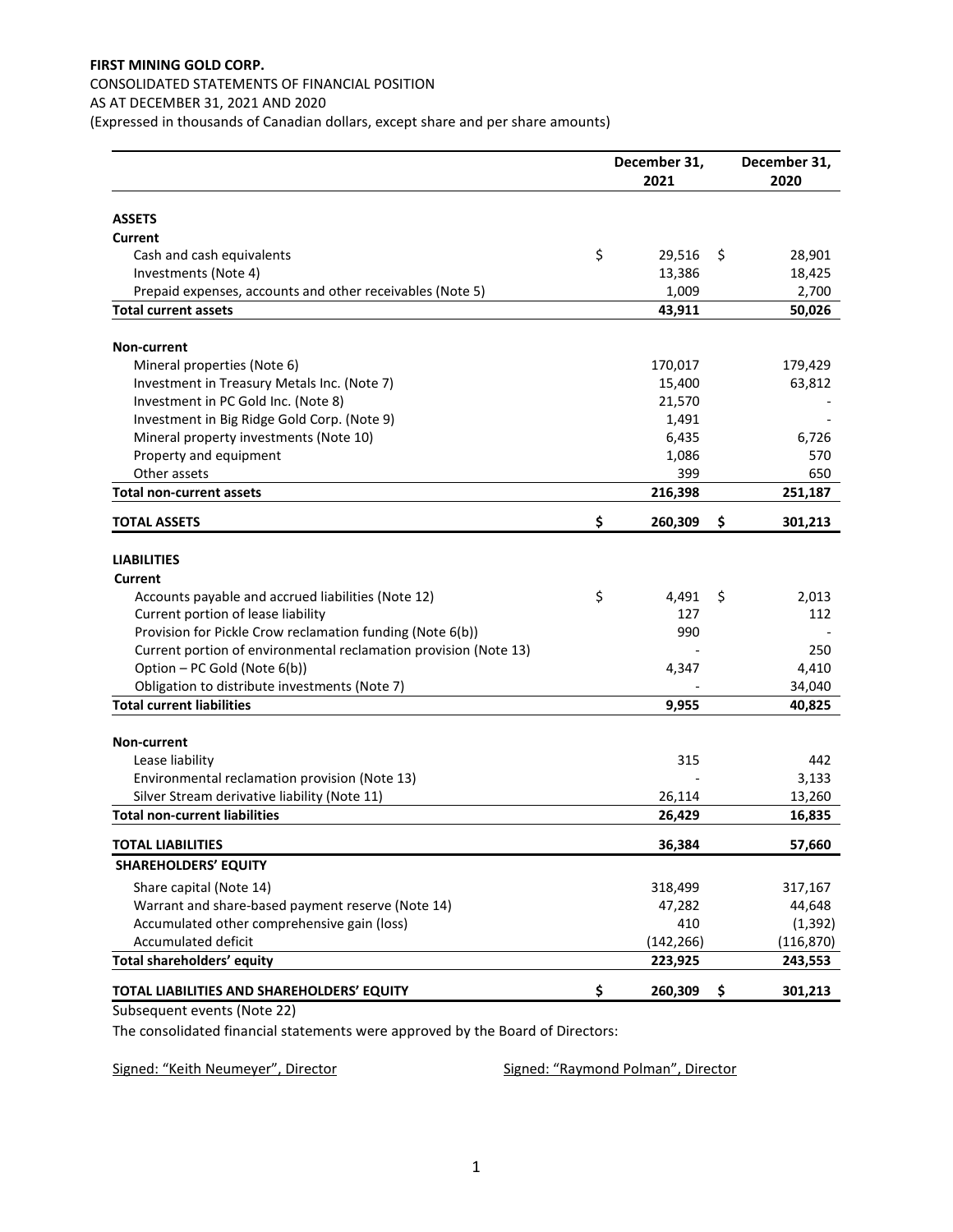**FIRST MINING GOLD CORP.**

CONSOLIDATED STATEMENTS OF FINANCIAL POSITION

AS AT DECEMBER 31, 2021 AND 2020

(Expressed in thousands of Canadian dollars, except share and per share amounts)

| | December 31, 2021 | December 31, 2020 |
|---|---|---|
| **ASSETS** | | |
| **Current** | | |
| Cash and cash equivalents | $ 29,516 | $ 28,901 |
| Investments (Note 4) | 13,386 | 18,425 |
| Prepaid expenses, accounts and other receivables (Note 5) | 1,009 | 2,700 |
| **Total current assets** | **43,911** | **50,026** |
| **Non-current** | | |
| Mineral properties (Note 6) | 170,017 | 179,429 |
| Investment in Treasury Metals Inc. (Note 7) | 15,400 | 63,812 |
| Investment in PC Gold Inc. (Note 8) | 21,570 | - |
| Investment in Big Ridge Gold Corp. (Note 9) | 1,491 | - |
| Mineral property investments (Note 10) | 6,435 | 6,726 |
| Property and equipment | 1,086 | 570 |
| Other assets | 399 | 650 |
| **Total non-current assets** | **216,398** | **251,187** |
| **TOTAL ASSETS** | **$ 260,309** | **$ 301,213** |
| **LIABILITIES** | | |
| **Current** | | |
| Accounts payable and accrued liabilities (Note 12) | $ 4,491 | $ 2,013 |
| Current portion of lease liability | 127 | 112 |
| Provision for Pickle Crow reclamation funding (Note 6(b)) | 990 | - |
| Current portion of environmental reclamation provision (Note 13) | - | 250 |
| Option – PC Gold (Note 6(b)) | 4,347 | 4,410 |
| Obligation to distribute investments (Note 7) | - | 34,040 |
| **Total current liabilities** | **9,955** | **40,825** |
| **Non-current** | | |
| Lease liability | 315 | 442 |
| Environmental reclamation provision (Note 13) | - | 3,133 |
| Silver Stream derivative liability (Note 11) | 26,114 | 13,260 |
| **Total non-current liabilities** | **26,429** | **16,835** |
| **TOTAL LIABILITIES** | **36,384** | **57,660** |
| **SHAREHOLDERS' EQUITY** | | |
| Share capital (Note 14) | 318,499 | 317,167 |
| Warrant and share-based payment reserve (Note 14) | 47,282 | 44,648 |
| Accumulated other comprehensive gain (loss) | 410 | (1,392) |
| Accumulated deficit | (142,266) | (116,870) |
| **Total shareholders' equity** | **223,925** | **243,553** |
| **TOTAL LIABILITIES AND SHAREHOLDERS' EQUITY** | **$ 260,309** | **$ 301,213** |

Subsequent events (Note 22)

The consolidated financial statements were approved by the Board of Directors:

Signed: "Keith Neumeyer", Director

Signed: "Raymond Polman", Director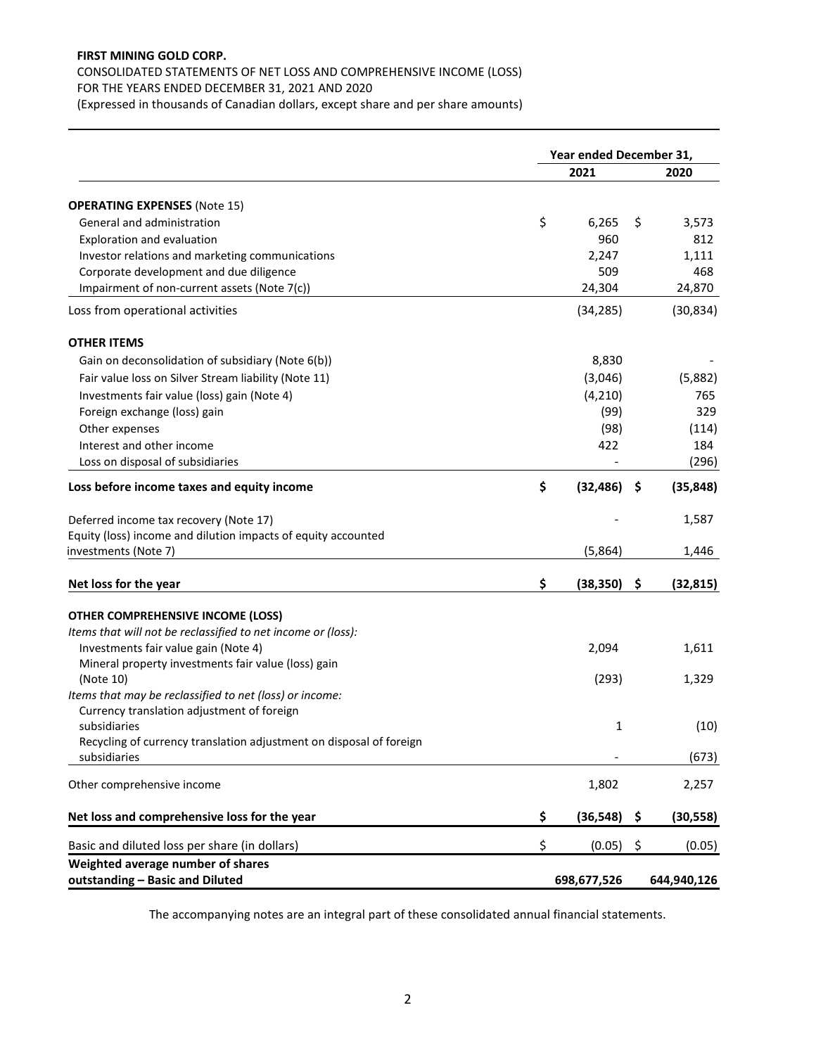**FIRST MINING GOLD CORP.**

CONSOLIDATED STATEMENTS OF NET LOSS AND COMPREHENSIVE INCOME (LOSS)
FOR THE YEARS ENDED DECEMBER 31, 2021 AND 2020
(Expressed in thousands of Canadian dollars, except share and per share amounts)

| | Year ended December 31, | |
|---|---|---|
| | **2021** | **2020** |
| **OPERATING EXPENSES** (Note 15) | | |
| General and administration | $ 6,265 | $ 3,573 |
| Exploration and evaluation | 960 | 812 |
| Investor relations and marketing communications | 2,247 | 1,111 |
| Corporate development and due diligence | 509 | 468 |
| Impairment of non-current assets (Note 7(c)) | 24,304 | 24,870 |
| Loss from operational activities | (34,285) | (30,834) |
| **OTHER ITEMS** | | |
| Gain on deconsolidation of subsidiary (Note 6(b)) | 8,830 | - |
| Fair value loss on Silver Stream liability (Note 11) | (3,046) | (5,882) |
| Investments fair value (loss) gain (Note 4) | (4,210) | 765 |
| Foreign exchange (loss) gain | (99) | 329 |
| Other expenses | (98) | (114) |
| Interest and other income | 422 | 184 |
| Loss on disposal of subsidiaries | - | (296) |
| **Loss before income taxes and equity income** | **$ (32,486)** | **$ (35,848)** |
| Deferred income tax recovery (Note 17) | - | 1,587 |
| Equity (loss) income and dilution impacts of equity accounted investments (Note 7) | (5,864) | 1,446 |
| **Net loss for the year** | **$ (38,350)** | **$ (32,815)** |
| **OTHER COMPREHENSIVE INCOME (LOSS)** | | |
| *Items that will not be reclassified to net income or (loss):* | | |
| Investments fair value gain (Note 4) | 2,094 | 1,611 |
| Mineral property investments fair value (loss) gain (Note 10) | (293) | 1,329 |
| *Items that may be reclassified to net (loss) or income:* | | |
| Currency translation adjustment of foreign subsidiaries | 1 | (10) |
| Recycling of currency translation adjustment on disposal of foreign subsidiaries | - | (673) |
| Other comprehensive income | 1,802 | 2,257 |
| **Net loss and comprehensive loss for the year** | **$ (36,548)** | **$ (30,558)** |
| Basic and diluted loss per share (in dollars) | $ (0.05) | $ (0.05) |
| **Weighted average number of shares outstanding – Basic and Diluted** | **698,677,526** | **644,940,126** |

The accompanying notes are an integral part of these consolidated annual financial statements.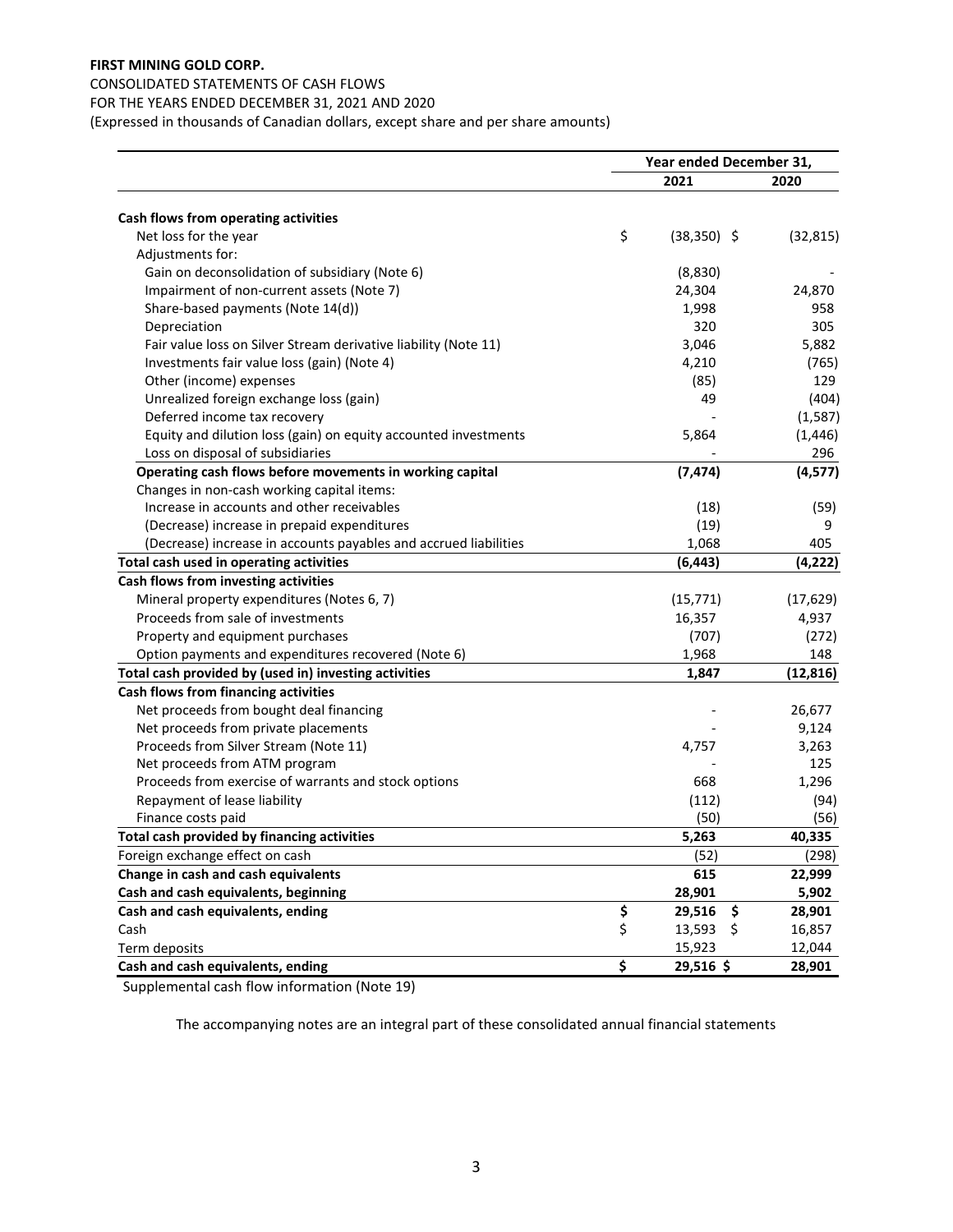**FIRST MINING GOLD CORP.**

CONSOLIDATED STATEMENTS OF CASH FLOWS

FOR THE YEARS ENDED DECEMBER 31, 2021 AND 2020

(Expressed in thousands of Canadian dollars, except share and per share amounts)

| | Year ended December 31, | |
|---|---|---|
| | **2021** | **2020** |
| **Cash flows from operating activities** | | |
| Net loss for the year | $ (38,350) | $ (32,815) |
| Adjustments for: | | |
| Gain on deconsolidation of subsidiary (Note 6) | (8,830) | - |
| Impairment of non-current assets (Note 7) | 24,304 | 24,870 |
| Share-based payments (Note 14(d)) | 1,998 | 958 |
| Depreciation | 320 | 305 |
| Fair value loss on Silver Stream derivative liability (Note 11) | 3,046 | 5,882 |
| Investments fair value loss (gain) (Note 4) | 4,210 | (765) |
| Other (income) expenses | (85) | 129 |
| Unrealized foreign exchange loss (gain) | 49 | (404) |
| Deferred income tax recovery | - | (1,587) |
| Equity and dilution loss (gain) on equity accounted investments | 5,864 | (1,446) |
| Loss on disposal of subsidiaries | - | 296 |
| **Operating cash flows before movements in working capital** | **(7,474)** | **(4,577)** |
| Changes in non-cash working capital items: | | |
| Increase in accounts and other receivables | (18) | (59) |
| (Decrease) increase in prepaid expenditures | (19) | 9 |
| (Decrease) increase in accounts payables and accrued liabilities | 1,068 | 405 |
| **Total cash used in operating activities** | **(6,443)** | **(4,222)** |
| **Cash flows from investing activities** | | |
| Mineral property expenditures (Notes 6, 7) | (15,771) | (17,629) |
| Proceeds from sale of investments | 16,357 | 4,937 |
| Property and equipment purchases | (707) | (272) |
| Option payments and expenditures recovered (Note 6) | 1,968 | 148 |
| **Total cash provided by (used in) investing activities** | **1,847** | **(12,816)** |
| **Cash flows from financing activities** | | |
| Net proceeds from bought deal financing | - | 26,677 |
| Net proceeds from private placements | - | 9,124 |
| Proceeds from Silver Stream (Note 11) | 4,757 | 3,263 |
| Net proceeds from ATM program | - | 125 |
| Proceeds from exercise of warrants and stock options | 668 | 1,296 |
| Repayment of lease liability | (112) | (94) |
| Finance costs paid | (50) | (56) |
| **Total cash provided by financing activities** | **5,263** | **40,335** |
| Foreign exchange effect on cash | (52) | (298) |
| **Change in cash and cash equivalents** | **615** | **22,999** |
| **Cash and cash equivalents, beginning** | **28,901** | **5,902** |
| **Cash and cash equivalents, ending** | **$ 29,516** | **$ 28,901** |
| Cash | $ 13,593 | $ 16,857 |
| Term deposits | 15,923 | 12,044 |
| **Cash and cash equivalents, ending** | **$ 29,516** | **$ 28,901** |

Supplemental cash flow information (Note 19)

The accompanying notes are an integral part of these consolidated annual financial statements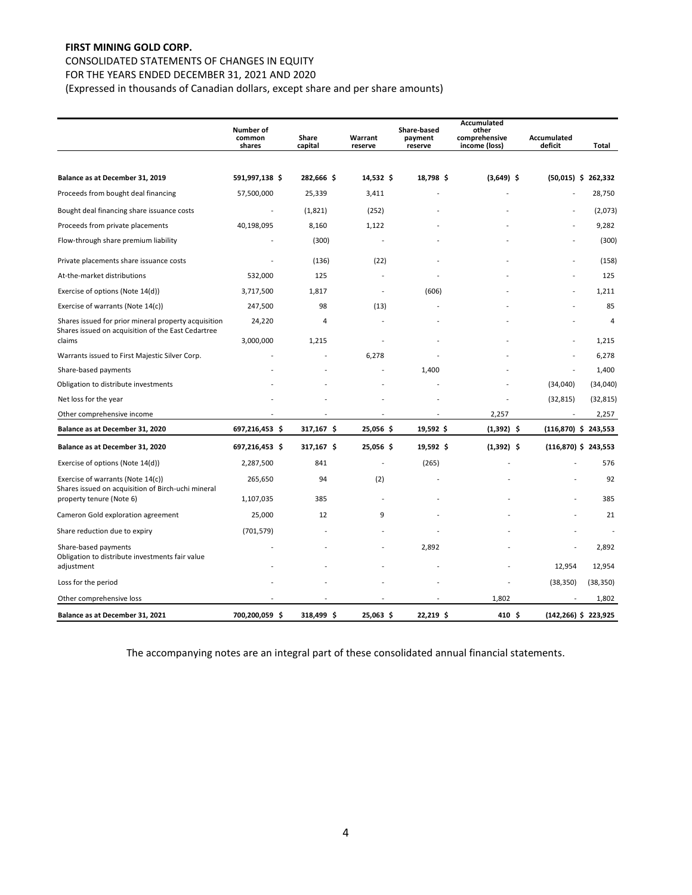**FIRST MINING GOLD CORP.**

CONSOLIDATED STATEMENTS OF CHANGES IN EQUITY

FOR THE YEARS ENDED DECEMBER 31, 2021 AND 2020

(Expressed in thousands of Canadian dollars, except share and per share amounts)

| | Number of common shares | Share capital | Warrant reserve | Share-based payment reserve | Accumulated other comprehensive income (loss) | Accumulated deficit | Total |
|---|---|---|---|---|---|---|---|
| **Balance as at December 31, 2019** | **591,997,138 $** | **282,666 $** | **14,532 $** | **18,798 $** | **(3,649) $** | **(50,015) $** | **262,332** |
| Proceeds from bought deal financing | 57,500,000 | 25,339 | 3,411 | - | - | - | 28,750 |
| Bought deal financing share issuance costs | - | (1,821) | (252) | - | - | - | (2,073) |
| Proceeds from private placements | 40,198,095 | 8,160 | 1,122 | - | - | - | 9,282 |
| Flow-through share premium liability | - | (300) | - | - | - | - | (300) |
| Private placements share issuance costs | - | (136) | (22) | - | - | - | (158) |
| At-the-market distributions | 532,000 | 125 | - | - | - | - | 125 |
| Exercise of options (Note 14(d)) | 3,717,500 | 1,817 | - | (606) | - | - | 1,211 |
| Exercise of warrants (Note 14(c)) | 247,500 | 98 | (13) | - | - | - | 85 |
| Shares issued for prior mineral property acquisition | 24,220 | 4 | - | - | - | - | 4 |
| Shares issued on acquisition of the East Cedartree claims | 3,000,000 | 1,215 | - | - | - | - | 1,215 |
| Warrants issued to First Majestic Silver Corp. | - | - | 6,278 | - | - | - | 6,278 |
| Share-based payments | - | - | - | 1,400 | - | - | 1,400 |
| Obligation to distribute investments | - | - | - | - | - | (34,040) | (34,040) |
| Net loss for the year | - | - | - | - | - | (32,815) | (32,815) |
| Other comprehensive income | - | - | - | - | 2,257 | - | 2,257 |
| **Balance as at December 31, 2020** | **697,216,453 $** | **317,167 $** | **25,056 $** | **19,592 $** | **(1,392) $** | **(116,870) $** | **243,553** |
| **Balance as at December 31, 2020** | **697,216,453 $** | **317,167 $** | **25,056 $** | **19,592 $** | **(1,392) $** | **(116,870) $** | **243,553** |
| Exercise of options (Note 14(d)) | 2,287,500 | 841 | - | (265) | - | - | 576 |
| Exercise of warrants (Note 14(c)) | 265,650 | 94 | (2) | - | - | - | 92 |
| Shares issued on acquisition of Birch-uchi mineral property tenure (Note 6) | 1,107,035 | 385 | - | - | - | - | 385 |
| Cameron Gold exploration agreement | 25,000 | 12 | 9 | - | - | - | 21 |
| Share reduction due to expiry | (701,579) | - | - | - | - | - | - |
| Share-based payments | - | - | - | 2,892 | - | - | 2,892 |
| Obligation to distribute investments fair value adjustment | - | - | - | - | - | 12,954 | 12,954 |
| Loss for the period | - | - | - | - | - | (38,350) | (38,350) |
| Other comprehensive loss | - | - | - | - | 1,802 | - | 1,802 |
| **Balance as at December 31, 2021** | **700,200,059 $** | **318,499 $** | **25,063 $** | **22,219 $** | **410 $** | **(142,266) $** | **223,925** |

The accompanying notes are an integral part of these consolidated annual financial statements.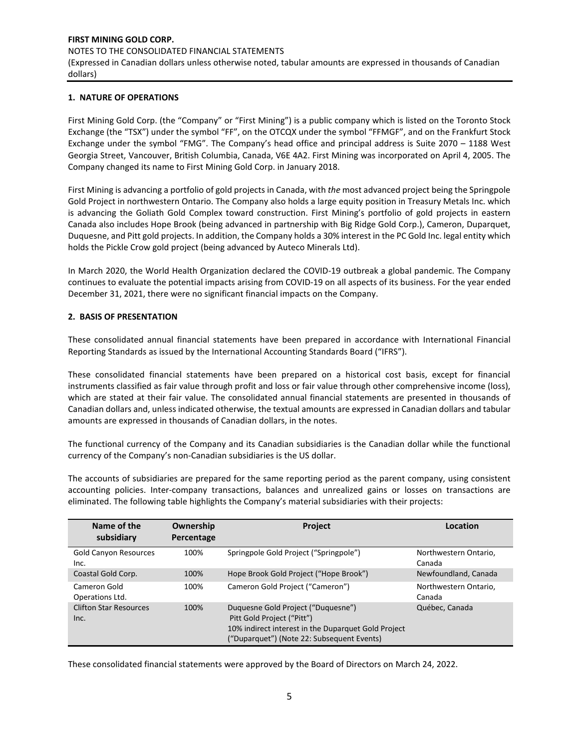## 1. NATURE OF OPERATIONS

First Mining Gold Corp. (the "Company" or "First Mining") is a public company which is listed on the Toronto Stock Exchange (the "TSX") under the symbol "FF", on the OTCQX under the symbol "FFMGF", and on the Frankfurt Stock Exchange under the symbol "FMG". The Company's head office and principal address is Suite 2070 – 1188 West Georgia Street, Vancouver, British Columbia, Canada, V6E 4A2. First Mining was incorporated on April 4, 2005. The Company changed its name to First Mining Gold Corp. in January 2018.

First Mining is advancing a portfolio of gold projects in Canada, with *the* most advanced project being the Springpole Gold Project in northwestern Ontario. The Company also holds a large equity position in Treasury Metals Inc. which is advancing the Goliath Gold Complex toward construction. First Mining's portfolio of gold projects in eastern Canada also includes Hope Brook (being advanced in partnership with Big Ridge Gold Corp.), Cameron, Duparquet, Duquesne, and Pitt gold projects. In addition, the Company holds a 30% interest in the PC Gold Inc. legal entity which holds the Pickle Crow gold project (being advanced by Auteco Minerals Ltd).

In March 2020, the World Health Organization declared the COVID-19 outbreak a global pandemic. The Company continues to evaluate the potential impacts arising from COVID-19 on all aspects of its business. For the year ended December 31, 2021, there were no significant financial impacts on the Company.

## 2. BASIS OF PRESENTATION

These consolidated annual financial statements have been prepared in accordance with International Financial Reporting Standards as issued by the International Accounting Standards Board ("IFRS").

These consolidated financial statements have been prepared on a historical cost basis, except for financial instruments classified as fair value through profit and loss or fair value through other comprehensive income (loss), which are stated at their fair value. The consolidated annual financial statements are presented in thousands of Canadian dollars and, unless indicated otherwise, the textual amounts are expressed in Canadian dollars and tabular amounts are expressed in thousands of Canadian dollars, in the notes.

The functional currency of the Company and its Canadian subsidiaries is the Canadian dollar while the functional currency of the Company's non-Canadian subsidiaries is the US dollar.

The accounts of subsidiaries are prepared for the same reporting period as the parent company, using consistent accounting policies. Inter-company transactions, balances and unrealized gains or losses on transactions are eliminated. The following table highlights the Company's material subsidiaries with their projects:

| Name of the subsidiary | Ownership Percentage | Project | Location |
|---|---|---|---|
| Gold Canyon Resources Inc. | 100% | Springpole Gold Project ("Springpole") | Northwestern Ontario, Canada |
| Coastal Gold Corp. | 100% | Hope Brook Gold Project ("Hope Brook") | Newfoundland, Canada |
| Cameron Gold Operations Ltd. | 100% | Cameron Gold Project ("Cameron") | Northwestern Ontario, Canada |
| Clifton Star Resources Inc. | 100% | Duquesne Gold Project ("Duquesne")<br>Pitt Gold Project ("Pitt")<br>10% indirect interest in the Duparquet Gold Project ("Duparquet") (Note 22: Subsequent Events) | Québec, Canada |

These consolidated financial statements were approved by the Board of Directors on March 24, 2022.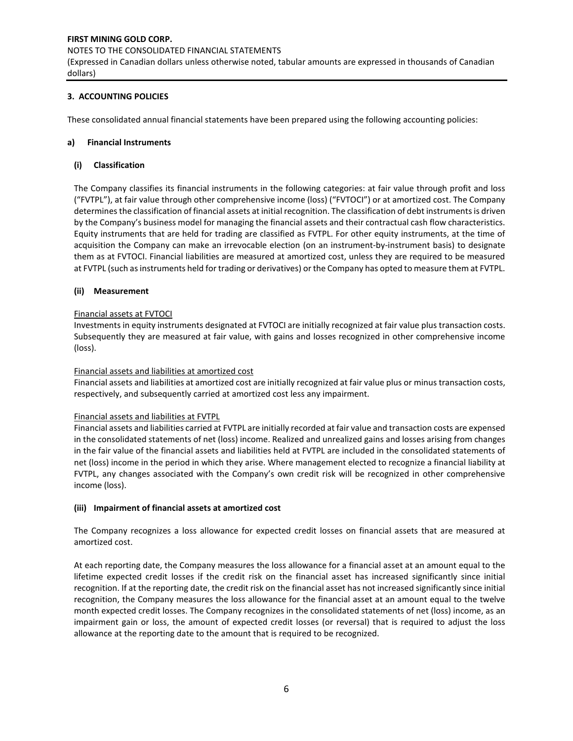## 3. ACCOUNTING POLICIES

These consolidated annual financial statements have been prepared using the following accounting policies:

### a) Financial Instruments

#### (i) Classification

The Company classifies its financial instruments in the following categories: at fair value through profit and loss ("FVTPL"), at fair value through other comprehensive income (loss) ("FVTOCI") or at amortized cost. The Company determines the classification of financial assets at initial recognition. The classification of debt instruments is driven by the Company's business model for managing the financial assets and their contractual cash flow characteristics. Equity instruments that are held for trading are classified as FVTPL. For other equity instruments, at the time of acquisition the Company can make an irrevocable election (on an instrument-by-instrument basis) to designate them as at FVTOCI. Financial liabilities are measured at amortized cost, unless they are required to be measured at FVTPL (such as instruments held for trading or derivatives) or the Company has opted to measure them at FVTPL.

#### (ii) Measurement

Financial assets at FVTOCI

Investments in equity instruments designated at FVTOCI are initially recognized at fair value plus transaction costs. Subsequently they are measured at fair value, with gains and losses recognized in other comprehensive income (loss).

Financial assets and liabilities at amortized cost

Financial assets and liabilities at amortized cost are initially recognized at fair value plus or minus transaction costs, respectively, and subsequently carried at amortized cost less any impairment.

Financial assets and liabilities at FVTPL

Financial assets and liabilities carried at FVTPL are initially recorded at fair value and transaction costs are expensed in the consolidated statements of net (loss) income. Realized and unrealized gains and losses arising from changes in the fair value of the financial assets and liabilities held at FVTPL are included in the consolidated statements of net (loss) income in the period in which they arise. Where management elected to recognize a financial liability at FVTPL, any changes associated with the Company's own credit risk will be recognized in other comprehensive income (loss).

#### (iii) Impairment of financial assets at amortized cost

The Company recognizes a loss allowance for expected credit losses on financial assets that are measured at amortized cost.

At each reporting date, the Company measures the loss allowance for a financial asset at an amount equal to the lifetime expected credit losses if the credit risk on the financial asset has increased significantly since initial recognition. If at the reporting date, the credit risk on the financial asset has not increased significantly since initial recognition, the Company measures the loss allowance for the financial asset at an amount equal to the twelve month expected credit losses. The Company recognizes in the consolidated statements of net (loss) income, as an impairment gain or loss, the amount of expected credit losses (or reversal) that is required to adjust the loss allowance at the reporting date to the amount that is required to be recognized.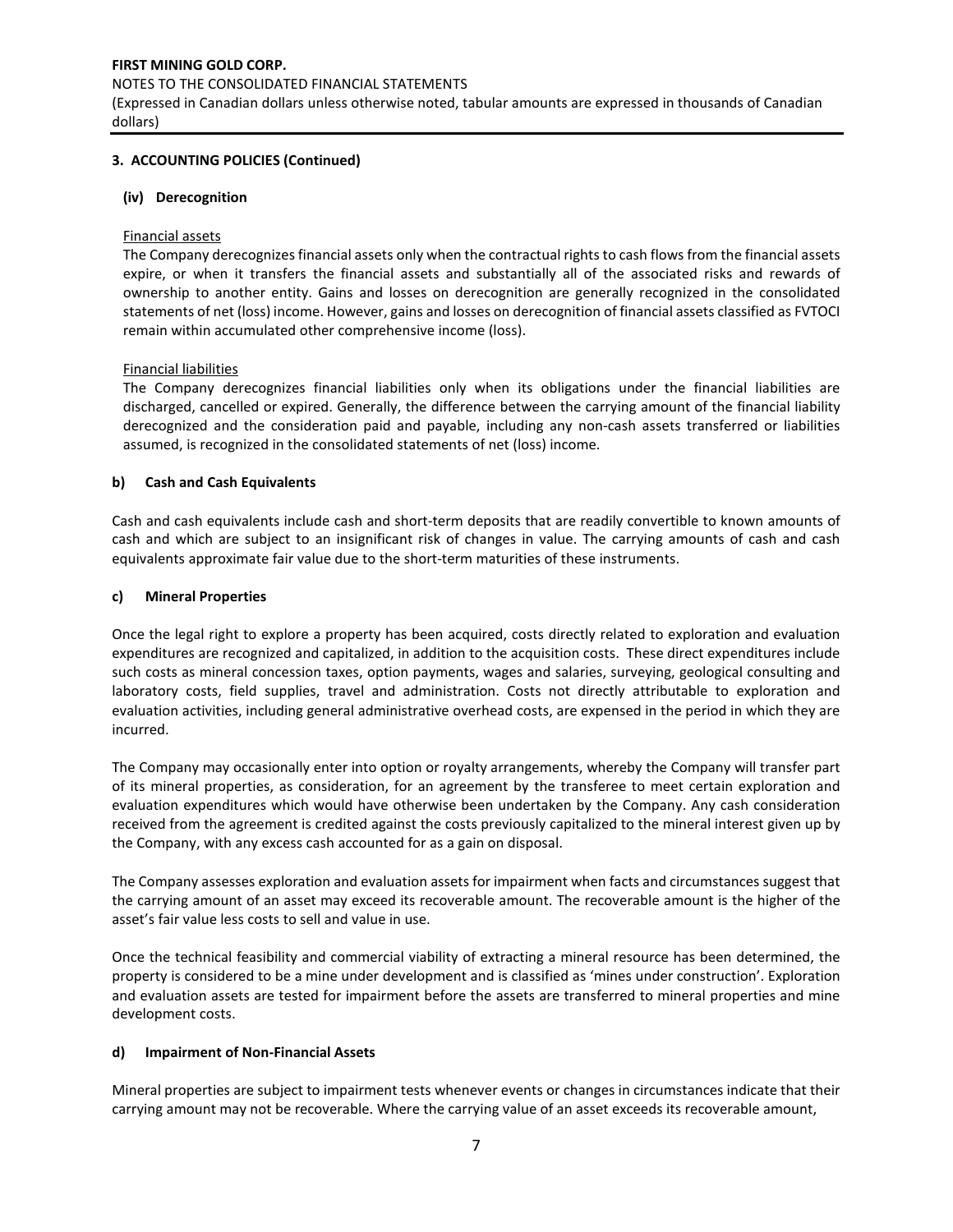**3. ACCOUNTING POLICIES (Continued)**

**(iv) Derecognition**

Financial assets

The Company derecognizes financial assets only when the contractual rights to cash flows from the financial assets expire, or when it transfers the financial assets and substantially all of the associated risks and rewards of ownership to another entity. Gains and losses on derecognition are generally recognized in the consolidated statements of net (loss) income. However, gains and losses on derecognition of financial assets classified as FVTOCI remain within accumulated other comprehensive income (loss).

Financial liabilities

The Company derecognizes financial liabilities only when its obligations under the financial liabilities are discharged, cancelled or expired. Generally, the difference between the carrying amount of the financial liability derecognized and the consideration paid and payable, including any non-cash assets transferred or liabilities assumed, is recognized in the consolidated statements of net (loss) income.

**b) Cash and Cash Equivalents**

Cash and cash equivalents include cash and short-term deposits that are readily convertible to known amounts of cash and which are subject to an insignificant risk of changes in value. The carrying amounts of cash and cash equivalents approximate fair value due to the short-term maturities of these instruments.

**c) Mineral Properties**

Once the legal right to explore a property has been acquired, costs directly related to exploration and evaluation expenditures are recognized and capitalized, in addition to the acquisition costs. These direct expenditures include such costs as mineral concession taxes, option payments, wages and salaries, surveying, geological consulting and laboratory costs, field supplies, travel and administration. Costs not directly attributable to exploration and evaluation activities, including general administrative overhead costs, are expensed in the period in which they are incurred.

The Company may occasionally enter into option or royalty arrangements, whereby the Company will transfer part of its mineral properties, as consideration, for an agreement by the transferee to meet certain exploration and evaluation expenditures which would have otherwise been undertaken by the Company. Any cash consideration received from the agreement is credited against the costs previously capitalized to the mineral interest given up by the Company, with any excess cash accounted for as a gain on disposal.

The Company assesses exploration and evaluation assets for impairment when facts and circumstances suggest that the carrying amount of an asset may exceed its recoverable amount. The recoverable amount is the higher of the asset's fair value less costs to sell and value in use.

Once the technical feasibility and commercial viability of extracting a mineral resource has been determined, the property is considered to be a mine under development and is classified as 'mines under construction'. Exploration and evaluation assets are tested for impairment before the assets are transferred to mineral properties and mine development costs.

**d) Impairment of Non-Financial Assets**

Mineral properties are subject to impairment tests whenever events or changes in circumstances indicate that their carrying amount may not be recoverable. Where the carrying value of an asset exceeds its recoverable amount,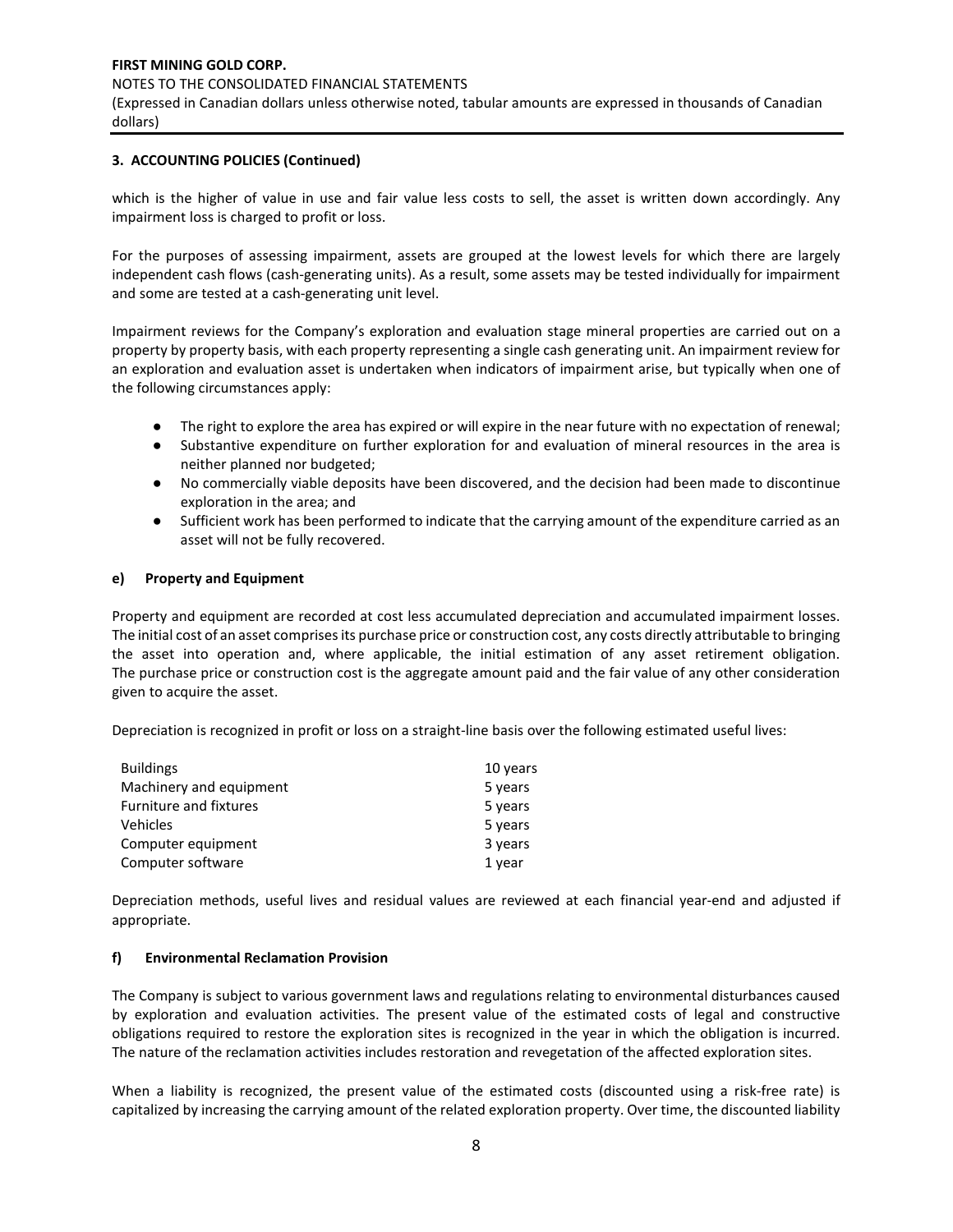### 3. ACCOUNTING POLICIES (Continued)

which is the higher of value in use and fair value less costs to sell, the asset is written down accordingly. Any impairment loss is charged to profit or loss.

For the purposes of assessing impairment, assets are grouped at the lowest levels for which there are largely independent cash flows (cash-generating units). As a result, some assets may be tested individually for impairment and some are tested at a cash-generating unit level.

Impairment reviews for the Company's exploration and evaluation stage mineral properties are carried out on a property by property basis, with each property representing a single cash generating unit. An impairment review for an exploration and evaluation asset is undertaken when indicators of impairment arise, but typically when one of the following circumstances apply:

- The right to explore the area has expired or will expire in the near future with no expectation of renewal;
- Substantive expenditure on further exploration for and evaluation of mineral resources in the area is neither planned nor budgeted;
- No commercially viable deposits have been discovered, and the decision had been made to discontinue exploration in the area; and
- Sufficient work has been performed to indicate that the carrying amount of the expenditure carried as an asset will not be fully recovered.

#### e) Property and Equipment

Property and equipment are recorded at cost less accumulated depreciation and accumulated impairment losses. The initial cost of an asset comprises its purchase price or construction cost, any costs directly attributable to bringing the asset into operation and, where applicable, the initial estimation of any asset retirement obligation. The purchase price or construction cost is the aggregate amount paid and the fair value of any other consideration given to acquire the asset.

Depreciation is recognized in profit or loss on a straight-line basis over the following estimated useful lives:

| | |
|---|---|
| Buildings | 10 years |
| Machinery and equipment | 5 years |
| Furniture and fixtures | 5 years |
| Vehicles | 5 years |
| Computer equipment | 3 years |
| Computer software | 1 year |

Depreciation methods, useful lives and residual values are reviewed at each financial year-end and adjusted if appropriate.

#### f) Environmental Reclamation Provision

The Company is subject to various government laws and regulations relating to environmental disturbances caused by exploration and evaluation activities. The present value of the estimated costs of legal and constructive obligations required to restore the exploration sites is recognized in the year in which the obligation is incurred. The nature of the reclamation activities includes restoration and revegetation of the affected exploration sites.

When a liability is recognized, the present value of the estimated costs (discounted using a risk-free rate) is capitalized by increasing the carrying amount of the related exploration property. Over time, the discounted liability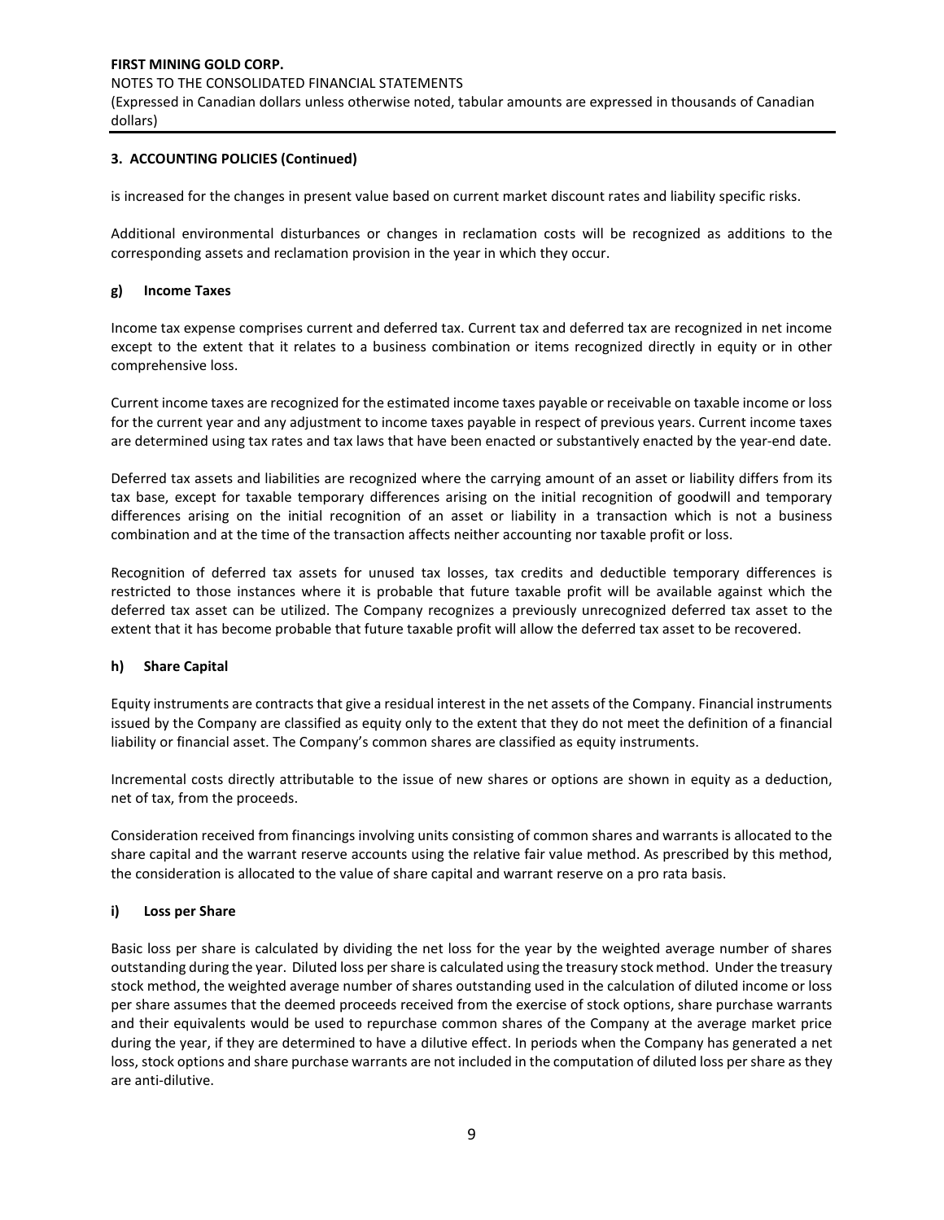**3. ACCOUNTING POLICIES (Continued)**

is increased for the changes in present value based on current market discount rates and liability specific risks.

Additional environmental disturbances or changes in reclamation costs will be recognized as additions to the corresponding assets and reclamation provision in the year in which they occur.

**g) Income Taxes**

Income tax expense comprises current and deferred tax. Current tax and deferred tax are recognized in net income except to the extent that it relates to a business combination or items recognized directly in equity or in other comprehensive loss.

Current income taxes are recognized for the estimated income taxes payable or receivable on taxable income or loss for the current year and any adjustment to income taxes payable in respect of previous years. Current income taxes are determined using tax rates and tax laws that have been enacted or substantively enacted by the year-end date.

Deferred tax assets and liabilities are recognized where the carrying amount of an asset or liability differs from its tax base, except for taxable temporary differences arising on the initial recognition of goodwill and temporary differences arising on the initial recognition of an asset or liability in a transaction which is not a business combination and at the time of the transaction affects neither accounting nor taxable profit or loss.

Recognition of deferred tax assets for unused tax losses, tax credits and deductible temporary differences is restricted to those instances where it is probable that future taxable profit will be available against which the deferred tax asset can be utilized. The Company recognizes a previously unrecognized deferred tax asset to the extent that it has become probable that future taxable profit will allow the deferred tax asset to be recovered.

**h) Share Capital**

Equity instruments are contracts that give a residual interest in the net assets of the Company. Financial instruments issued by the Company are classified as equity only to the extent that they do not meet the definition of a financial liability or financial asset. The Company's common shares are classified as equity instruments.

Incremental costs directly attributable to the issue of new shares or options are shown in equity as a deduction, net of tax, from the proceeds.

Consideration received from financings involving units consisting of common shares and warrants is allocated to the share capital and the warrant reserve accounts using the relative fair value method. As prescribed by this method, the consideration is allocated to the value of share capital and warrant reserve on a pro rata basis.

**i) Loss per Share**

Basic loss per share is calculated by dividing the net loss for the year by the weighted average number of shares outstanding during the year. Diluted loss per share is calculated using the treasury stock method. Under the treasury stock method, the weighted average number of shares outstanding used in the calculation of diluted income or loss per share assumes that the deemed proceeds received from the exercise of stock options, share purchase warrants and their equivalents would be used to repurchase common shares of the Company at the average market price during the year, if they are determined to have a dilutive effect. In periods when the Company has generated a net loss, stock options and share purchase warrants are not included in the computation of diluted loss per share as they are anti-dilutive.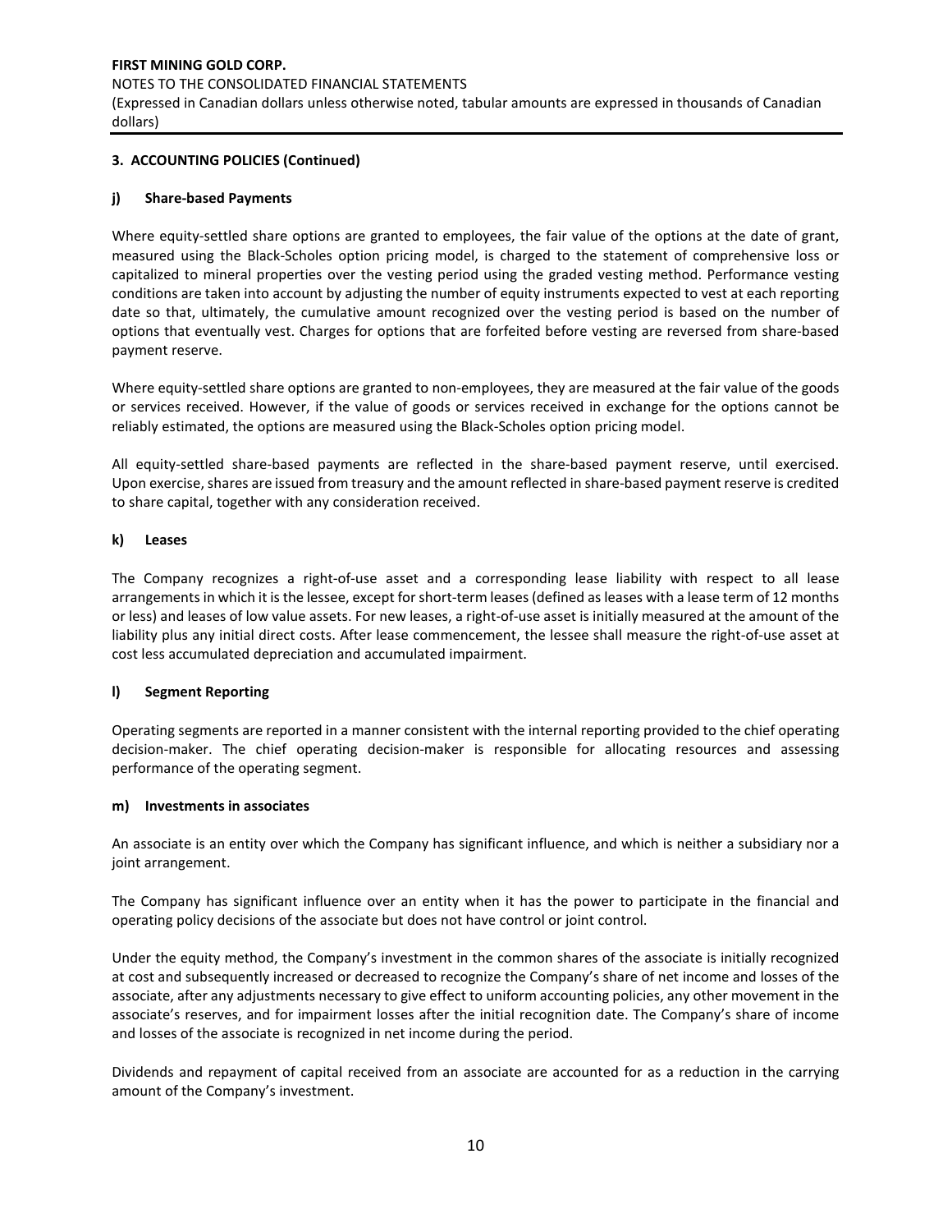## 3. ACCOUNTING POLICIES (Continued)

### j) Share-based Payments

Where equity-settled share options are granted to employees, the fair value of the options at the date of grant, measured using the Black-Scholes option pricing model, is charged to the statement of comprehensive loss or capitalized to mineral properties over the vesting period using the graded vesting method. Performance vesting conditions are taken into account by adjusting the number of equity instruments expected to vest at each reporting date so that, ultimately, the cumulative amount recognized over the vesting period is based on the number of options that eventually vest. Charges for options that are forfeited before vesting are reversed from share-based payment reserve.

Where equity-settled share options are granted to non-employees, they are measured at the fair value of the goods or services received. However, if the value of goods or services received in exchange for the options cannot be reliably estimated, the options are measured using the Black-Scholes option pricing model.

All equity-settled share-based payments are reflected in the share-based payment reserve, until exercised. Upon exercise, shares are issued from treasury and the amount reflected in share-based payment reserve is credited to share capital, together with any consideration received.

### k) Leases

The Company recognizes a right-of-use asset and a corresponding lease liability with respect to all lease arrangements in which it is the lessee, except for short-term leases (defined as leases with a lease term of 12 months or less) and leases of low value assets. For new leases, a right-of-use asset is initially measured at the amount of the liability plus any initial direct costs. After lease commencement, the lessee shall measure the right-of-use asset at cost less accumulated depreciation and accumulated impairment.

### l) Segment Reporting

Operating segments are reported in a manner consistent with the internal reporting provided to the chief operating decision-maker. The chief operating decision-maker is responsible for allocating resources and assessing performance of the operating segment.

### m) Investments in associates

An associate is an entity over which the Company has significant influence, and which is neither a subsidiary nor a joint arrangement.

The Company has significant influence over an entity when it has the power to participate in the financial and operating policy decisions of the associate but does not have control or joint control.

Under the equity method, the Company's investment in the common shares of the associate is initially recognized at cost and subsequently increased or decreased to recognize the Company's share of net income and losses of the associate, after any adjustments necessary to give effect to uniform accounting policies, any other movement in the associate's reserves, and for impairment losses after the initial recognition date. The Company's share of income and losses of the associate is recognized in net income during the period.

Dividends and repayment of capital received from an associate are accounted for as a reduction in the carrying amount of the Company's investment.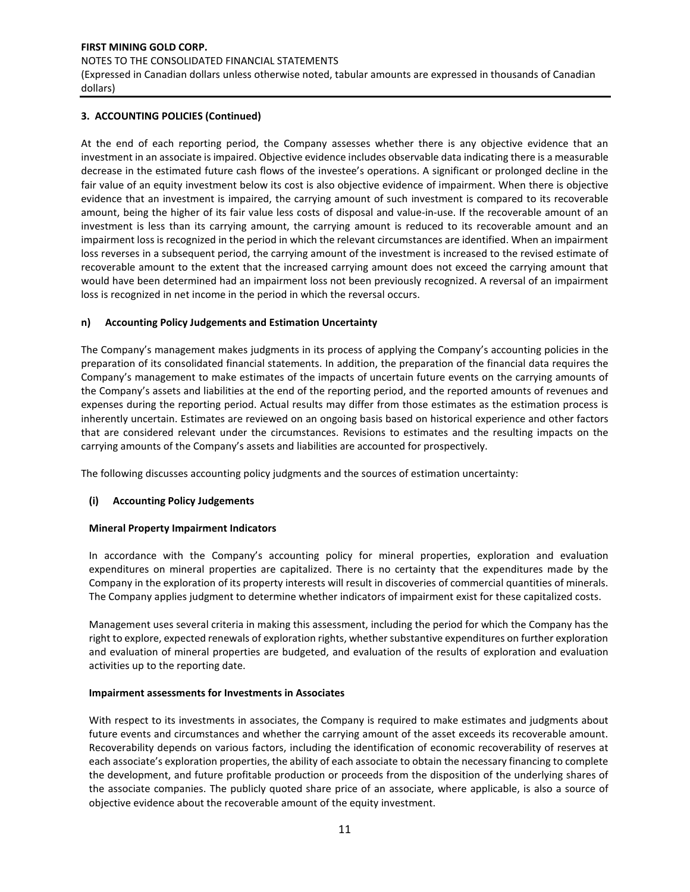## 3. ACCOUNTING POLICIES (Continued)

At the end of each reporting period, the Company assesses whether there is any objective evidence that an investment in an associate is impaired. Objective evidence includes observable data indicating there is a measurable decrease in the estimated future cash flows of the investee's operations. A significant or prolonged decline in the fair value of an equity investment below its cost is also objective evidence of impairment. When there is objective evidence that an investment is impaired, the carrying amount of such investment is compared to its recoverable amount, being the higher of its fair value less costs of disposal and value-in-use. If the recoverable amount of an investment is less than its carrying amount, the carrying amount is reduced to its recoverable amount and an impairment loss is recognized in the period in which the relevant circumstances are identified. When an impairment loss reverses in a subsequent period, the carrying amount of the investment is increased to the revised estimate of recoverable amount to the extent that the increased carrying amount does not exceed the carrying amount that would have been determined had an impairment loss not been previously recognized. A reversal of an impairment loss is recognized in net income in the period in which the reversal occurs.

### n) Accounting Policy Judgements and Estimation Uncertainty

The Company's management makes judgments in its process of applying the Company's accounting policies in the preparation of its consolidated financial statements. In addition, the preparation of the financial data requires the Company's management to make estimates of the impacts of uncertain future events on the carrying amounts of the Company's assets and liabilities at the end of the reporting period, and the reported amounts of revenues and expenses during the reporting period. Actual results may differ from those estimates as the estimation process is inherently uncertain. Estimates are reviewed on an ongoing basis based on historical experience and other factors that are considered relevant under the circumstances. Revisions to estimates and the resulting impacts on the carrying amounts of the Company's assets and liabilities are accounted for prospectively.

The following discusses accounting policy judgments and the sources of estimation uncertainty:

#### (i) Accounting Policy Judgements

**Mineral Property Impairment Indicators**

In accordance with the Company's accounting policy for mineral properties, exploration and evaluation expenditures on mineral properties are capitalized. There is no certainty that the expenditures made by the Company in the exploration of its property interests will result in discoveries of commercial quantities of minerals. The Company applies judgment to determine whether indicators of impairment exist for these capitalized costs.

Management uses several criteria in making this assessment, including the period for which the Company has the right to explore, expected renewals of exploration rights, whether substantive expenditures on further exploration and evaluation of mineral properties are budgeted, and evaluation of the results of exploration and evaluation activities up to the reporting date.

**Impairment assessments for Investments in Associates**

With respect to its investments in associates, the Company is required to make estimates and judgments about future events and circumstances and whether the carrying amount of the asset exceeds its recoverable amount. Recoverability depends on various factors, including the identification of economic recoverability of reserves at each associate's exploration properties, the ability of each associate to obtain the necessary financing to complete the development, and future profitable production or proceeds from the disposition of the underlying shares of the associate companies. The publicly quoted share price of an associate, where applicable, is also a source of objective evidence about the recoverable amount of the equity investment.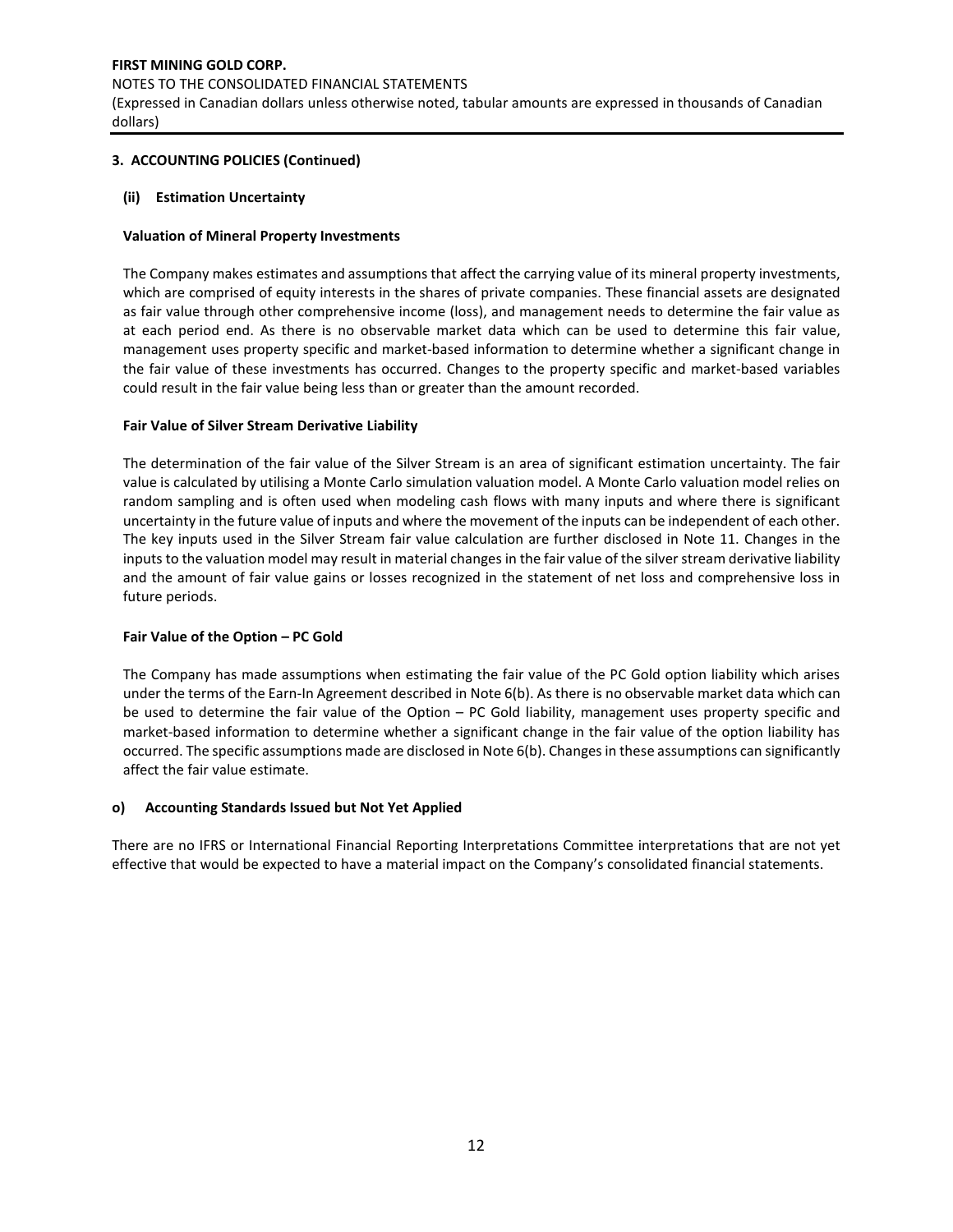## 3. ACCOUNTING POLICIES (Continued)

### (ii) Estimation Uncertainty

**Valuation of Mineral Property Investments**

The Company makes estimates and assumptions that affect the carrying value of its mineral property investments, which are comprised of equity interests in the shares of private companies. These financial assets are designated as fair value through other comprehensive income (loss), and management needs to determine the fair value as at each period end. As there is no observable market data which can be used to determine this fair value, management uses property specific and market-based information to determine whether a significant change in the fair value of these investments has occurred. Changes to the property specific and market-based variables could result in the fair value being less than or greater than the amount recorded.

**Fair Value of Silver Stream Derivative Liability**

The determination of the fair value of the Silver Stream is an area of significant estimation uncertainty. The fair value is calculated by utilising a Monte Carlo simulation valuation model. A Monte Carlo valuation model relies on random sampling and is often used when modeling cash flows with many inputs and where there is significant uncertainty in the future value of inputs and where the movement of the inputs can be independent of each other. The key inputs used in the Silver Stream fair value calculation are further disclosed in Note 11. Changes in the inputs to the valuation model may result in material changes in the fair value of the silver stream derivative liability and the amount of fair value gains or losses recognized in the statement of net loss and comprehensive loss in future periods.

**Fair Value of the Option – PC Gold**

The Company has made assumptions when estimating the fair value of the PC Gold option liability which arises under the terms of the Earn-In Agreement described in Note 6(b). As there is no observable market data which can be used to determine the fair value of the Option – PC Gold liability, management uses property specific and market-based information to determine whether a significant change in the fair value of the option liability has occurred. The specific assumptions made are disclosed in Note 6(b). Changes in these assumptions can significantly affect the fair value estimate.

### o) Accounting Standards Issued but Not Yet Applied

There are no IFRS or International Financial Reporting Interpretations Committee interpretations that are not yet effective that would be expected to have a material impact on the Company's consolidated financial statements.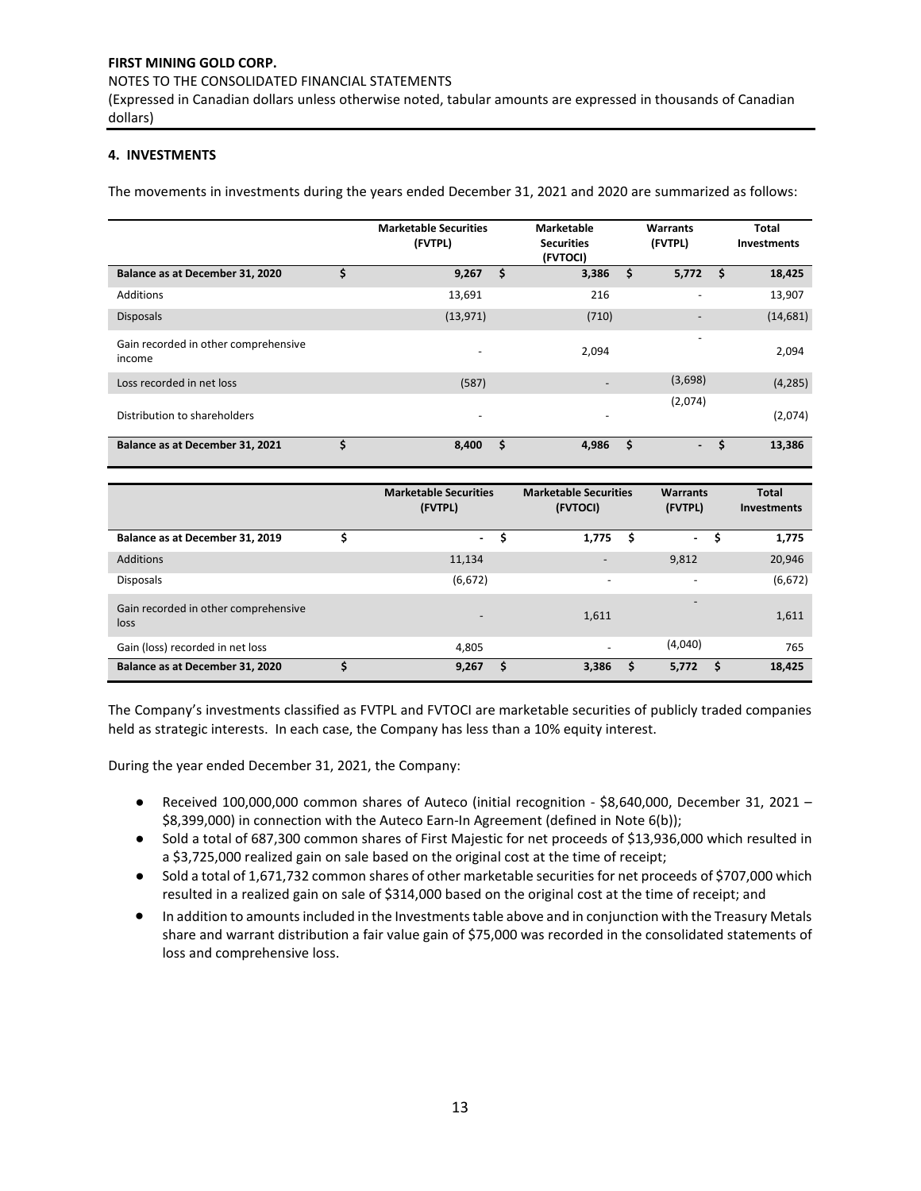## 4. INVESTMENTS

The movements in investments during the years ended December 31, 2021 and 2020 are summarized as follows:

| | Marketable Securities (FVTPL) | Marketable Securities (FVTOCI) | Warrants (FVTPL) | Total Investments |
|---|---|---|---|---|
| **Balance as at December 31, 2020** | **$ 9,267** | **$ 3,386** | **$ 5,772** | **$ 18,425** |
| Additions | 13,691 | 216 | - | 13,907 |
| Disposals | (13,971) | (710) | - | (14,681) |
| Gain recorded in other comprehensive income | - | 2,094 | - | 2,094 |
| Loss recorded in net loss | (587) | - | (3,698) | (4,285) |
| Distribution to shareholders | - | - | (2,074) | (2,074) |
| **Balance as at December 31, 2021** | **$ 8,400** | **$ 4,986** | **$ -** | **$ 13,386** |

| | Marketable Securities (FVTPL) | Marketable Securities (FVTOCI) | Warrants (FVTPL) | Total Investments |
|---|---|---|---|---|
| **Balance as at December 31, 2019** | **$ -** | **$ 1,775** | **$ -** | **$ 1,775** |
| Additions | 11,134 | - | 9,812 | 20,946 |
| Disposals | (6,672) | - | - | (6,672) |
| Gain recorded in other comprehensive loss | - | 1,611 | - | 1,611 |
| Gain (loss) recorded in net loss | 4,805 | - | (4,040) | 765 |
| **Balance as at December 31, 2020** | **$ 9,267** | **$ 3,386** | **$ 5,772** | **$ 18,425** |

The Company's investments classified as FVTPL and FVTOCI are marketable securities of publicly traded companies held as strategic interests. In each case, the Company has less than a 10% equity interest.

During the year ended December 31, 2021, the Company:

- Received 100,000,000 common shares of Auteco (initial recognition - $8,640,000, December 31, 2021 – $8,399,000) in connection with the Auteco Earn-In Agreement (defined in Note 6(b));
- Sold a total of 687,300 common shares of First Majestic for net proceeds of $13,936,000 which resulted in a $3,725,000 realized gain on sale based on the original cost at the time of receipt;
- Sold a total of 1,671,732 common shares of other marketable securities for net proceeds of $707,000 which resulted in a realized gain on sale of $314,000 based on the original cost at the time of receipt; and
- In addition to amounts included in the Investments table above and in conjunction with the Treasury Metals share and warrant distribution a fair value gain of $75,000 was recorded in the consolidated statements of loss and comprehensive loss.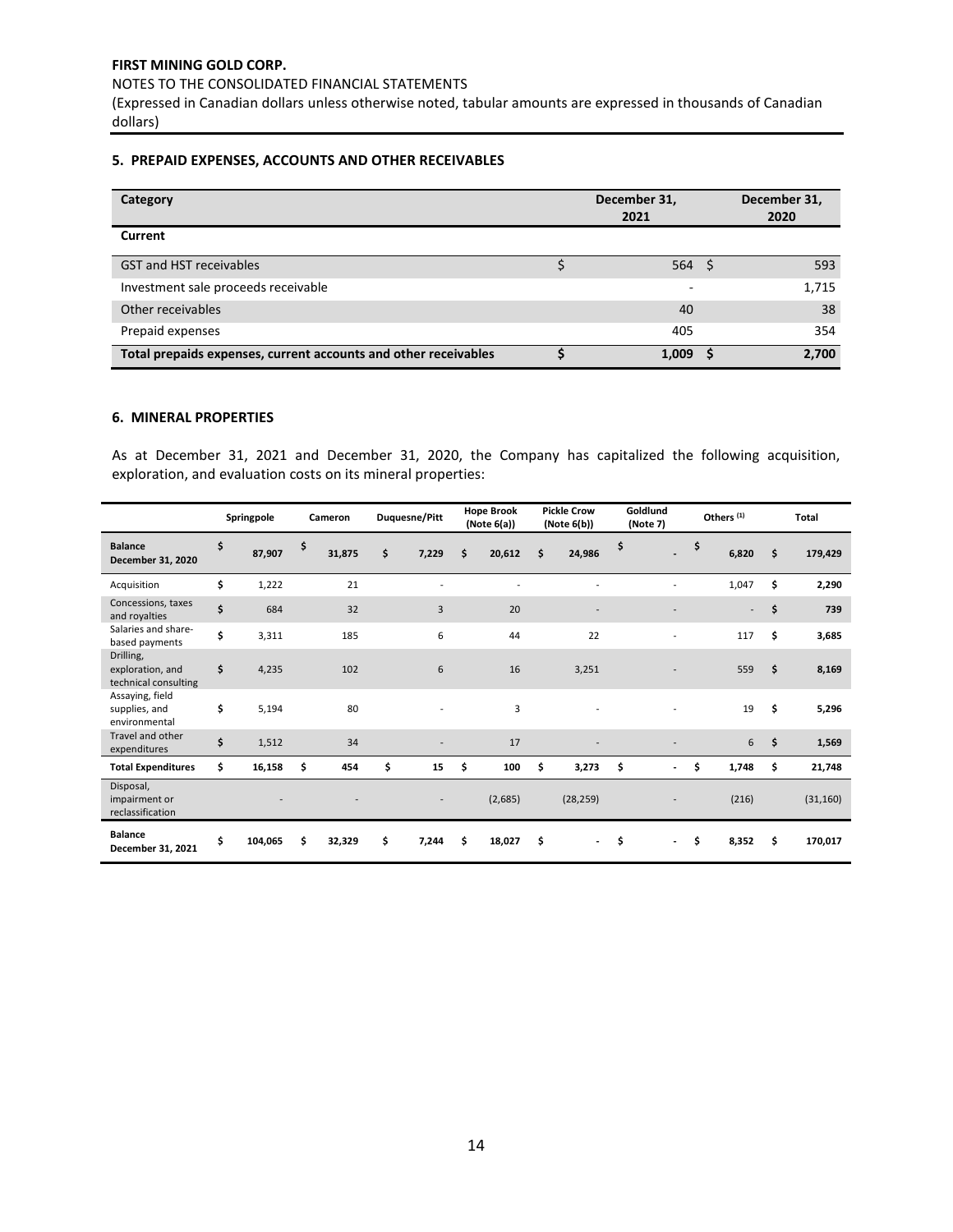**FIRST MINING GOLD CORP.**

NOTES TO THE CONSOLIDATED FINANCIAL STATEMENTS

(Expressed in Canadian dollars unless otherwise noted, tabular amounts are expressed in thousands of Canadian dollars)

## 5. PREPAID EXPENSES, ACCOUNTS AND OTHER RECEIVABLES

| Category | December 31, 2021 | December 31, 2020 |
|---|---|---|
| **Current** | | |
| GST and HST receivables | $ 564 | $ 593 |
| Investment sale proceeds receivable | - | 1,715 |
| Other receivables | 40 | 38 |
| Prepaid expenses | 405 | 354 |
| **Total prepaids expenses, current accounts and other receivables** | **$ 1,009** | **$ 2,700** |

## 6. MINERAL PROPERTIES

As at December 31, 2021 and December 31, 2020, the Company has capitalized the following acquisition, exploration, and evaluation costs on its mineral properties:

| | Springpole | Cameron | Duquesne/Pitt | Hope Brook (Note 6(a)) | Pickle Crow (Note 6(b)) | Goldlund (Note 7) | Others [(1)] | Total |
|---|---|---|---|---|---|---|---|---|
| **Balance December 31, 2020** | $ 87,907 | $ 31,875 | $ 7,229 | $ 20,612 | $ 24,986 | $ - | $ 6,820 | $ 179,429 |
| Acquisition | $ 1,222 | 21 | - | - | - | - | 1,047 | $ 2,290 |
| Concessions, taxes and royalties | $ 684 | 32 | 3 | 20 | - | - | - | $ 739 |
| Salaries and share-based payments | $ 3,311 | 185 | 6 | 44 | 22 | - | 117 | $ 3,685 |
| Drilling, exploration, and technical consulting | $ 4,235 | 102 | 6 | 16 | 3,251 | - | 559 | $ 8,169 |
| Assaying, field supplies, and environmental | $ 5,194 | 80 | - | 3 | - | - | 19 | $ 5,296 |
| Travel and other expenditures | $ 1,512 | 34 | - | 17 | - | - | 6 | $ 1,569 |
| **Total Expenditures** | **$ 16,158** | **$ 454** | **$ 15** | **$ 100** | **$ 3,273** | **$ -** | **$ 1,748** | **$ 21,748** |
| Disposal, impairment or reclassification | - | - | - | (2,685) | (28,259) | - | (216) | (31,160) |
| **Balance December 31, 2021** | **$ 104,065** | **$ 32,329** | **$ 7,244** | **$ 18,027** | **$ -** | **$ -** | **$ 8,352** | **$ 170,017** |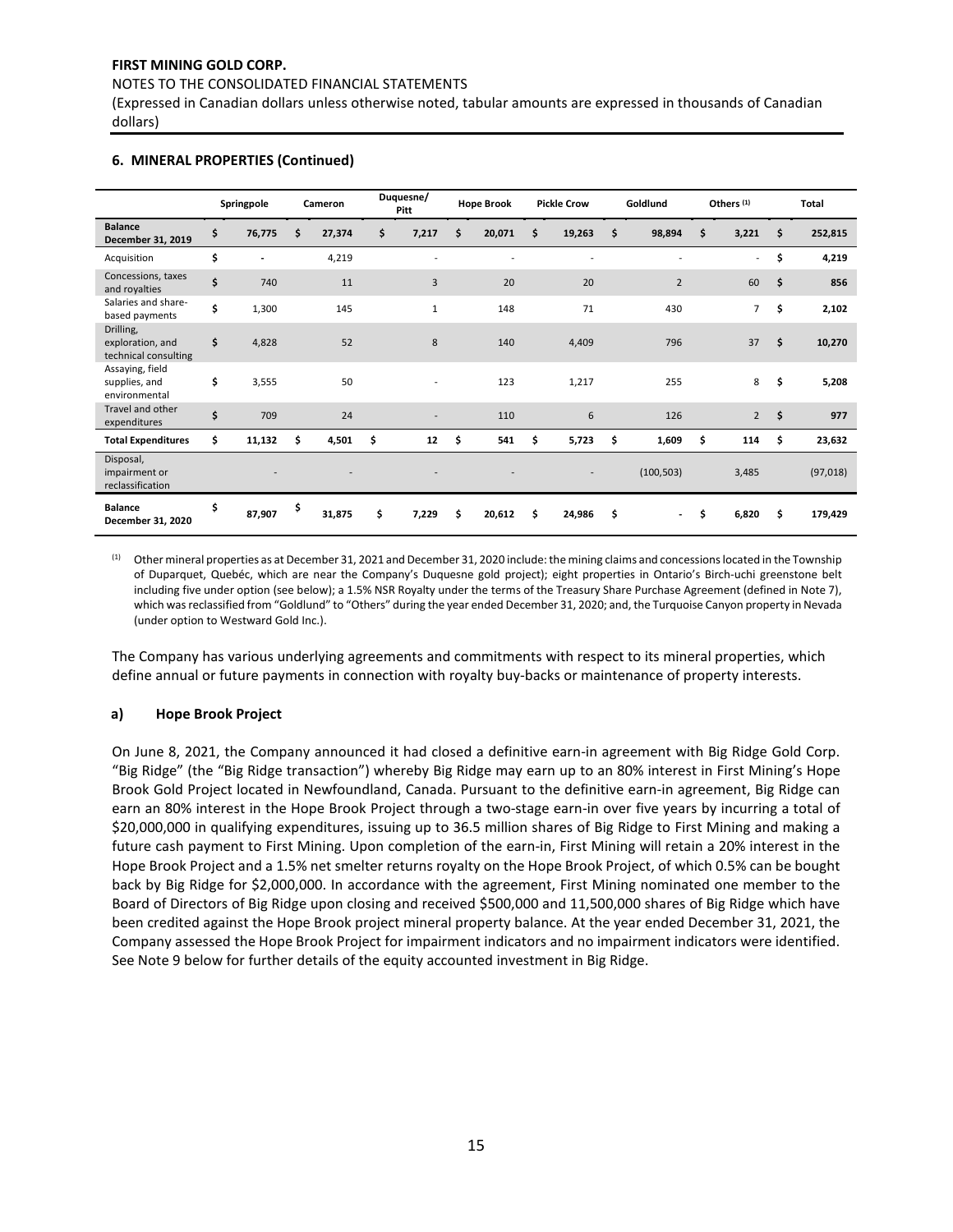## 6. MINERAL PROPERTIES (Continued)

| | Springpole | Cameron | Duquesne/ Pitt | Hope Brook | Pickle Crow | Goldlund | Others [(1)] | Total |
|---|---|---|---|---|---|---|---|---|
| **Balance December 31, 2019** | $ **76,775** | $ **27,374** | $ **7,217** | $ **20,071** | $ **19,263** | $ **98,894** | $ **3,221** | $ **252,815** |
| Acquisition | $ - | 4,219 | - | - | - | - | - | $ **4,219** |
| Concessions, taxes and royalties | $ 740 | 11 | 3 | 20 | 20 | 2 | 60 | $ **856** |
| Salaries and share-based payments | $ 1,300 | 145 | 1 | 148 | 71 | 430 | 7 | $ **2,102** |
| Drilling, exploration, and technical consulting | $ 4,828 | 52 | 8 | 140 | 4,409 | 796 | 37 | $ **10,270** |
| Assaying, field supplies, and environmental | $ 3,555 | 50 | - | 123 | 1,217 | 255 | 8 | $ **5,208** |
| Travel and other expenditures | $ 709 | 24 | - | 110 | 6 | 126 | 2 | $ **977** |
| **Total Expenditures** | $ **11,132** | $ **4,501** | $ **12** | $ **541** | $ **5,723** | $ **1,609** | $ **114** | $ **23,632** |
| Disposal, impairment or reclassification | - | - | - | - | - | (100,503) | 3,485 | (97,018) |
| **Balance December 31, 2020** | $ **87,907** | $ **31,875** | $ **7,229** | $ **20,612** | $ **24,986** | $ **-** | $ **6,820** | $ **179,429** |

(1) Other mineral properties as at December 31, 2021 and December 31, 2020 include: the mining claims and concessions located in the Township of Duparquet, Quebéc, which are near the Company's Duquesne gold project); eight properties in Ontario's Birch-uchi greenstone belt including five under option (see below); a 1.5% NSR Royalty under the terms of the Treasury Share Purchase Agreement (defined in Note 7), which was reclassified from "Goldlund" to "Others" during the year ended December 31, 2020; and, the Turquoise Canyon property in Nevada (under option to Westward Gold Inc.).

The Company has various underlying agreements and commitments with respect to its mineral properties, which define annual or future payments in connection with royalty buy-backs or maintenance of property interests.

### a) Hope Brook Project

On June 8, 2021, the Company announced it had closed a definitive earn-in agreement with Big Ridge Gold Corp. "Big Ridge" (the "Big Ridge transaction") whereby Big Ridge may earn up to an 80% interest in First Mining's Hope Brook Gold Project located in Newfoundland, Canada. Pursuant to the definitive earn-in agreement, Big Ridge can earn an 80% interest in the Hope Brook Project through a two-stage earn-in over five years by incurring a total of $20,000,000 in qualifying expenditures, issuing up to 36.5 million shares of Big Ridge to First Mining and making a future cash payment to First Mining. Upon completion of the earn-in, First Mining will retain a 20% interest in the Hope Brook Project and a 1.5% net smelter returns royalty on the Hope Brook Project, of which 0.5% can be bought back by Big Ridge for $2,000,000. In accordance with the agreement, First Mining nominated one member to the Board of Directors of Big Ridge upon closing and received $500,000 and 11,500,000 shares of Big Ridge which have been credited against the Hope Brook project mineral property balance. At the year ended December 31, 2021, the Company assessed the Hope Brook Project for impairment indicators and no impairment indicators were identified. See Note 9 below for further details of the equity accounted investment in Big Ridge.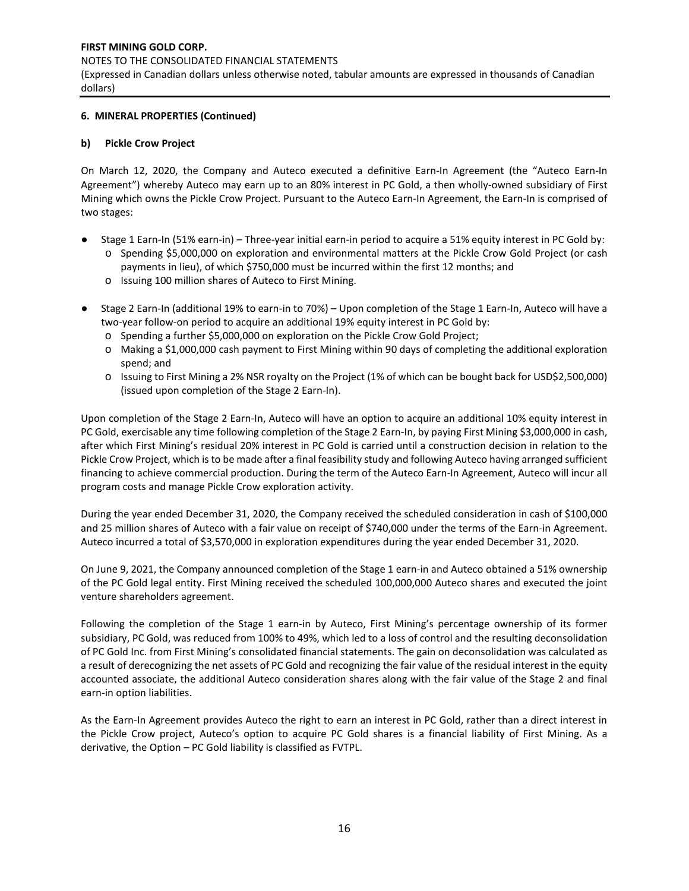### 6. MINERAL PROPERTIES (Continued)

#### b) Pickle Crow Project

On March 12, 2020, the Company and Auteco executed a definitive Earn-In Agreement (the "Auteco Earn-In Agreement") whereby Auteco may earn up to an 80% interest in PC Gold, a then wholly-owned subsidiary of First Mining which owns the Pickle Crow Project. Pursuant to the Auteco Earn-In Agreement, the Earn-In is comprised of two stages:

- Stage 1 Earn-In (51% earn-in) – Three-year initial earn-in period to acquire a 51% equity interest in PC Gold by:
  - Spending $5,000,000 on exploration and environmental matters at the Pickle Crow Gold Project (or cash payments in lieu), of which $750,000 must be incurred within the first 12 months; and
  - Issuing 100 million shares of Auteco to First Mining.
- Stage 2 Earn-In (additional 19% to earn-in to 70%) – Upon completion of the Stage 1 Earn-In, Auteco will have a two-year follow-on period to acquire an additional 19% equity interest in PC Gold by:
  - Spending a further $5,000,000 on exploration on the Pickle Crow Gold Project;
  - Making a $1,000,000 cash payment to First Mining within 90 days of completing the additional exploration spend; and
  - Issuing to First Mining a 2% NSR royalty on the Project (1% of which can be bought back for USD$2,500,000) (issued upon completion of the Stage 2 Earn-In).

Upon completion of the Stage 2 Earn-In, Auteco will have an option to acquire an additional 10% equity interest in PC Gold, exercisable any time following completion of the Stage 2 Earn-In, by paying First Mining $3,000,000 in cash, after which First Mining's residual 20% interest in PC Gold is carried until a construction decision in relation to the Pickle Crow Project, which is to be made after a final feasibility study and following Auteco having arranged sufficient financing to achieve commercial production. During the term of the Auteco Earn-In Agreement, Auteco will incur all program costs and manage Pickle Crow exploration activity.

During the year ended December 31, 2020, the Company received the scheduled consideration in cash of $100,000 and 25 million shares of Auteco with a fair value on receipt of $740,000 under the terms of the Earn-in Agreement. Auteco incurred a total of $3,570,000 in exploration expenditures during the year ended December 31, 2020.

On June 9, 2021, the Company announced completion of the Stage 1 earn-in and Auteco obtained a 51% ownership of the PC Gold legal entity. First Mining received the scheduled 100,000,000 Auteco shares and executed the joint venture shareholders agreement.

Following the completion of the Stage 1 earn-in by Auteco, First Mining's percentage ownership of its former subsidiary, PC Gold, was reduced from 100% to 49%, which led to a loss of control and the resulting deconsolidation of PC Gold Inc. from First Mining's consolidated financial statements. The gain on deconsolidation was calculated as a result of derecognizing the net assets of PC Gold and recognizing the fair value of the residual interest in the equity accounted associate, the additional Auteco consideration shares along with the fair value of the Stage 2 and final earn-in option liabilities.

As the Earn-In Agreement provides Auteco the right to earn an interest in PC Gold, rather than a direct interest in the Pickle Crow project, Auteco's option to acquire PC Gold shares is a financial liability of First Mining. As a derivative, the Option – PC Gold liability is classified as FVTPL.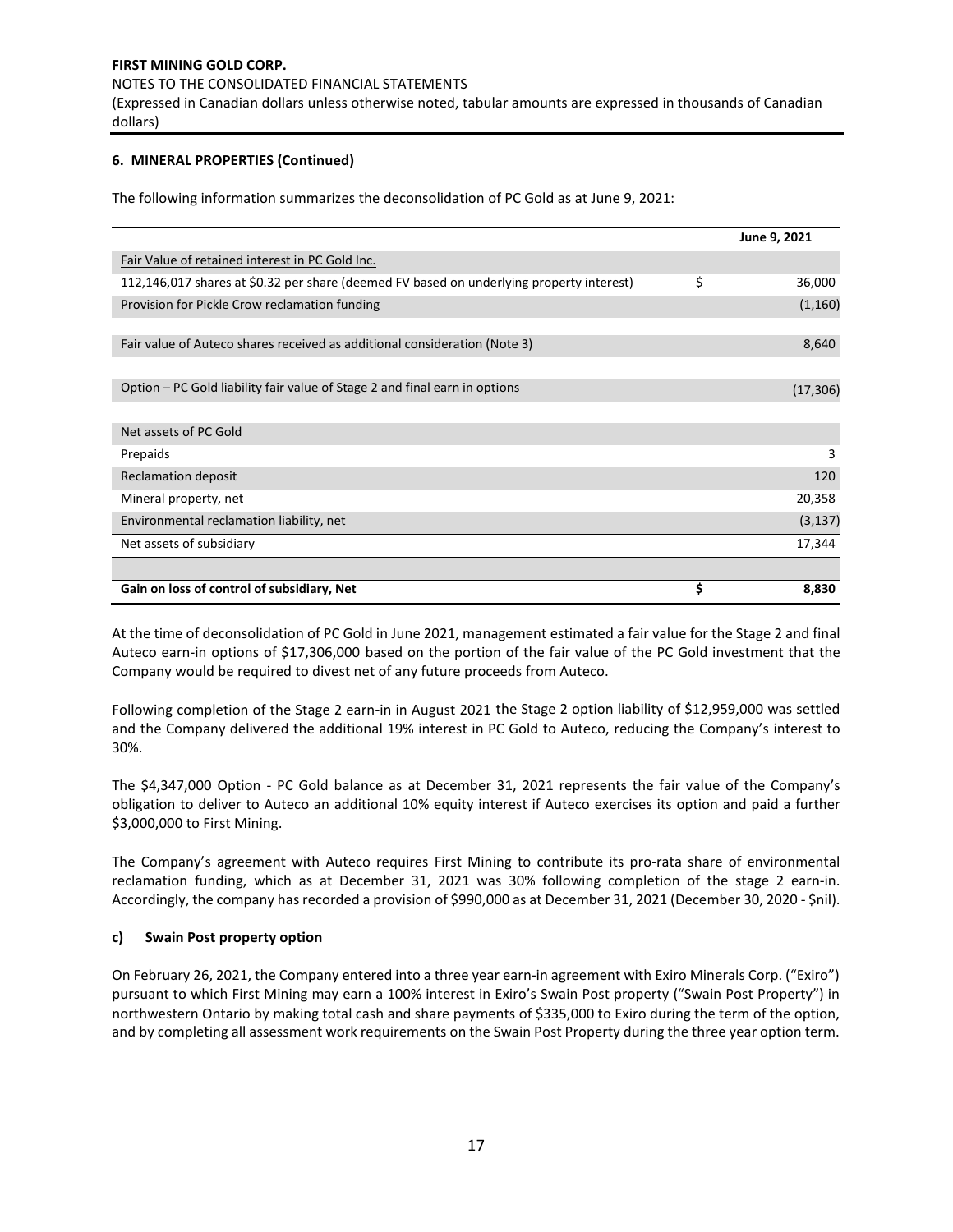**6. MINERAL PROPERTIES (Continued)**

The following information summarizes the deconsolidation of PC Gold as at June 9, 2021:

| | | June 9, 2021 |
|---|---|---|
| Fair Value of retained interest in PC Gold Inc. | | |
| 112,146,017 shares at $0.32 per share (deemed FV based on underlying property interest) | $ | 36,000 |
| Provision for Pickle Crow reclamation funding | | (1,160) |
| | | |
| Fair value of Auteco shares received as additional consideration (Note 3) | | 8,640 |
| | | |
| Option – PC Gold liability fair value of Stage 2 and final earn in options | | (17,306) |
| | | |
| Net assets of PC Gold | | |
| Prepaids | | 3 |
| Reclamation deposit | | 120 |
| Mineral property, net | | 20,358 |
| Environmental reclamation liability, net | | (3,137) |
| Net assets of subsidiary | | 17,344 |
| | | |
| **Gain on loss of control of subsidiary, Net** | **$** | **8,830** |

At the time of deconsolidation of PC Gold in June 2021, management estimated a fair value for the Stage 2 and final Auteco earn-in options of $17,306,000 based on the portion of the fair value of the PC Gold investment that the Company would be required to divest net of any future proceeds from Auteco.

Following completion of the Stage 2 earn-in in August 2021 the Stage 2 option liability of $12,959,000 was settled and the Company delivered the additional 19% interest in PC Gold to Auteco, reducing the Company's interest to 30%.

The $4,347,000 Option - PC Gold balance as at December 31, 2021 represents the fair value of the Company's obligation to deliver to Auteco an additional 10% equity interest if Auteco exercises its option and paid a further $3,000,000 to First Mining.

The Company's agreement with Auteco requires First Mining to contribute its pro-rata share of environmental reclamation funding, which as at December 31, 2021 was 30% following completion of the stage 2 earn-in. Accordingly, the company has recorded a provision of $990,000 as at December 31, 2021 (December 30, 2020 - $nil).

### c) Swain Post property option

On February 26, 2021, the Company entered into a three year earn-in agreement with Exiro Minerals Corp. ("Exiro") pursuant to which First Mining may earn a 100% interest in Exiro's Swain Post property ("Swain Post Property") in northwestern Ontario by making total cash and share payments of $335,000 to Exiro during the term of the option, and by completing all assessment work requirements on the Swain Post Property during the three year option term.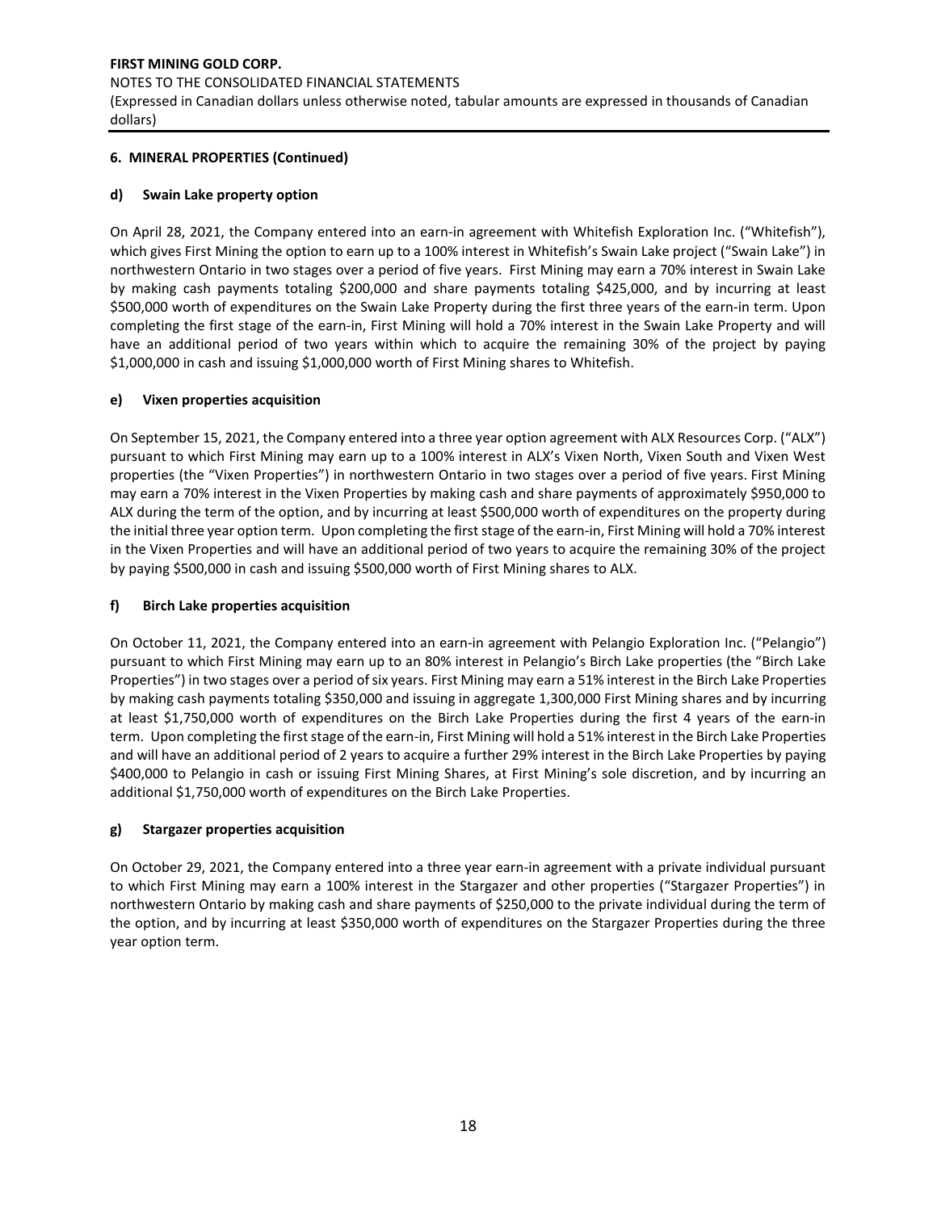## 6. MINERAL PROPERTIES (Continued)

### d) Swain Lake property option

On April 28, 2021, the Company entered into an earn-in agreement with Whitefish Exploration Inc. ("Whitefish"), which gives First Mining the option to earn up to a 100% interest in Whitefish's Swain Lake project ("Swain Lake") in northwestern Ontario in two stages over a period of five years. First Mining may earn a 70% interest in Swain Lake by making cash payments totaling $200,000 and share payments totaling $425,000, and by incurring at least $500,000 worth of expenditures on the Swain Lake Property during the first three years of the earn-in term. Upon completing the first stage of the earn-in, First Mining will hold a 70% interest in the Swain Lake Property and will have an additional period of two years within which to acquire the remaining 30% of the project by paying $1,000,000 in cash and issuing $1,000,000 worth of First Mining shares to Whitefish.

### e) Vixen properties acquisition

On September 15, 2021, the Company entered into a three year option agreement with ALX Resources Corp. ("ALX") pursuant to which First Mining may earn up to a 100% interest in ALX's Vixen North, Vixen South and Vixen West properties (the "Vixen Properties") in northwestern Ontario in two stages over a period of five years. First Mining may earn a 70% interest in the Vixen Properties by making cash and share payments of approximately $950,000 to ALX during the term of the option, and by incurring at least $500,000 worth of expenditures on the property during the initial three year option term. Upon completing the first stage of the earn-in, First Mining will hold a 70% interest in the Vixen Properties and will have an additional period of two years to acquire the remaining 30% of the project by paying $500,000 in cash and issuing $500,000 worth of First Mining shares to ALX.

### f) Birch Lake properties acquisition

On October 11, 2021, the Company entered into an earn-in agreement with Pelangio Exploration Inc. ("Pelangio") pursuant to which First Mining may earn up to an 80% interest in Pelangio's Birch Lake properties (the "Birch Lake Properties") in two stages over a period of six years. First Mining may earn a 51% interest in the Birch Lake Properties by making cash payments totaling $350,000 and issuing in aggregate 1,300,000 First Mining shares and by incurring at least $1,750,000 worth of expenditures on the Birch Lake Properties during the first 4 years of the earn-in term. Upon completing the first stage of the earn-in, First Mining will hold a 51% interest in the Birch Lake Properties and will have an additional period of 2 years to acquire a further 29% interest in the Birch Lake Properties by paying $400,000 to Pelangio in cash or issuing First Mining Shares, at First Mining's sole discretion, and by incurring an additional $1,750,000 worth of expenditures on the Birch Lake Properties.

### g) Stargazer properties acquisition

On October 29, 2021, the Company entered into a three year earn-in agreement with a private individual pursuant to which First Mining may earn a 100% interest in the Stargazer and other properties ("Stargazer Properties") in northwestern Ontario by making cash and share payments of $250,000 to the private individual during the term of the option, and by incurring at least $350,000 worth of expenditures on the Stargazer Properties during the three year option term.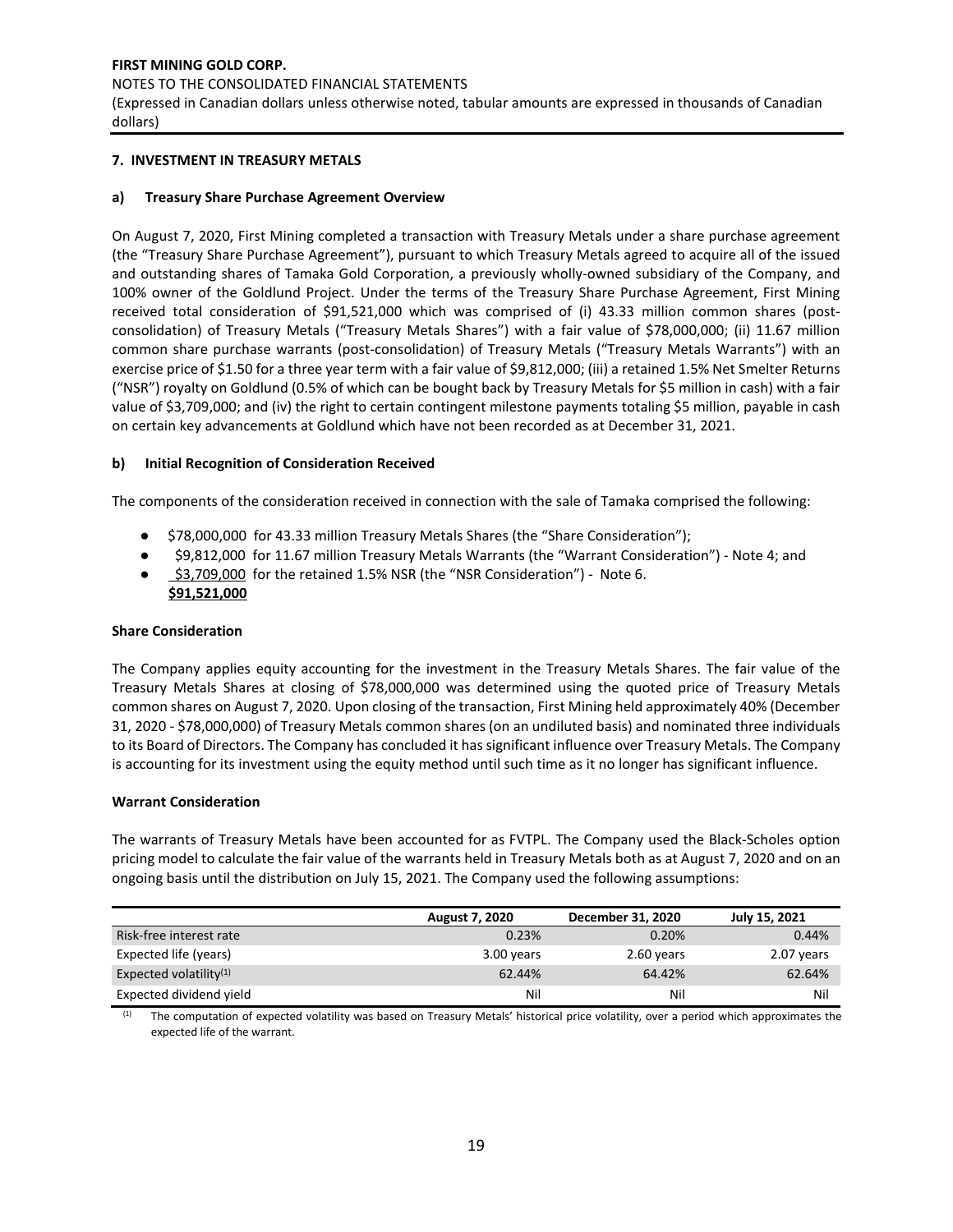## 7. INVESTMENT IN TREASURY METALS

### a) Treasury Share Purchase Agreement Overview

On August 7, 2020, First Mining completed a transaction with Treasury Metals under a share purchase agreement (the "Treasury Share Purchase Agreement"), pursuant to which Treasury Metals agreed to acquire all of the issued and outstanding shares of Tamaka Gold Corporation, a previously wholly-owned subsidiary of the Company, and 100% owner of the Goldlund Project. Under the terms of the Treasury Share Purchase Agreement, First Mining received total consideration of $91,521,000 which was comprised of (i) 43.33 million common shares (post-consolidation) of Treasury Metals ("Treasury Metals Shares") with a fair value of $78,000,000; (ii) 11.67 million common share purchase warrants (post-consolidation) of Treasury Metals ("Treasury Metals Warrants") with an exercise price of $1.50 for a three year term with a fair value of $9,812,000; (iii) a retained 1.5% Net Smelter Returns ("NSR") royalty on Goldlund (0.5% of which can be bought back by Treasury Metals for $5 million in cash) with a fair value of $3,709,000; and (iv) the right to certain contingent milestone payments totaling $5 million, payable in cash on certain key advancements at Goldlund which have not been recorded as at December 31, 2021.

### b) Initial Recognition of Consideration Received

The components of the consideration received in connection with the sale of Tamaka comprised the following:

- $78,000,000 for 43.33 million Treasury Metals Shares (the "Share Consideration");
- $9,812,000 for 11.67 million Treasury Metals Warrants (the "Warrant Consideration") - Note 4; and
- $3,709,000 for the retained 1.5% NSR (the "NSR Consideration") - Note 6.

**$91,521,000**

**Share Consideration**

The Company applies equity accounting for the investment in the Treasury Metals Shares. The fair value of the Treasury Metals Shares at closing of $78,000,000 was determined using the quoted price of Treasury Metals common shares on August 7, 2020. Upon closing of the transaction, First Mining held approximately 40% (December 31, 2020 - $78,000,000) of Treasury Metals common shares (on an undiluted basis) and nominated three individuals to its Board of Directors. The Company has concluded it has significant influence over Treasury Metals. The Company is accounting for its investment using the equity method until such time as it no longer has significant influence.

**Warrant Consideration**

The warrants of Treasury Metals have been accounted for as FVTPL. The Company used the Black-Scholes option pricing model to calculate the fair value of the warrants held in Treasury Metals both as at August 7, 2020 and on an ongoing basis until the distribution on July 15, 2021. The Company used the following assumptions:

| | August 7, 2020 | December 31, 2020 | July 15, 2021 |
|---|---|---|---|
| Risk-free interest rate | 0.23% | 0.20% | 0.44% |
| Expected life (years) | 3.00 years | 2.60 years | 2.07 years |
| Expected volatility[(1)] | 62.44% | 64.42% | 62.64% |
| Expected dividend yield | Nil | Nil | Nil |

[(1)] The computation of expected volatility was based on Treasury Metals' historical price volatility, over a period which approximates the expected life of the warrant.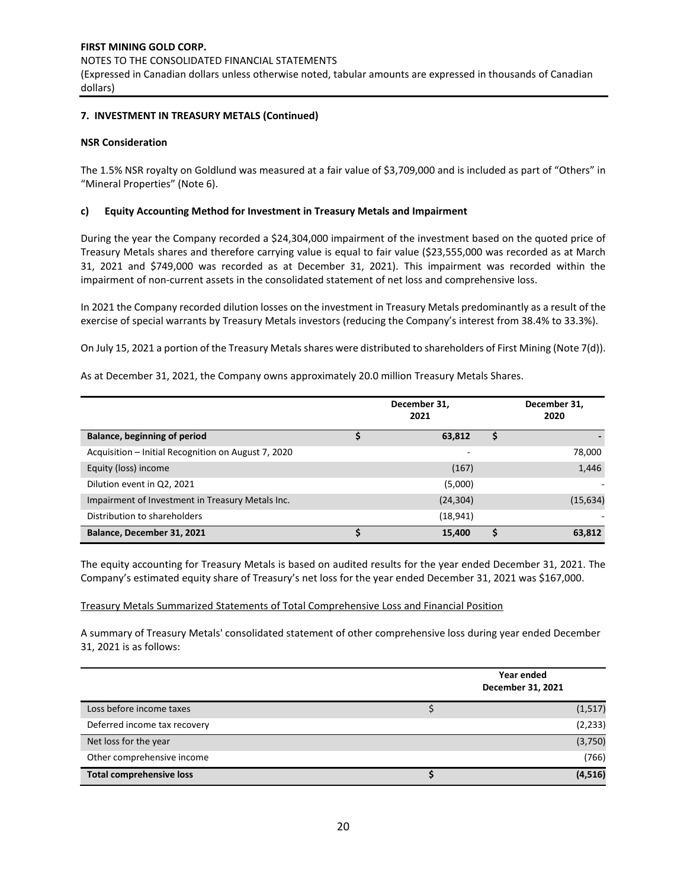## 7. INVESTMENT IN TREASURY METALS (Continued)

**NSR Consideration**

The 1.5% NSR royalty on Goldlund was measured at a fair value of $3,709,000 and is included as part of "Others" in "Mineral Properties" (Note 6).

### c) Equity Accounting Method for Investment in Treasury Metals and Impairment

During the year the Company recorded a $24,304,000 impairment of the investment based on the quoted price of Treasury Metals shares and therefore carrying value is equal to fair value ($23,555,000 was recorded as at March 31, 2021 and $749,000 was recorded as at December 31, 2021). This impairment was recorded within the impairment of non-current assets in the consolidated statement of net loss and comprehensive loss.

In 2021 the Company recorded dilution losses on the investment in Treasury Metals predominantly as a result of the exercise of special warrants by Treasury Metals investors (reducing the Company's interest from 38.4% to 33.3%).

On July 15, 2021 a portion of the Treasury Metals shares were distributed to shareholders of First Mining (Note 7(d)).

As at December 31, 2021, the Company owns approximately 20.0 million Treasury Metals Shares.

| | | December 31, 2021 | | December 31, 2020 |
|---|---|---|---|---|
| **Balance, beginning of period** | $ | 63,812 | $ | - |
| Acquisition – Initial Recognition on August 7, 2020 | | - | | 78,000 |
| Equity (loss) income | | (167) | | 1,446 |
| Dilution event in Q2, 2021 | | (5,000) | | - |
| Impairment of Investment in Treasury Metals Inc. | | (24,304) | | (15,634) |
| Distribution to shareholders | | (18,941) | | - |
| **Balance, December 31, 2021** | $ | 15,400 | $ | 63,812 |

The equity accounting for Treasury Metals is based on audited results for the year ended December 31, 2021. The Company's estimated equity share of Treasury's net loss for the year ended December 31, 2021 was $167,000.

Treasury Metals Summarized Statements of Total Comprehensive Loss and Financial Position

A summary of Treasury Metals' consolidated statement of other comprehensive loss during year ended December 31, 2021 is as follows:

| | | Year ended December 31, 2021 |
|---|---|---|
| Loss before income taxes | $ | (1,517) |
| Deferred income tax recovery | | (2,233) |
| Net loss for the year | | (3,750) |
| Other comprehensive income | | (766) |
| **Total comprehensive loss** | $ | (4,516) |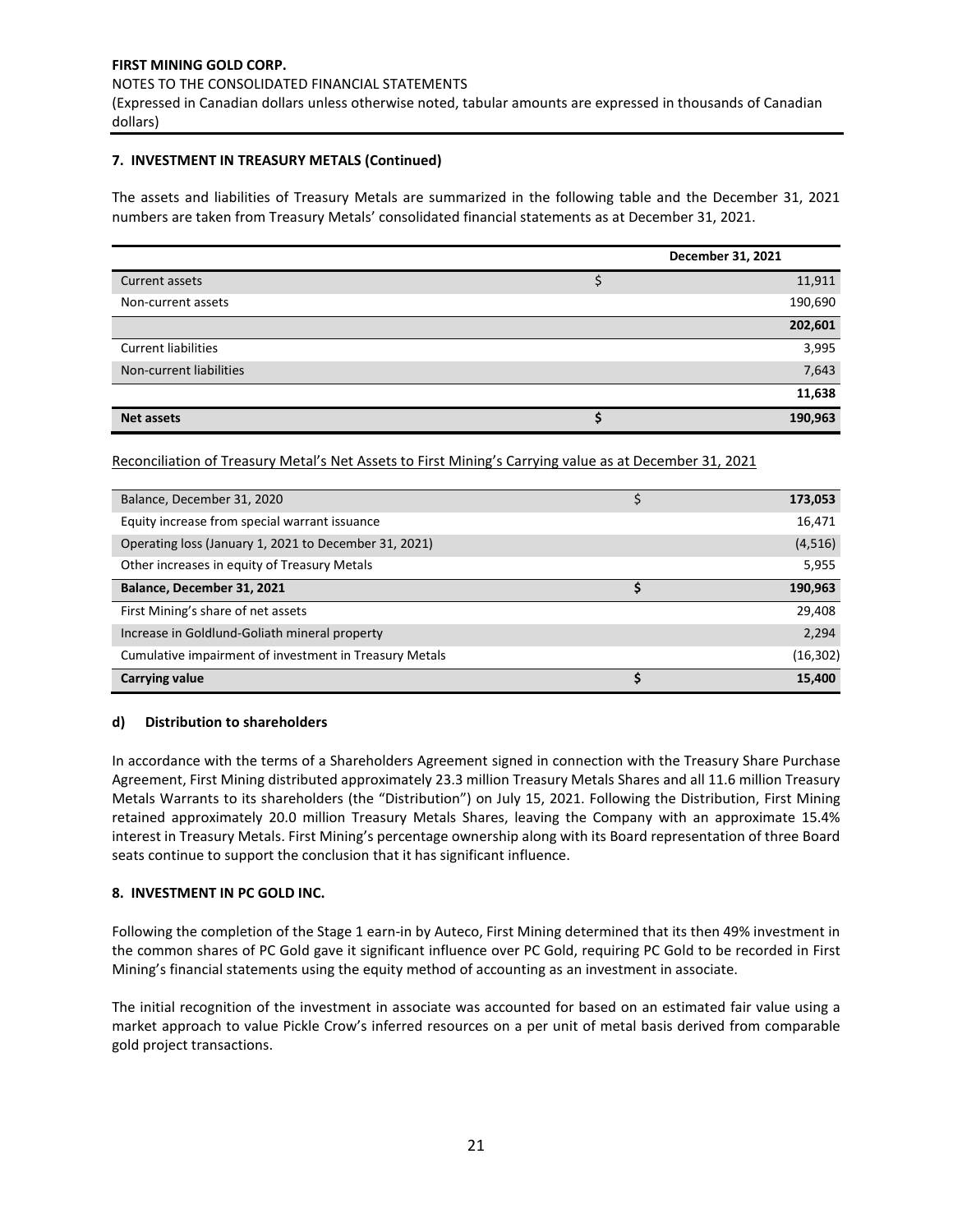### 7. INVESTMENT IN TREASURY METALS (Continued)

The assets and liabilities of Treasury Metals are summarized in the following table and the December 31, 2021 numbers are taken from Treasury Metals' consolidated financial statements as at December 31, 2021.

| | | December 31, 2021 |
|---|---|---|
| Current assets | $ | 11,911 |
| Non-current assets | | 190,690 |
| | | **202,601** |
| Current liabilities | | 3,995 |
| Non-current liabilities | | 7,643 |
| | | **11,638** |
| **Net assets** | **$** | **190,963** |

Reconciliation of Treasury Metal's Net Assets to First Mining's Carrying value as at December 31, 2021

| | | |
|---|---|---|
| Balance, December 31, 2020 | $ | **173,053** |
| Equity increase from special warrant issuance | | 16,471 |
| Operating loss (January 1, 2021 to December 31, 2021) | | (4,516) |
| Other increases in equity of Treasury Metals | | 5,955 |
| **Balance, December 31, 2021** | **$** | **190,963** |
| First Mining's share of net assets | | 29,408 |
| Increase in Goldlund-Goliath mineral property | | 2,294 |
| Cumulative impairment of investment in Treasury Metals | | (16,302) |
| **Carrying value** | **$** | **15,400** |

#### d) Distribution to shareholders

In accordance with the terms of a Shareholders Agreement signed in connection with the Treasury Share Purchase Agreement, First Mining distributed approximately 23.3 million Treasury Metals Shares and all 11.6 million Treasury Metals Warrants to its shareholders (the "Distribution") on July 15, 2021. Following the Distribution, First Mining retained approximately 20.0 million Treasury Metals Shares, leaving the Company with an approximate 15.4% interest in Treasury Metals. First Mining's percentage ownership along with its Board representation of three Board seats continue to support the conclusion that it has significant influence.

### 8. INVESTMENT IN PC GOLD INC.

Following the completion of the Stage 1 earn-in by Auteco, First Mining determined that its then 49% investment in the common shares of PC Gold gave it significant influence over PC Gold, requiring PC Gold to be recorded in First Mining's financial statements using the equity method of accounting as an investment in associate.

The initial recognition of the investment in associate was accounted for based on an estimated fair value using a market approach to value Pickle Crow's inferred resources on a per unit of metal basis derived from comparable gold project transactions.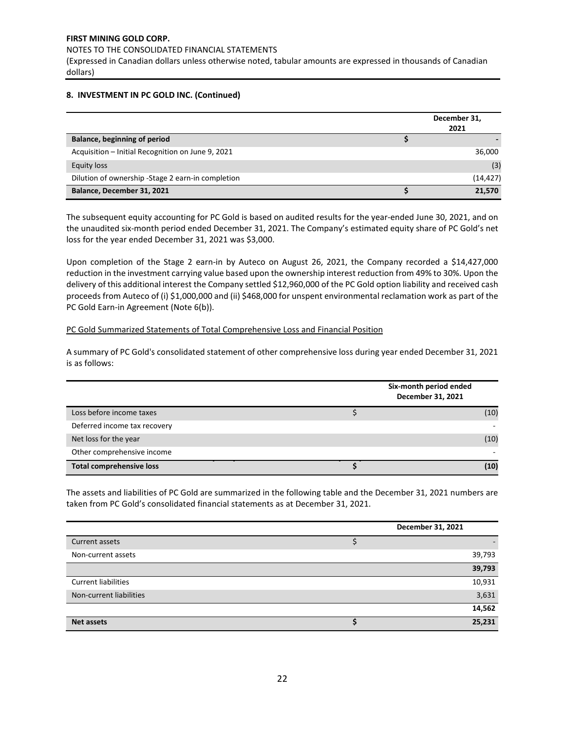## 8. INVESTMENT IN PC GOLD INC. (Continued)

| | | December 31, 2021 |
|---|---|---|
| **Balance, beginning of period** | $ | - |
| Acquisition – Initial Recognition on June 9, 2021 | | 36,000 |
| Equity loss | | (3) |
| Dilution of ownership -Stage 2 earn-in completion | | (14,427) |
| **Balance, December 31, 2021** | **$** | **21,570** |

The subsequent equity accounting for PC Gold is based on audited results for the year-ended June 30, 2021, and on the unaudited six-month period ended December 31, 2021. The Company's estimated equity share of PC Gold's net loss for the year ended December 31, 2021 was $3,000.

Upon completion of the Stage 2 earn-in by Auteco on August 26, 2021, the Company recorded a $14,427,000 reduction in the investment carrying value based upon the ownership interest reduction from 49% to 30%. Upon the delivery of this additional interest the Company settled $12,960,000 of the PC Gold option liability and received cash proceeds from Auteco of (i) $1,000,000 and (ii) $468,000 for unspent environmental reclamation work as part of the PC Gold Earn-in Agreement (Note 6(b)).

PC Gold Summarized Statements of Total Comprehensive Loss and Financial Position

A summary of PC Gold's consolidated statement of other comprehensive loss during year ended December 31, 2021 is as follows:

| | | Six-month period ended December 31, 2021 |
|---|---|---|
| Loss before income taxes | $ | (10) |
| Deferred income tax recovery | | - |
| Net loss for the year | | (10) |
| Other comprehensive income | | - |
| **Total comprehensive loss** | **$** | **(10)** |

The assets and liabilities of PC Gold are summarized in the following table and the December 31, 2021 numbers are taken from PC Gold's consolidated financial statements as at December 31, 2021.

| | | December 31, 2021 |
|---|---|---|
| Current assets | $ | - |
| Non-current assets | | 39,793 |
| | | **39,793** |
| Current liabilities | | 10,931 |
| Non-current liabilities | | 3,631 |
| | | **14,562** |
| **Net assets** | **$** | **25,231** |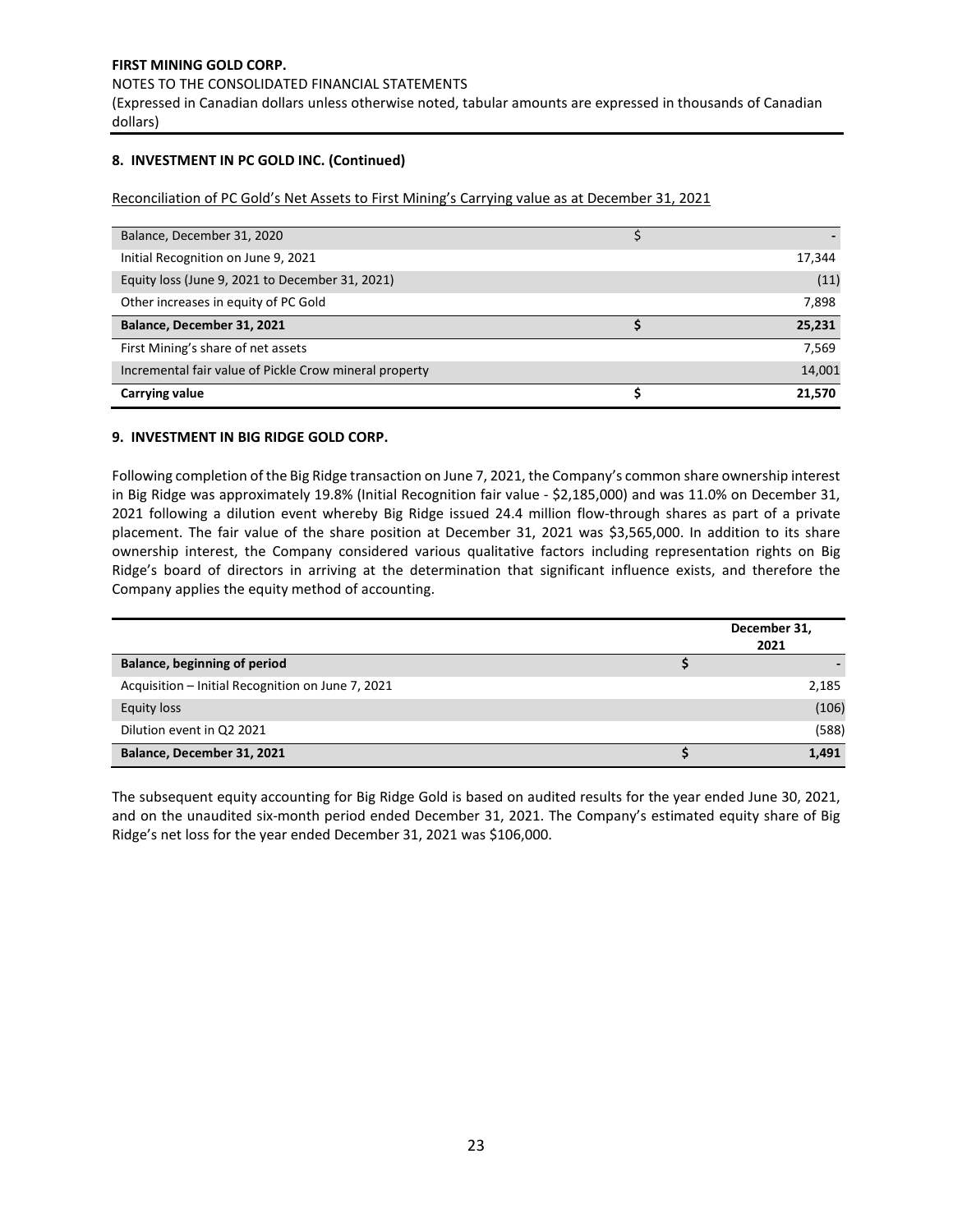## 8. INVESTMENT IN PC GOLD INC. (Continued)

Reconciliation of PC Gold's Net Assets to First Mining's Carrying value as at December 31, 2021

| | | |
|---|---|---|
| Balance, December 31, 2020 | $ | - |
| Initial Recognition on June 9, 2021 | | 17,344 |
| Equity loss (June 9, 2021 to December 31, 2021) | | (11) |
| Other increases in equity of PC Gold | | 7,898 |
| **Balance, December 31, 2021** | **$** | **25,231** |
| First Mining's share of net assets | | 7,569 |
| Incremental fair value of Pickle Crow mineral property | | 14,001 |
| **Carrying value** | **$** | **21,570** |

## 9. INVESTMENT IN BIG RIDGE GOLD CORP.

Following completion of the Big Ridge transaction on June 7, 2021, the Company's common share ownership interest in Big Ridge was approximately 19.8% (Initial Recognition fair value - $2,185,000) and was 11.0% on December 31, 2021 following a dilution event whereby Big Ridge issued 24.4 million flow-through shares as part of a private placement. The fair value of the share position at December 31, 2021 was $3,565,000. In addition to its share ownership interest, the Company considered various qualitative factors including representation rights on Big Ridge's board of directors in arriving at the determination that significant influence exists, and therefore the Company applies the equity method of accounting.

| | | December 31, 2021 |
|---|---|---|
| **Balance, beginning of period** | $ | - |
| Acquisition – Initial Recognition on June 7, 2021 | | 2,185 |
| Equity loss | | (106) |
| Dilution event in Q2 2021 | | (588) |
| **Balance, December 31, 2021** | **$** | **1,491** |

The subsequent equity accounting for Big Ridge Gold is based on audited results for the year ended June 30, 2021, and on the unaudited six-month period ended December 31, 2021. The Company's estimated equity share of Big Ridge's net loss for the year ended December 31, 2021 was $106,000.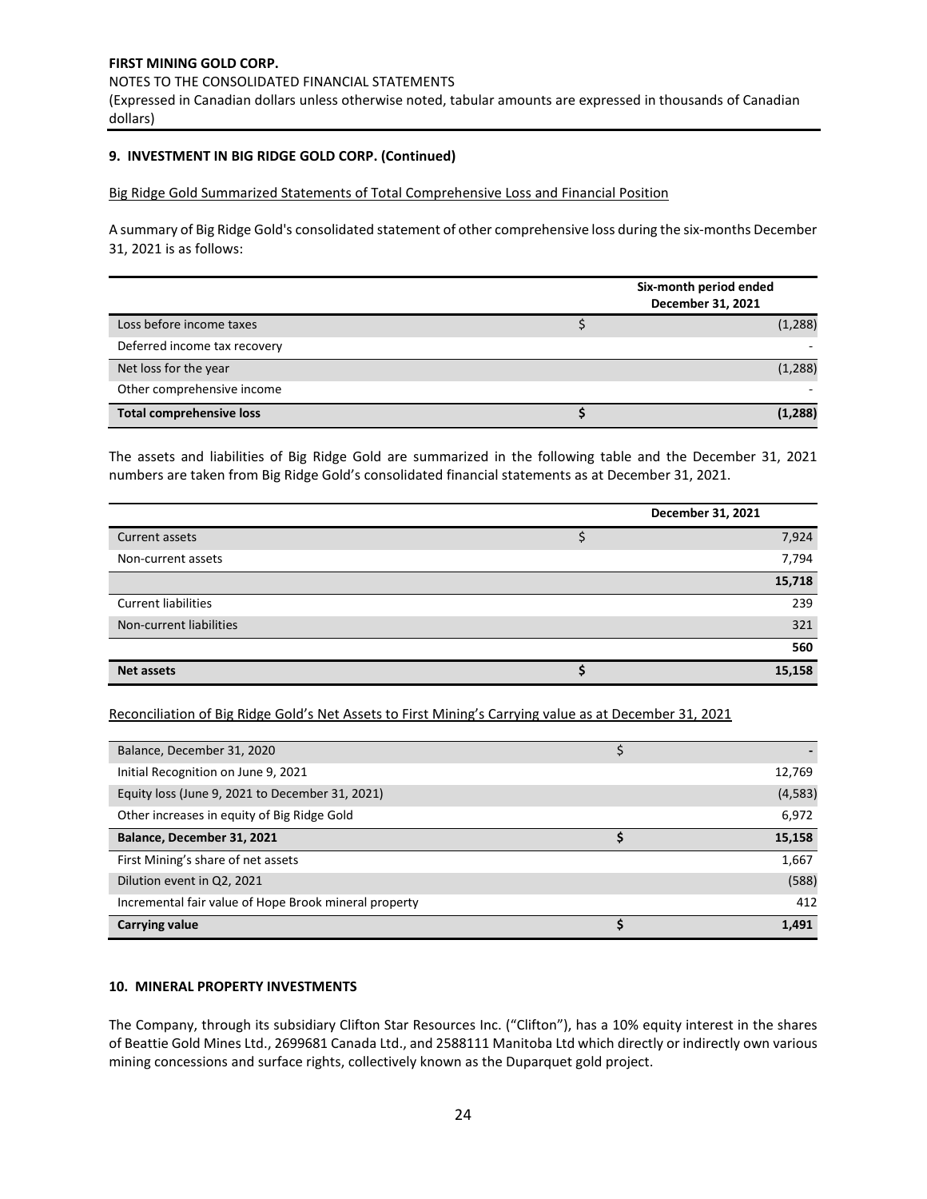## 9. INVESTMENT IN BIG RIDGE GOLD CORP. (Continued)

Big Ridge Gold Summarized Statements of Total Comprehensive Loss and Financial Position

A summary of Big Ridge Gold's consolidated statement of other comprehensive loss during the six-months December 31, 2021 is as follows:

| | | Six-month period ended December 31, 2021 |
|---|---|---|
| Loss before income taxes | $ | (1,288) |
| Deferred income tax recovery | | - |
| Net loss for the year | | (1,288) |
| Other comprehensive income | | - |
| **Total comprehensive loss** | **$** | **(1,288)** |

The assets and liabilities of Big Ridge Gold are summarized in the following table and the December 31, 2021 numbers are taken from Big Ridge Gold's consolidated financial statements as at December 31, 2021.

| | | December 31, 2021 |
|---|---|---|
| Current assets | $ | 7,924 |
| Non-current assets | | 7,794 |
| | | **15,718** |
| Current liabilities | | 239 |
| Non-current liabilities | | 321 |
| | | **560** |
| **Net assets** | **$** | **15,158** |

Reconciliation of Big Ridge Gold's Net Assets to First Mining's Carrying value as at December 31, 2021

| | | |
|---|---|---|
| Balance, December 31, 2020 | $ | - |
| Initial Recognition on June 9, 2021 | | 12,769 |
| Equity loss (June 9, 2021 to December 31, 2021) | | (4,583) |
| Other increases in equity of Big Ridge Gold | | 6,972 |
| **Balance, December 31, 2021** | **$** | **15,158** |
| First Mining's share of net assets | | 1,667 |
| Dilution event in Q2, 2021 | | (588) |
| Incremental fair value of Hope Brook mineral property | | 412 |
| **Carrying value** | **$** | **1,491** |

## 10. MINERAL PROPERTY INVESTMENTS

The Company, through its subsidiary Clifton Star Resources Inc. ("Clifton"), has a 10% equity interest in the shares of Beattie Gold Mines Ltd., 2699681 Canada Ltd., and 2588111 Manitoba Ltd which directly or indirectly own various mining concessions and surface rights, collectively known as the Duparquet gold project.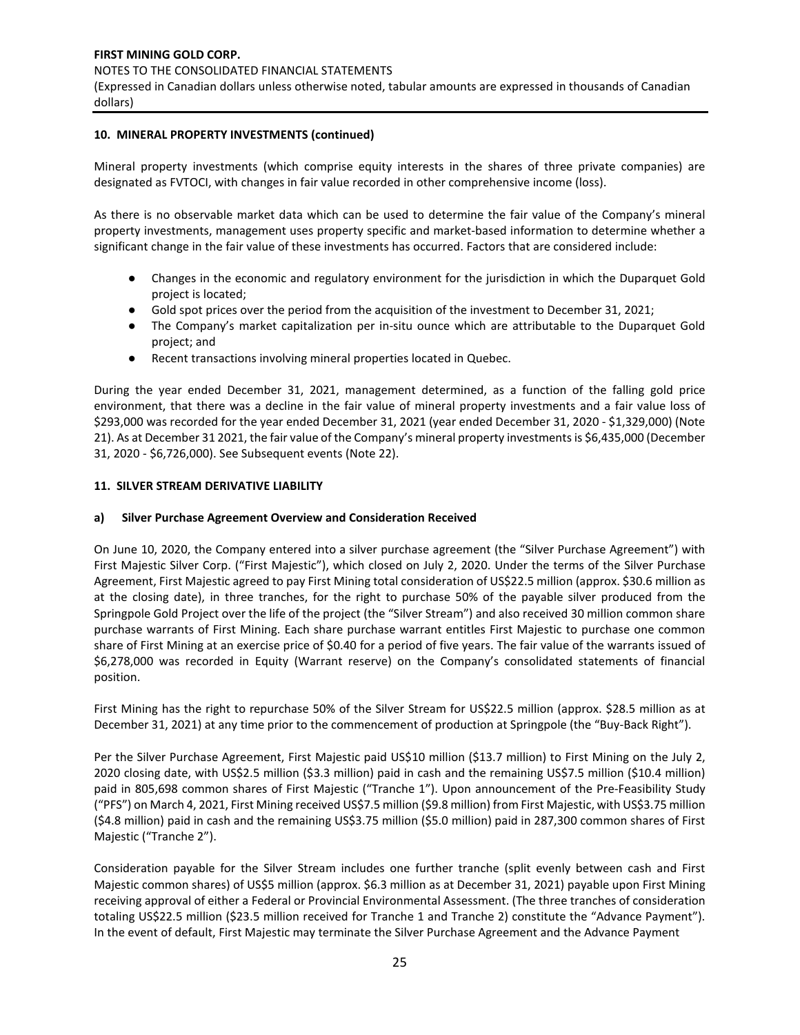#### 10. MINERAL PROPERTY INVESTMENTS (continued)

Mineral property investments (which comprise equity interests in the shares of three private companies) are designated as FVTOCI, with changes in fair value recorded in other comprehensive income (loss).

As there is no observable market data which can be used to determine the fair value of the Company's mineral property investments, management uses property specific and market-based information to determine whether a significant change in the fair value of these investments has occurred. Factors that are considered include:

- Changes in the economic and regulatory environment for the jurisdiction in which the Duparquet Gold project is located;
- Gold spot prices over the period from the acquisition of the investment to December 31, 2021;
- The Company's market capitalization per in-situ ounce which are attributable to the Duparquet Gold project; and
- Recent transactions involving mineral properties located in Quebec.

During the year ended December 31, 2021, management determined, as a function of the falling gold price environment, that there was a decline in the fair value of mineral property investments and a fair value loss of $293,000 was recorded for the year ended December 31, 2021 (year ended December 31, 2020 - $1,329,000) (Note 21). As at December 31 2021, the fair value of the Company's mineral property investments is $6,435,000 (December 31, 2020 - $6,726,000). See Subsequent events (Note 22).

#### 11. SILVER STREAM DERIVATIVE LIABILITY

**a) Silver Purchase Agreement Overview and Consideration Received**

On June 10, 2020, the Company entered into a silver purchase agreement (the "Silver Purchase Agreement") with First Majestic Silver Corp. ("First Majestic"), which closed on July 2, 2020. Under the terms of the Silver Purchase Agreement, First Majestic agreed to pay First Mining total consideration of US$22.5 million (approx. $30.6 million as at the closing date), in three tranches, for the right to purchase 50% of the payable silver produced from the Springpole Gold Project over the life of the project (the "Silver Stream") and also received 30 million common share purchase warrants of First Mining. Each share purchase warrant entitles First Majestic to purchase one common share of First Mining at an exercise price of $0.40 for a period of five years. The fair value of the warrants issued of $6,278,000 was recorded in Equity (Warrant reserve) on the Company's consolidated statements of financial position.

First Mining has the right to repurchase 50% of the Silver Stream for US$22.5 million (approx. $28.5 million as at December 31, 2021) at any time prior to the commencement of production at Springpole (the "Buy-Back Right").

Per the Silver Purchase Agreement, First Majestic paid US$10 million ($13.7 million) to First Mining on the July 2, 2020 closing date, with US$2.5 million ($3.3 million) paid in cash and the remaining US$7.5 million ($10.4 million) paid in 805,698 common shares of First Majestic ("Tranche 1"). Upon announcement of the Pre-Feasibility Study ("PFS") on March 4, 2021, First Mining received US$7.5 million ($9.8 million) from First Majestic, with US$3.75 million ($4.8 million) paid in cash and the remaining US$3.75 million ($5.0 million) paid in 287,300 common shares of First Majestic ("Tranche 2").

Consideration payable for the Silver Stream includes one further tranche (split evenly between cash and First Majestic common shares) of US$5 million (approx. $6.3 million as at December 31, 2021) payable upon First Mining receiving approval of either a Federal or Provincial Environmental Assessment. (The three tranches of consideration totaling US$22.5 million ($23.5 million received for Tranche 1 and Tranche 2) constitute the "Advance Payment"). In the event of default, First Majestic may terminate the Silver Purchase Agreement and the Advance Payment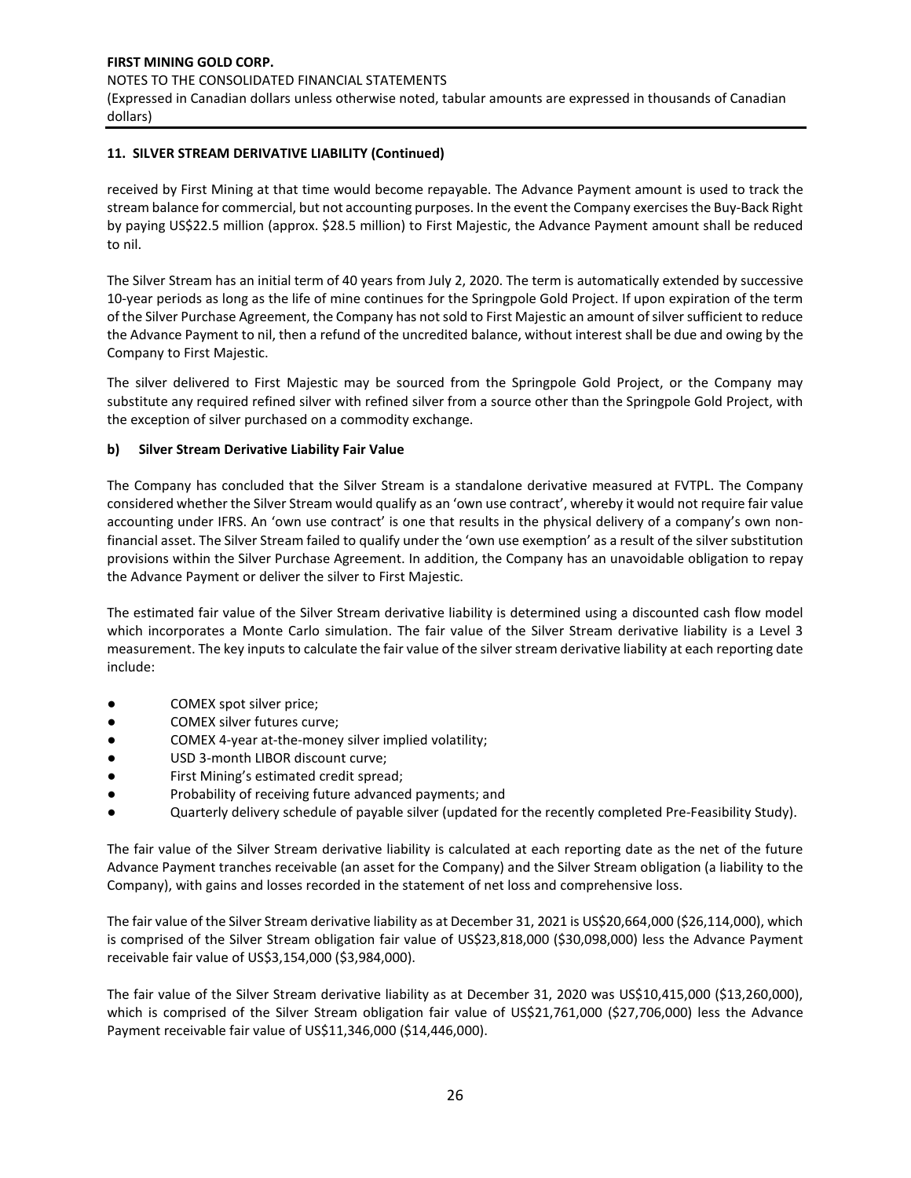### 11. SILVER STREAM DERIVATIVE LIABILITY (Continued)

received by First Mining at that time would become repayable. The Advance Payment amount is used to track the stream balance for commercial, but not accounting purposes. In the event the Company exercises the Buy-Back Right by paying US$22.5 million (approx. $28.5 million) to First Majestic, the Advance Payment amount shall be reduced to nil.

The Silver Stream has an initial term of 40 years from July 2, 2020. The term is automatically extended by successive 10-year periods as long as the life of mine continues for the Springpole Gold Project. If upon expiration of the term of the Silver Purchase Agreement, the Company has not sold to First Majestic an amount of silver sufficient to reduce the Advance Payment to nil, then a refund of the uncredited balance, without interest shall be due and owing by the Company to First Majestic.

The silver delivered to First Majestic may be sourced from the Springpole Gold Project, or the Company may substitute any required refined silver with refined silver from a source other than the Springpole Gold Project, with the exception of silver purchased on a commodity exchange.

#### b) Silver Stream Derivative Liability Fair Value

The Company has concluded that the Silver Stream is a standalone derivative measured at FVTPL. The Company considered whether the Silver Stream would qualify as an 'own use contract', whereby it would not require fair value accounting under IFRS. An 'own use contract' is one that results in the physical delivery of a company's own non-financial asset. The Silver Stream failed to qualify under the 'own use exemption' as a result of the silver substitution provisions within the Silver Purchase Agreement. In addition, the Company has an unavoidable obligation to repay the Advance Payment or deliver the silver to First Majestic.

The estimated fair value of the Silver Stream derivative liability is determined using a discounted cash flow model which incorporates a Monte Carlo simulation. The fair value of the Silver Stream derivative liability is a Level 3 measurement. The key inputs to calculate the fair value of the silver stream derivative liability at each reporting date include:

- COMEX spot silver price;
- COMEX silver futures curve;
- COMEX 4-year at-the-money silver implied volatility;
- USD 3-month LIBOR discount curve;
- First Mining's estimated credit spread;
- Probability of receiving future advanced payments; and
- Quarterly delivery schedule of payable silver (updated for the recently completed Pre-Feasibility Study).

The fair value of the Silver Stream derivative liability is calculated at each reporting date as the net of the future Advance Payment tranches receivable (an asset for the Company) and the Silver Stream obligation (a liability to the Company), with gains and losses recorded in the statement of net loss and comprehensive loss.

The fair value of the Silver Stream derivative liability as at December 31, 2021 is US$20,664,000 ($26,114,000), which is comprised of the Silver Stream obligation fair value of US$23,818,000 ($30,098,000) less the Advance Payment receivable fair value of US$3,154,000 ($3,984,000).

The fair value of the Silver Stream derivative liability as at December 31, 2020 was US$10,415,000 ($13,260,000), which is comprised of the Silver Stream obligation fair value of US$21,761,000 ($27,706,000) less the Advance Payment receivable fair value of US$11,346,000 ($14,446,000).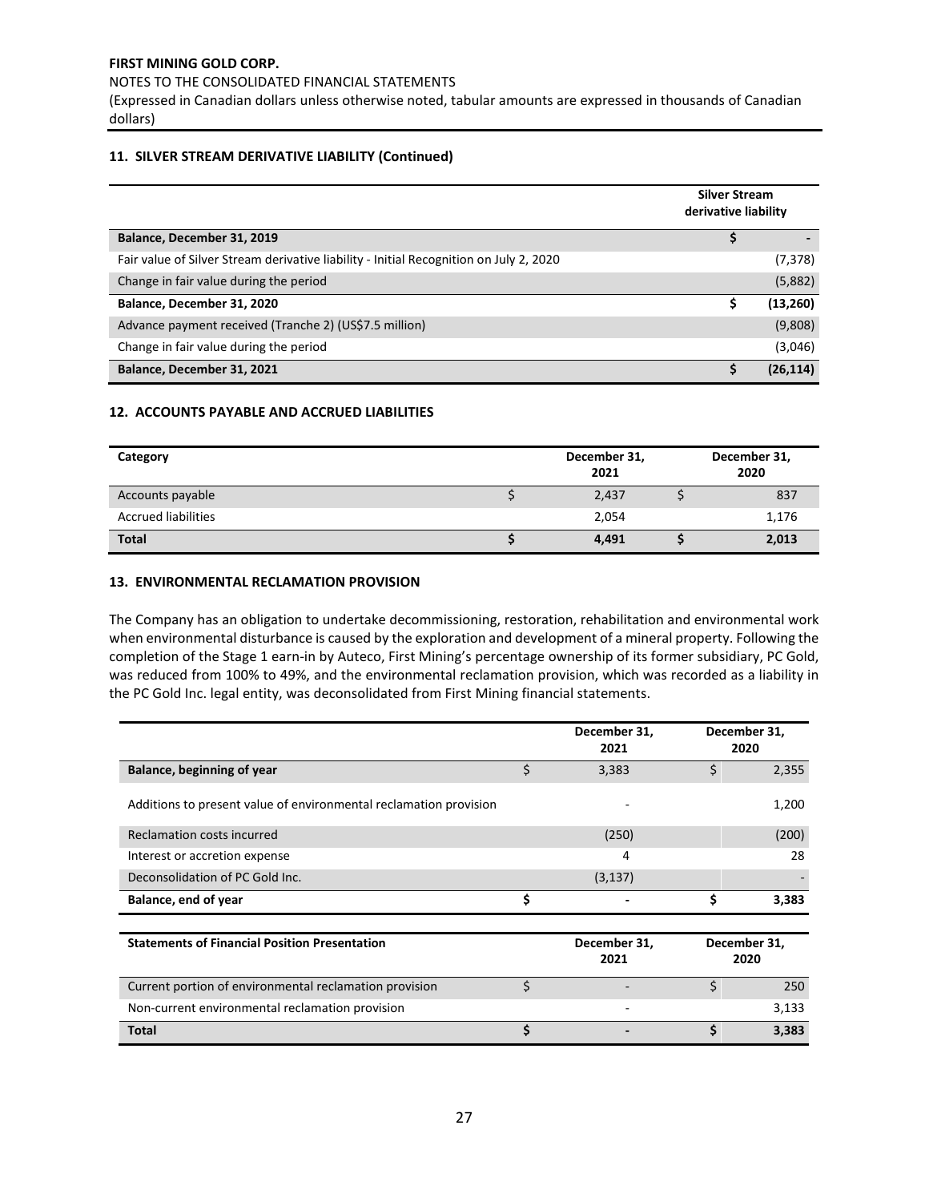## 11. SILVER STREAM DERIVATIVE LIABILITY (Continued)

| | Silver Stream derivative liability |
|---|---|
| **Balance, December 31, 2019** | **$ -** |
| Fair value of Silver Stream derivative liability - Initial Recognition on July 2, 2020 | (7,378) |
| Change in fair value during the period | (5,882) |
| **Balance, December 31, 2020** | **$ (13,260)** |
| Advance payment received (Tranche 2) (US$7.5 million) | (9,808) |
| Change in fair value during the period | (3,046) |
| **Balance, December 31, 2021** | **$ (26,114)** |

## 12. ACCOUNTS PAYABLE AND ACCRUED LIABILITIES

| Category | December 31, 2021 | December 31, 2020 |
|---|---|---|
| Accounts payable | $ 2,437 | $ 837 |
| Accrued liabilities | 2,054 | 1,176 |
| **Total** | **$ 4,491** | **$ 2,013** |

## 13. ENVIRONMENTAL RECLAMATION PROVISION

The Company has an obligation to undertake decommissioning, restoration, rehabilitation and environmental work when environmental disturbance is caused by the exploration and development of a mineral property. Following the completion of the Stage 1 earn-in by Auteco, First Mining's percentage ownership of its former subsidiary, PC Gold, was reduced from 100% to 49%, and the environmental reclamation provision, which was recorded as a liability in the PC Gold Inc. legal entity, was deconsolidated from First Mining financial statements.

| | December 31, 2021 | December 31, 2020 |
|---|---|---|
| **Balance, beginning of year** | $ 3,383 | $ 2,355 |
| Additions to present value of environmental reclamation provision | - | 1,200 |
| Reclamation costs incurred | (250) | (200) |
| Interest or accretion expense | 4 | 28 |
| Deconsolidation of PC Gold Inc. | (3,137) | - |
| **Balance, end of year** | **$ -** | **$ 3,383** |

| Statements of Financial Position Presentation | December 31, 2021 | December 31, 2020 |
|---|---|---|
| Current portion of environmental reclamation provision | $ - | $ 250 |
| Non-current environmental reclamation provision | - | 3,133 |
| **Total** | **$ -** | **$ 3,383** |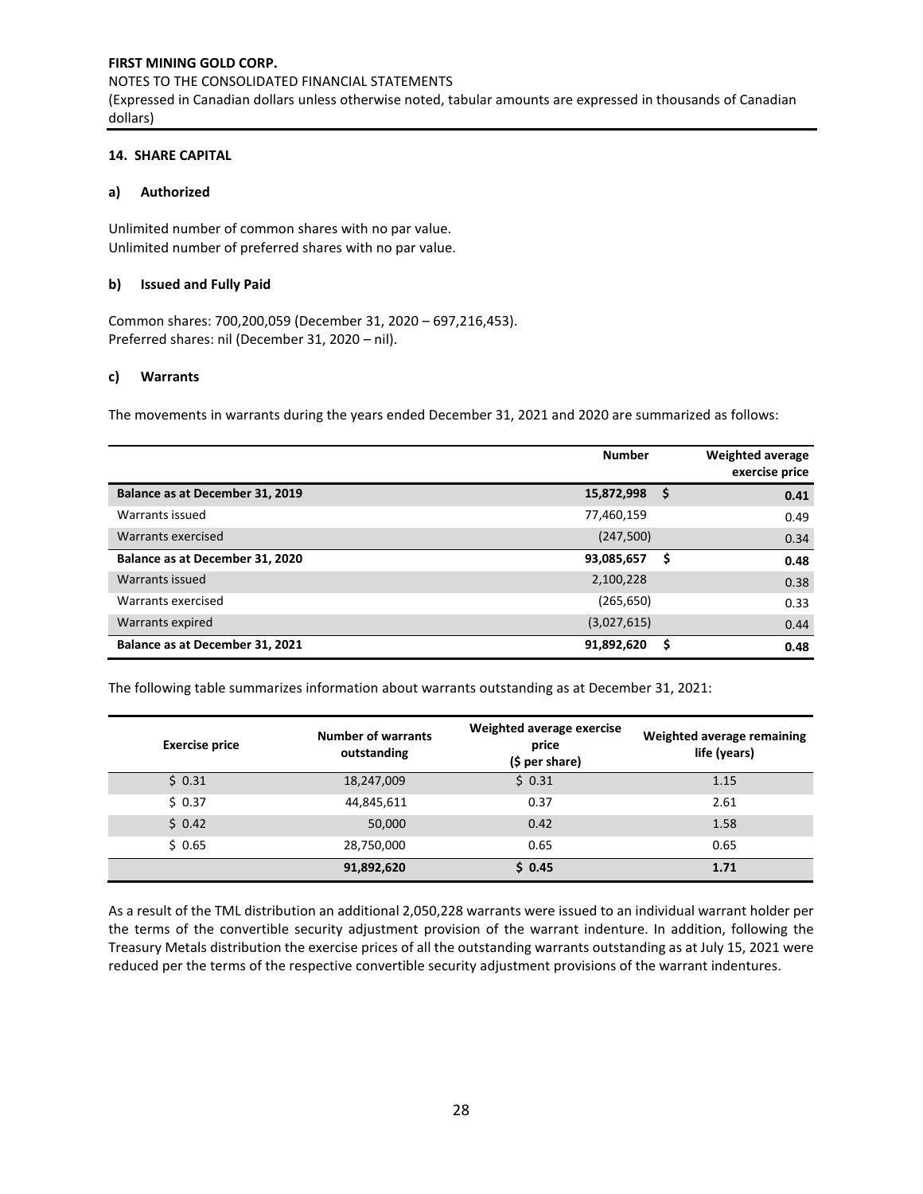### 14. SHARE CAPITAL

#### a) Authorized

Unlimited number of common shares with no par value.
Unlimited number of preferred shares with no par value.

#### b) Issued and Fully Paid

Common shares: 700,200,059 (December 31, 2020 – 697,216,453).
Preferred shares: nil (December 31, 2020 – nil).

#### c) Warrants

The movements in warrants during the years ended December 31, 2021 and 2020 are summarized as follows:

| | Number | Weighted average exercise price |
|---|---|---|
| **Balance as at December 31, 2019** | **15,872,998** | **$ 0.41** |
| Warrants issued | 77,460,159 | 0.49 |
| Warrants exercised | (247,500) | 0.34 |
| **Balance as at December 31, 2020** | **93,085,657** | **$ 0.48** |
| Warrants issued | 2,100,228 | 0.38 |
| Warrants exercised | (265,650) | 0.33 |
| Warrants expired | (3,027,615) | 0.44 |
| **Balance as at December 31, 2021** | **91,892,620** | **$ 0.48** |

The following table summarizes information about warrants outstanding as at December 31, 2021:

| Exercise price | Number of warrants outstanding | Weighted average exercise price ($ per share) | Weighted average remaining life (years) |
|---|---|---|---|
| $ 0.31 | 18,247,009 | $ 0.31 | 1.15 |
| $ 0.37 | 44,845,611 | 0.37 | 2.61 |
| $ 0.42 | 50,000 | 0.42 | 1.58 |
| $ 0.65 | 28,750,000 | 0.65 | 0.65 |
| | **91,892,620** | **$ 0.45** | **1.71** |

As a result of the TML distribution an additional 2,050,228 warrants were issued to an individual warrant holder per the terms of the convertible security adjustment provision of the warrant indenture. In addition, following the Treasury Metals distribution the exercise prices of all the outstanding warrants outstanding as at July 15, 2021 were reduced per the terms of the respective convertible security adjustment provisions of the warrant indentures.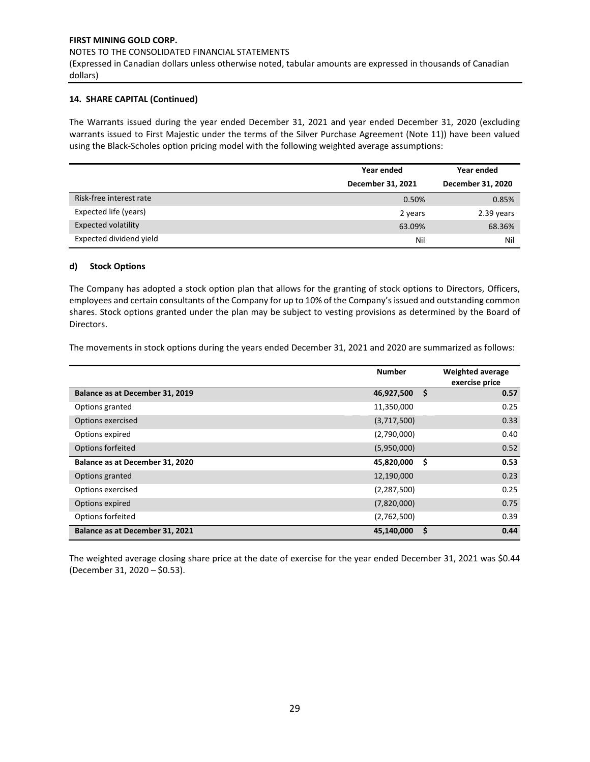**14. SHARE CAPITAL (Continued)**

The Warrants issued during the year ended December 31, 2021 and year ended December 31, 2020 (excluding warrants issued to First Majestic under the terms of the Silver Purchase Agreement (Note 11)) have been valued using the Black-Scholes option pricing model with the following weighted average assumptions:

| | Year ended December 31, 2021 | Year ended December 31, 2020 |
|---|---|---|
| Risk-free interest rate | 0.50% | 0.85% |
| Expected life (years) | 2 years | 2.39 years |
| Expected volatility | 63.09% | 68.36% |
| Expected dividend yield | Nil | Nil |

**d) Stock Options**

The Company has adopted a stock option plan that allows for the granting of stock options to Directors, Officers, employees and certain consultants of the Company for up to 10% of the Company's issued and outstanding common shares. Stock options granted under the plan may be subject to vesting provisions as determined by the Board of Directors.

The movements in stock options during the years ended December 31, 2021 and 2020 are summarized as follows:

| | Number | Weighted average exercise price |
|---|---|---|
| **Balance as at December 31, 2019** | **46,927,500** | **$ 0.57** |
| Options granted | 11,350,000 | 0.25 |
| Options exercised | (3,717,500) | 0.33 |
| Options expired | (2,790,000) | 0.40 |
| Options forfeited | (5,950,000) | 0.52 |
| **Balance as at December 31, 2020** | **45,820,000** | **$ 0.53** |
| Options granted | 12,190,000 | 0.23 |
| Options exercised | (2,287,500) | 0.25 |
| Options expired | (7,820,000) | 0.75 |
| Options forfeited | (2,762,500) | 0.39 |
| **Balance as at December 31, 2021** | **45,140,000** | **$ 0.44** |

The weighted average closing share price at the date of exercise for the year ended December 31, 2021 was $0.44 (December 31, 2020 – $0.53).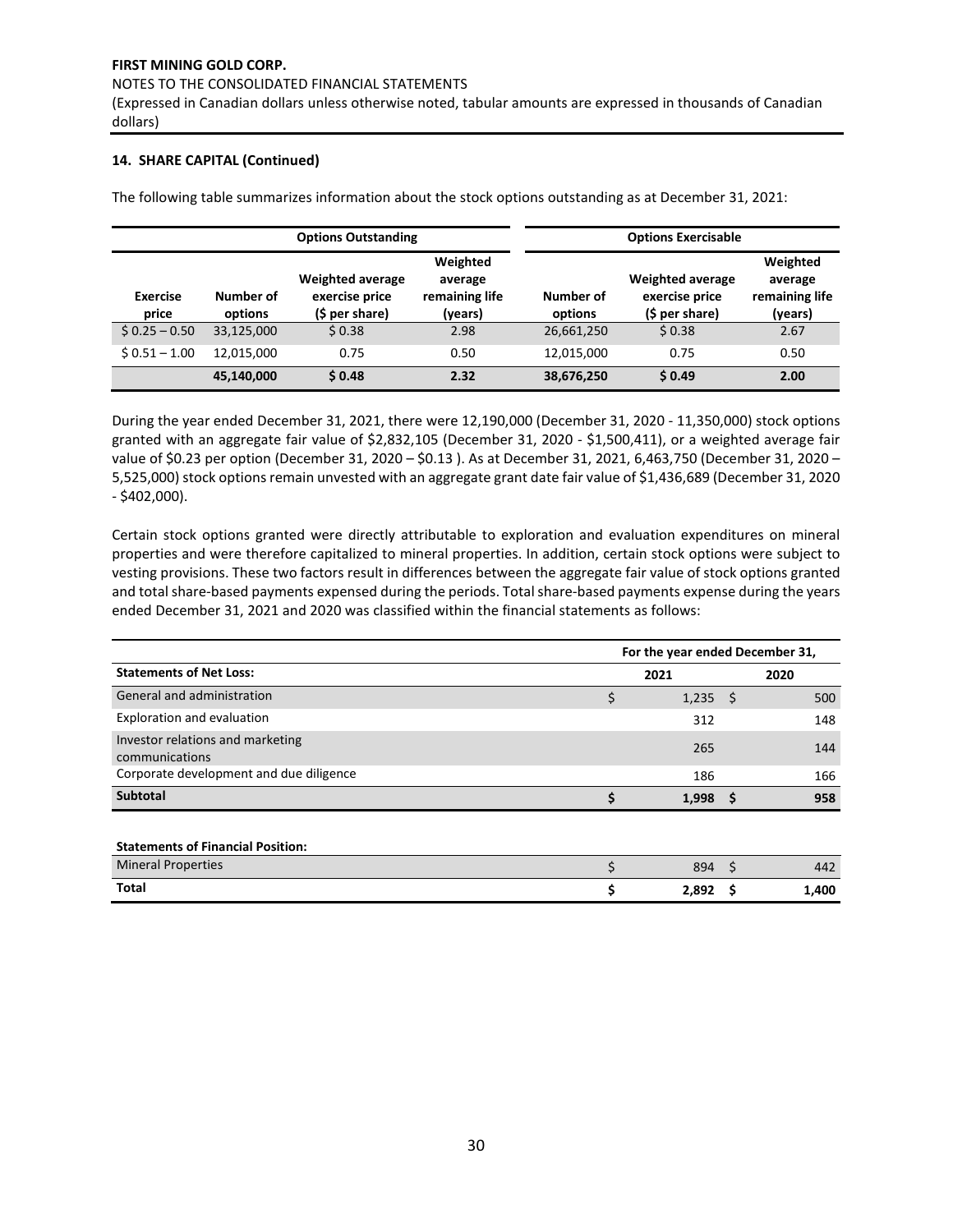### 14. SHARE CAPITAL (Continued)

The following table summarizes information about the stock options outstanding as at December 31, 2021:

| | Options Outstanding | | | Options Exercisable | | |
|---|---|---|---|---|---|---|
| Exercise price | Number of options | Weighted average exercise price ($ per share) | Weighted average remaining life (years) | Number of options | Weighted average exercise price ($ per share) | Weighted average remaining life (years) |
| $ 0.25 – 0.50 | 33,125,000 | $ 0.38 | 2.98 | 26,661,250 | $ 0.38 | 2.67 |
| $ 0.51 – 1.00 | 12,015,000 | 0.75 | 0.50 | 12,015,000 | 0.75 | 0.50 |
| | **45,140,000** | **$ 0.48** | **2.32** | **38,676,250** | **$ 0.49** | **2.00** |

During the year ended December 31, 2021, there were 12,190,000 (December 31, 2020 - 11,350,000) stock options granted with an aggregate fair value of $2,832,105 (December 31, 2020 - $1,500,411), or a weighted average fair value of $0.23 per option (December 31, 2020 – $0.13 ). As at December 31, 2021, 6,463,750 (December 31, 2020 – 5,525,000) stock options remain unvested with an aggregate grant date fair value of $1,436,689 (December 31, 2020 - $402,000).

Certain stock options granted were directly attributable to exploration and evaluation expenditures on mineral properties and were therefore capitalized to mineral properties. In addition, certain stock options were subject to vesting provisions. These two factors result in differences between the aggregate fair value of stock options granted and total share-based payments expensed during the periods. Total share-based payments expense during the years ended December 31, 2021 and 2020 was classified within the financial statements as follows:

| | For the year ended December 31, | |
|---|---|---|
| **Statements of Net Loss:** | **2021** | **2020** |
| General and administration | $ 1,235 | $ 500 |
| Exploration and evaluation | 312 | 148 |
| Investor relations and marketing communications | 265 | 144 |
| Corporate development and due diligence | 186 | 166 |
| **Subtotal** | **$ 1,998** | **$ 958** |
| | | |
| **Statements of Financial Position:** | | |
| Mineral Properties | $ 894 | $ 442 |
| **Total** | **$ 2,892** | **$ 1,400** |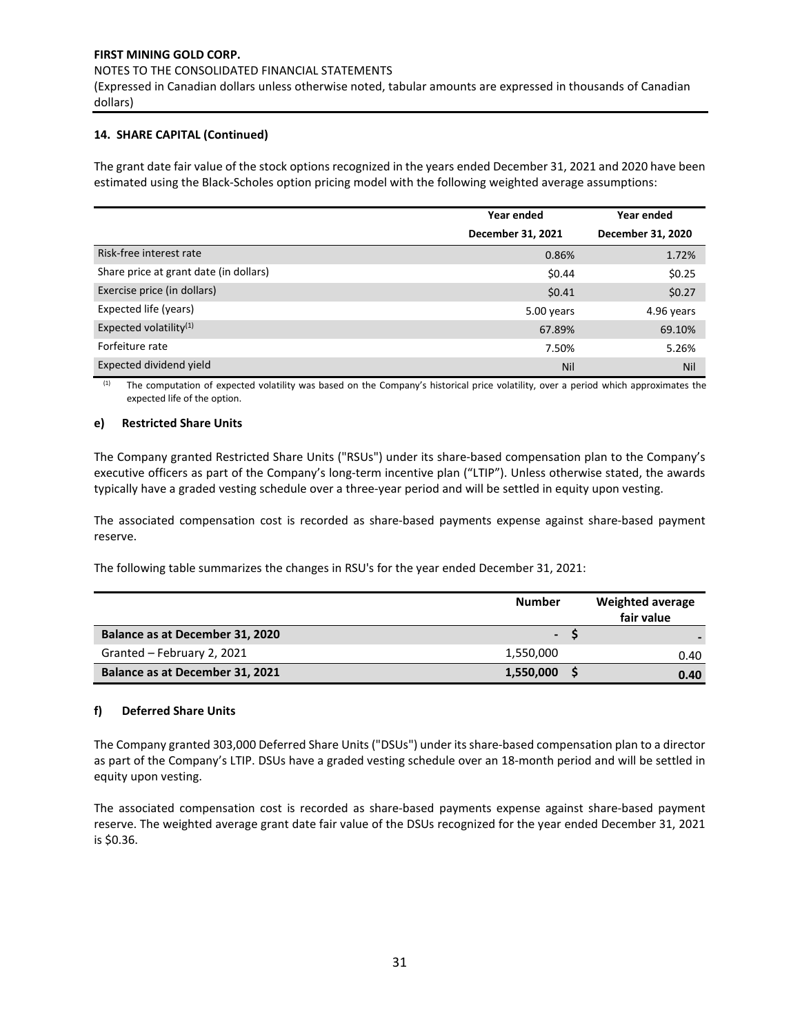### 14. SHARE CAPITAL (Continued)

The grant date fair value of the stock options recognized in the years ended December 31, 2021 and 2020 have been estimated using the Black-Scholes option pricing model with the following weighted average assumptions:

| | Year ended December 31, 2021 | Year ended December 31, 2020 |
|---|---|---|
| Risk-free interest rate | 0.86% | 1.72% |
| Share price at grant date (in dollars) | $0.44 | $0.25 |
| Exercise price (in dollars) | $0.41 | $0.27 |
| Expected life (years) | 5.00 years | 4.96 years |
| Expected volatility[(1)] | 67.89% | 69.10% |
| Forfeiture rate | 7.50% | 5.26% |
| Expected dividend yield | Nil | Nil |

[(1)] The computation of expected volatility was based on the Company's historical price volatility, over a period which approximates the expected life of the option.

#### e) Restricted Share Units

The Company granted Restricted Share Units ("RSUs") under its share-based compensation plan to the Company's executive officers as part of the Company's long-term incentive plan ("LTIP"). Unless otherwise stated, the awards typically have a graded vesting schedule over a three-year period and will be settled in equity upon vesting.

The associated compensation cost is recorded as share-based payments expense against share-based payment reserve.

The following table summarizes the changes in RSU's for the year ended December 31, 2021:

| | Number | Weighted average fair value |
|---|---|---|
| **Balance as at December 31, 2020** | **-** | **$ -** |
| Granted – February 2, 2021 | 1,550,000 | 0.40 |
| **Balance as at December 31, 2021** | **1,550,000** | **$ 0.40** |

#### f) Deferred Share Units

The Company granted 303,000 Deferred Share Units ("DSUs") under its share-based compensation plan to a director as part of the Company's LTIP. DSUs have a graded vesting schedule over an 18-month period and will be settled in equity upon vesting.

The associated compensation cost is recorded as share-based payments expense against share-based payment reserve. The weighted average grant date fair value of the DSUs recognized for the year ended December 31, 2021 is $0.36.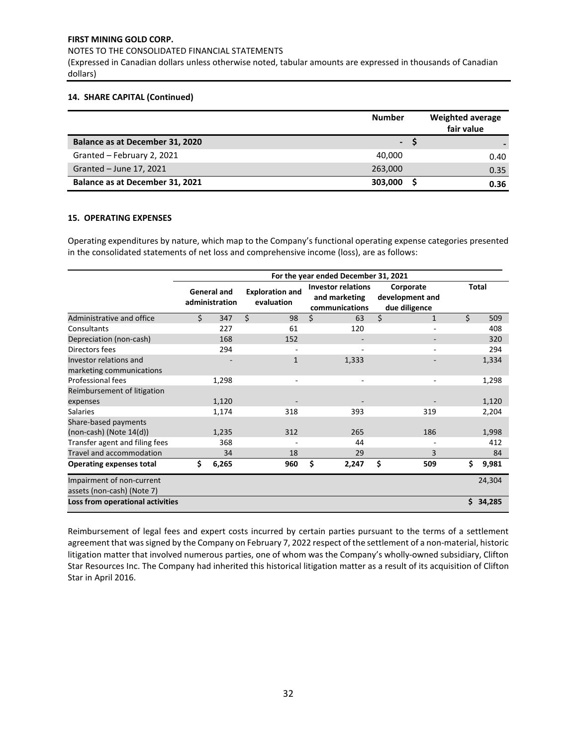**FIRST MINING GOLD CORP.**

NOTES TO THE CONSOLIDATED FINANCIAL STATEMENTS

(Expressed in Canadian dollars unless otherwise noted, tabular amounts are expressed in thousands of Canadian dollars)

### 14. SHARE CAPITAL (Continued)

| | Number | Weighted average fair value |
|---|---|---|
| **Balance as at December 31, 2020** | **-** | **$ -** |
| Granted – February 2, 2021 | 40,000 | 0.40 |
| Granted – June 17, 2021 | 263,000 | 0.35 |
| **Balance as at December 31, 2021** | **303,000** | **$ 0.36** |

### 15. OPERATING EXPENSES

Operating expenditures by nature, which map to the Company's functional operating expense categories presented in the consolidated statements of net loss and comprehensive income (loss), are as follows:

| | For the year ended December 31, 2021 | | | | |
|---|---|---|---|---|---|
| | General and administration | Exploration and evaluation | Investor relations and marketing communications | Corporate development and due diligence | Total |
| Administrative and office | $ 347 | $ 98 | $ 63 | $ 1 | $ 509 |
| Consultants | 227 | 61 | 120 | - | 408 |
| Depreciation (non-cash) | 168 | 152 | - | - | 320 |
| Directors fees | 294 | - | - | - | 294 |
| Investor relations and marketing communications | - | 1 | 1,333 | - | 1,334 |
| Professional fees | 1,298 | - | - | - | 1,298 |
| Reimbursement of litigation expenses | 1,120 | - | - | - | 1,120 |
| Salaries | 1,174 | 318 | 393 | 319 | 2,204 |
| Share-based payments (non-cash) (Note 14(d)) | 1,235 | 312 | 265 | 186 | 1,998 |
| Transfer agent and filing fees | 368 | - | 44 | - | 412 |
| Travel and accommodation | 34 | 18 | 29 | 3 | 84 |
| **Operating expenses total** | **$ 6,265** | **960** | **$ 2,247** | **$ 509** | **$ 9,981** |
| Impairment of non-current assets (non-cash) (Note 7) | | | | | 24,304 |
| **Loss from operational activities** | | | | | **$ 34,285** |

Reimbursement of legal fees and expert costs incurred by certain parties pursuant to the terms of a settlement agreement that was signed by the Company on February 7, 2022 respect of the settlement of a non-material, historic litigation matter that involved numerous parties, one of whom was the Company's wholly-owned subsidiary, Clifton Star Resources Inc. The Company had inherited this historical litigation matter as a result of its acquisition of Clifton Star in April 2016.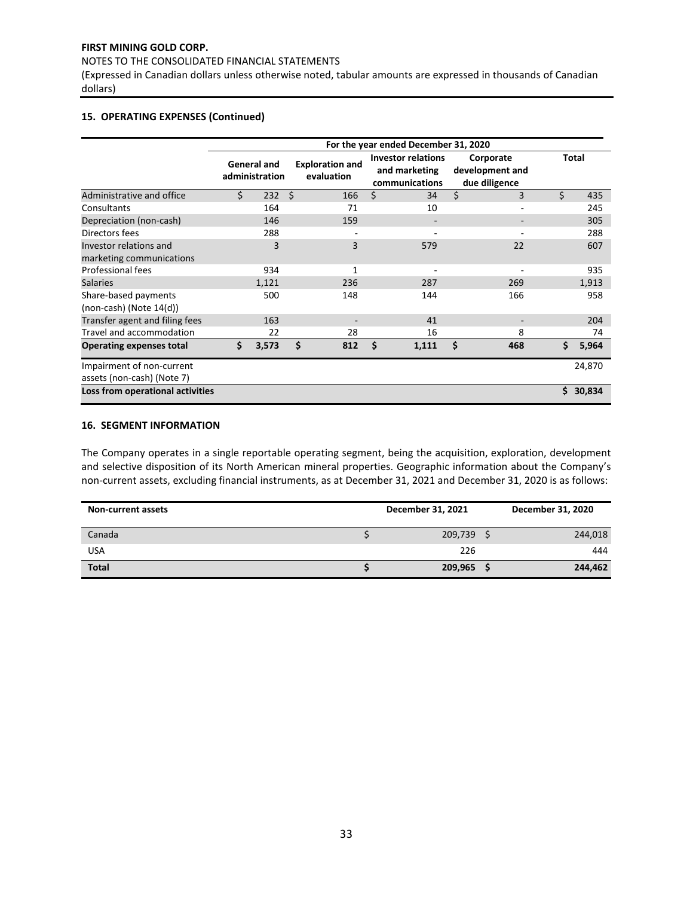**FIRST MINING GOLD CORP.**

NOTES TO THE CONSOLIDATED FINANCIAL STATEMENTS

(Expressed in Canadian dollars unless otherwise noted, tabular amounts are expressed in thousands of Canadian dollars)

### 15. OPERATING EXPENSES (Continued)

| | For the year ended December 31, 2020 | | | | |
|---|---|---|---|---|---|
| | General and administration | Exploration and evaluation | Investor relations and marketing communications | Corporate development and due diligence | Total |
| Administrative and office | $ 232 | $ 166 | $ 34 | $ 3 | $ 435 |
| Consultants | 164 | 71 | 10 | - | 245 |
| Depreciation (non-cash) | 146 | 159 | - | - | 305 |
| Directors fees | 288 | - | - | - | 288 |
| Investor relations and marketing communications | 3 | 3 | 579 | 22 | 607 |
| Professional fees | 934 | 1 | - | - | 935 |
| Salaries | 1,121 | 236 | 287 | 269 | 1,913 |
| Share-based payments (non-cash) (Note 14(d)) | 500 | 148 | 144 | 166 | 958 |
| Transfer agent and filing fees | 163 | - | 41 | - | 204 |
| Travel and accommodation | 22 | 28 | 16 | 8 | 74 |
| **Operating expenses total** | **$ 3,573** | **$ 812** | **$ 1,111** | **$ 468** | **$ 5,964** |
| Impairment of non-current assets (non-cash) (Note 7) | | | | | 24,870 |
| **Loss from operational activities** | | | | | **$ 30,834** |

### 16. SEGMENT INFORMATION

The Company operates in a single reportable operating segment, being the acquisition, exploration, development and selective disposition of its North American mineral properties. Geographic information about the Company's non-current assets, excluding financial instruments, as at December 31, 2021 and December 31, 2020 is as follows:

| Non-current assets | December 31, 2021 | December 31, 2020 |
|---|---|---|
| Canada | $ 209,739 | $ 244,018 |
| USA | 226 | 444 |
| **Total** | **$ 209,965** | **$ 244,462** |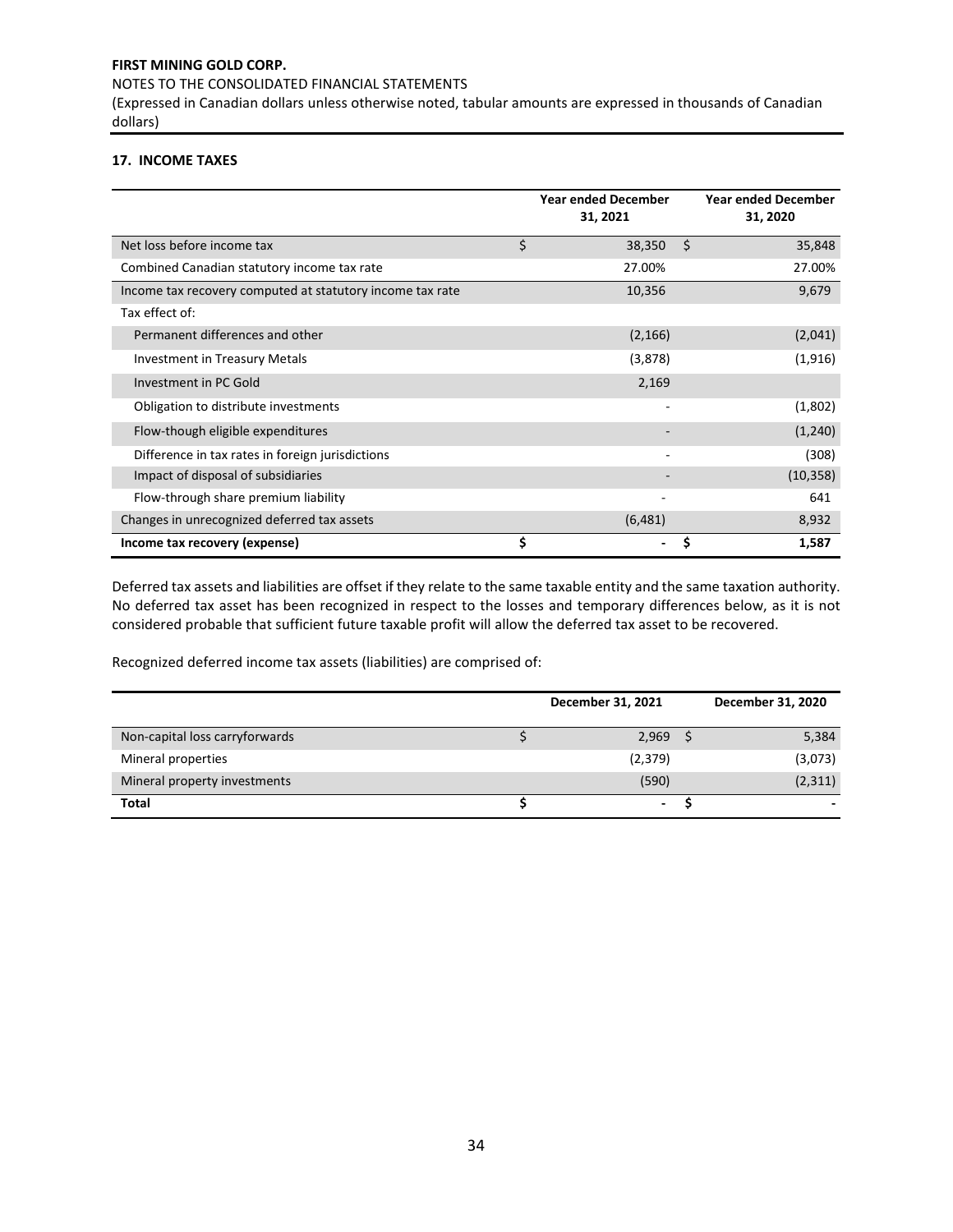## 17. INCOME TAXES

| | Year ended December 31, 2021 | Year ended December 31, 2020 |
|---|---|---|
| Net loss before income tax | $ 38,350 | $ 35,848 |
| Combined Canadian statutory income tax rate | 27.00% | 27.00% |
| Income tax recovery computed at statutory income tax rate | 10,356 | 9,679 |
| Tax effect of: | | |
| Permanent differences and other | (2,166) | (2,041) |
| Investment in Treasury Metals | (3,878) | (1,916) |
| Investment in PC Gold | 2,169 | |
| Obligation to distribute investments | - | (1,802) |
| Flow-though eligible expenditures | - | (1,240) |
| Difference in tax rates in foreign jurisdictions | - | (308) |
| Impact of disposal of subsidiaries | - | (10,358) |
| Flow-through share premium liability | - | 641 |
| Changes in unrecognized deferred tax assets | (6,481) | 8,932 |
| **Income tax recovery (expense)** | **$ -** | **$ 1,587** |

Deferred tax assets and liabilities are offset if they relate to the same taxable entity and the same taxation authority. No deferred tax asset has been recognized in respect to the losses and temporary differences below, as it is not considered probable that sufficient future taxable profit will allow the deferred tax asset to be recovered.

Recognized deferred income tax assets (liabilities) are comprised of:

| | December 31, 2021 | December 31, 2020 |
|---|---|---|
| Non-capital loss carryforwards | $ 2,969 | $ 5,384 |
| Mineral properties | (2,379) | (3,073) |
| Mineral property investments | (590) | (2,311) |
| **Total** | **$ -** | **$ -** |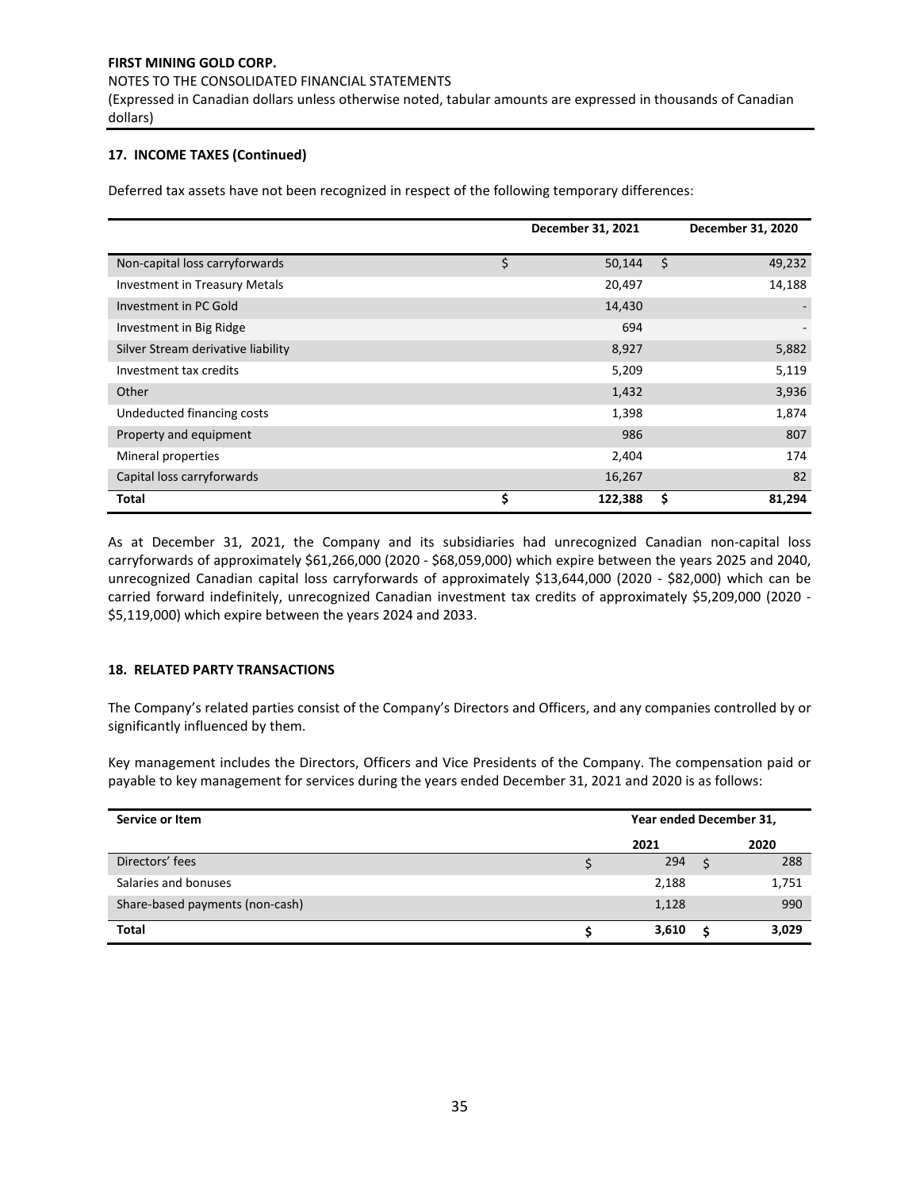## 17. INCOME TAXES (Continued)

Deferred tax assets have not been recognized in respect of the following temporary differences:

| | December 31, 2021 | December 31, 2020 |
|---|---|---|
| Non-capital loss carryforwards | $ 50,144 | $ 49,232 |
| Investment in Treasury Metals | 20,497 | 14,188 |
| Investment in PC Gold | 14,430 | - |
| Investment in Big Ridge | 694 | - |
| Silver Stream derivative liability | 8,927 | 5,882 |
| Investment tax credits | 5,209 | 5,119 |
| Other | 1,432 | 3,936 |
| Undeducted financing costs | 1,398 | 1,874 |
| Property and equipment | 986 | 807 |
| Mineral properties | 2,404 | 174 |
| Capital loss carryforwards | 16,267 | 82 |
| **Total** | **$ 122,388** | **$ 81,294** |

As at December 31, 2021, the Company and its subsidiaries had unrecognized Canadian non-capital loss carryforwards of approximately $61,266,000 (2020 - $68,059,000) which expire between the years 2025 and 2040, unrecognized Canadian capital loss carryforwards of approximately $13,644,000 (2020 - $82,000) which can be carried forward indefinitely, unrecognized Canadian investment tax credits of approximately $5,209,000 (2020 - $5,119,000) which expire between the years 2024 and 2033.

## 18. RELATED PARTY TRANSACTIONS

The Company's related parties consist of the Company's Directors and Officers, and any companies controlled by or significantly influenced by them.

Key management includes the Directors, Officers and Vice Presidents of the Company. The compensation paid or payable to key management for services during the years ended December 31, 2021 and 2020 is as follows:

| Service or Item | Year ended December 31, | |
|---|---|---|
| | 2021 | 2020 |
| Directors' fees | $ 294 | $ 288 |
| Salaries and bonuses | 2,188 | 1,751 |
| Share-based payments (non-cash) | 1,128 | 990 |
| **Total** | **$ 3,610** | **$ 3,029** |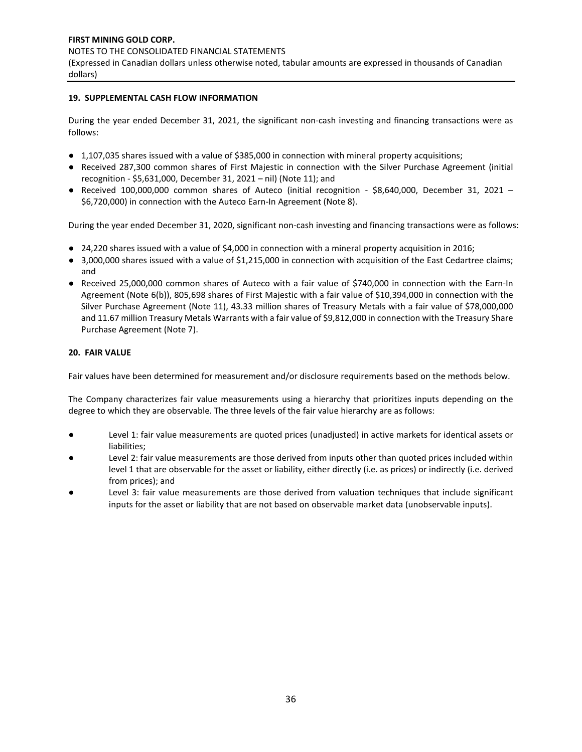## 19. SUPPLEMENTAL CASH FLOW INFORMATION

During the year ended December 31, 2021, the significant non-cash investing and financing transactions were as follows:

- 1,107,035 shares issued with a value of $385,000 in connection with mineral property acquisitions;
- Received 287,300 common shares of First Majestic in connection with the Silver Purchase Agreement (initial recognition - $5,631,000, December 31, 2021 – nil) (Note 11); and
- Received 100,000,000 common shares of Auteco (initial recognition - $8,640,000, December 31, 2021 – $6,720,000) in connection with the Auteco Earn-In Agreement (Note 8).

During the year ended December 31, 2020, significant non-cash investing and financing transactions were as follows:

- 24,220 shares issued with a value of $4,000 in connection with a mineral property acquisition in 2016;
- 3,000,000 shares issued with a value of $1,215,000 in connection with acquisition of the East Cedartree claims; and
- Received 25,000,000 common shares of Auteco with a fair value of $740,000 in connection with the Earn-In Agreement (Note 6(b)), 805,698 shares of First Majestic with a fair value of $10,394,000 in connection with the Silver Purchase Agreement (Note 11), 43.33 million shares of Treasury Metals with a fair value of $78,000,000 and 11.67 million Treasury Metals Warrants with a fair value of $9,812,000 in connection with the Treasury Share Purchase Agreement (Note 7).

## 20. FAIR VALUE

Fair values have been determined for measurement and/or disclosure requirements based on the methods below.

The Company characterizes fair value measurements using a hierarchy that prioritizes inputs depending on the degree to which they are observable. The three levels of the fair value hierarchy are as follows:

- Level 1: fair value measurements are quoted prices (unadjusted) in active markets for identical assets or liabilities;
- Level 2: fair value measurements are those derived from inputs other than quoted prices included within level 1 that are observable for the asset or liability, either directly (i.e. as prices) or indirectly (i.e. derived from prices); and
- Level 3: fair value measurements are those derived from valuation techniques that include significant inputs for the asset or liability that are not based on observable market data (unobservable inputs).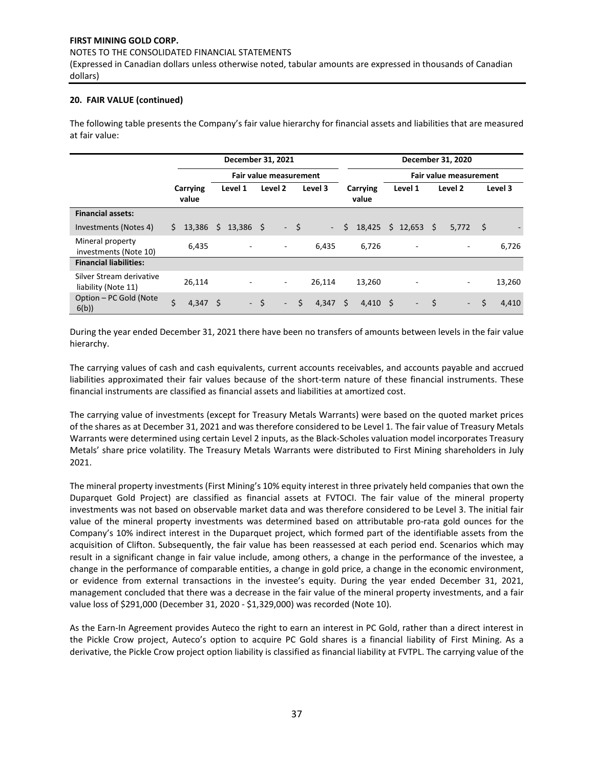## 20. FAIR VALUE (continued)

The following table presents the Company's fair value hierarchy for financial assets and liabilities that are measured at fair value:

| | December 31, 2021 | | | | December 31, 2020 | | | |
|---|---|---|---|---|---|---|---|---|
| | | Fair value measurement | | | | Fair value measurement | | |
| | Carrying value | Level 1 | Level 2 | Level 3 | Carrying value | Level 1 | Level 2 | Level 3 |
| **Financial assets:** | | | | | | | | |
| Investments (Notes 4) | $ 13,386 | $ 13,386 | $ - | $ - | $ 18,425 | $ 12,653 | $ 5,772 | $ - |
| Mineral property investments (Note 10) | 6,435 | - | - | 6,435 | 6,726 | - | - | 6,726 |
| **Financial liabilities:** | | | | | | | | |
| Silver Stream derivative liability (Note 11) | 26,114 | - | - | 26,114 | 13,260 | - | - | 13,260 |
| Option – PC Gold (Note 6(b)) | $ 4,347 | $ - | $ - | $ 4,347 | $ 4,410 | $ - | $ - | $ 4,410 |

During the year ended December 31, 2021 there have been no transfers of amounts between levels in the fair value hierarchy.

The carrying values of cash and cash equivalents, current accounts receivables, and accounts payable and accrued liabilities approximated their fair values because of the short-term nature of these financial instruments. These financial instruments are classified as financial assets and liabilities at amortized cost.

The carrying value of investments (except for Treasury Metals Warrants) were based on the quoted market prices of the shares as at December 31, 2021 and was therefore considered to be Level 1. The fair value of Treasury Metals Warrants were determined using certain Level 2 inputs, as the Black-Scholes valuation model incorporates Treasury Metals' share price volatility. The Treasury Metals Warrants were distributed to First Mining shareholders in July 2021.

The mineral property investments (First Mining's 10% equity interest in three privately held companies that own the Duparquet Gold Project) are classified as financial assets at FVTOCI. The fair value of the mineral property investments was not based on observable market data and was therefore considered to be Level 3. The initial fair value of the mineral property investments was determined based on attributable pro-rata gold ounces for the Company's 10% indirect interest in the Duparquet project, which formed part of the identifiable assets from the acquisition of Clifton. Subsequently, the fair value has been reassessed at each period end. Scenarios which may result in a significant change in fair value include, among others, a change in the performance of the investee, a change in the performance of comparable entities, a change in gold price, a change in the economic environment, or evidence from external transactions in the investee's equity. During the year ended December 31, 2021, management concluded that there was a decrease in the fair value of the mineral property investments, and a fair value loss of $291,000 (December 31, 2020 - $1,329,000) was recorded (Note 10).

As the Earn-In Agreement provides Auteco the right to earn an interest in PC Gold, rather than a direct interest in the Pickle Crow project, Auteco's option to acquire PC Gold shares is a financial liability of First Mining. As a derivative, the Pickle Crow project option liability is classified as financial liability at FVTPL. The carrying value of the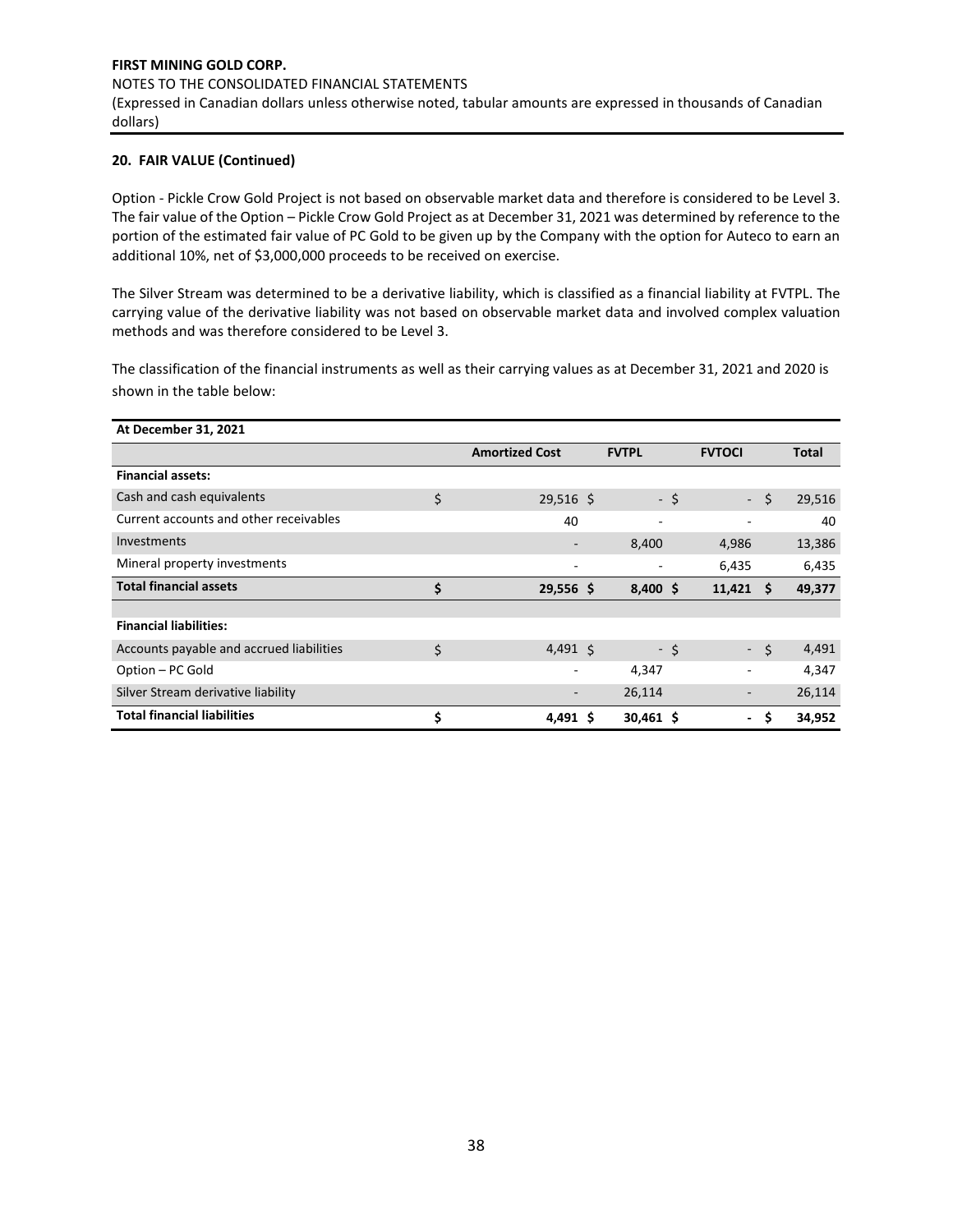## 20. FAIR VALUE (Continued)

Option - Pickle Crow Gold Project is not based on observable market data and therefore is considered to be Level 3. The fair value of the Option – Pickle Crow Gold Project as at December 31, 2021 was determined by reference to the portion of the estimated fair value of PC Gold to be given up by the Company with the option for Auteco to earn an additional 10%, net of $3,000,000 proceeds to be received on exercise.

The Silver Stream was determined to be a derivative liability, which is classified as a financial liability at FVTPL. The carrying value of the derivative liability was not based on observable market data and involved complex valuation methods and was therefore considered to be Level 3.

The classification of the financial instruments as well as their carrying values as at December 31, 2021 and 2020 is shown in the table below:

| At December 31, 2021 | Amortized Cost | FVTPL | FVTOCI | Total |
|---|---|---|---|---|
| **Financial assets:** | | | | |
| Cash and cash equivalents | $ 29,516 | $ - | $ - | $ 29,516 |
| Current accounts and other receivables | 40 | - | - | 40 |
| Investments | - | 8,400 | 4,986 | 13,386 |
| Mineral property investments | - | - | 6,435 | 6,435 |
| **Total financial assets** | **$ 29,556** | **$ 8,400** | **$ 11,421** | **$ 49,377** |
| | | | | |
| **Financial liabilities:** | | | | |
| Accounts payable and accrued liabilities | $ 4,491 | $ - | $ - | $ 4,491 |
| Option – PC Gold | - | 4,347 | - | 4,347 |
| Silver Stream derivative liability | - | 26,114 | - | 26,114 |
| **Total financial liabilities** | **$ 4,491** | **$ 30,461** | **$ -** | **$ 34,952** |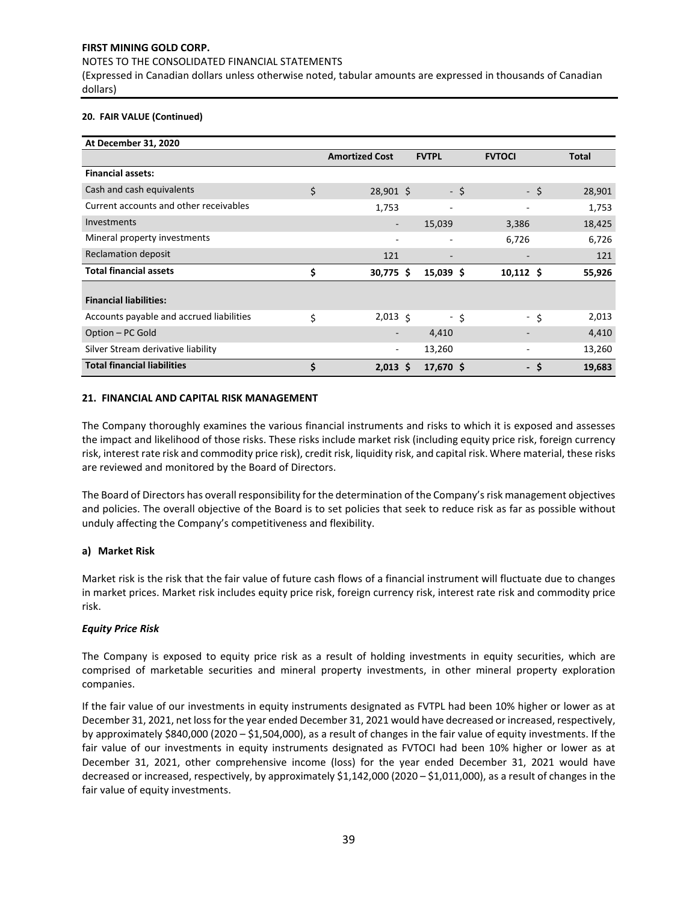**FIRST MINING GOLD CORP.**

NOTES TO THE CONSOLIDATED FINANCIAL STATEMENTS

(Expressed in Canadian dollars unless otherwise noted, tabular amounts are expressed in thousands of Canadian dollars)

**20. FAIR VALUE (Continued)**

| **At December 31, 2020** | | | | |
|---|---|---|---|---|
| | **Amortized Cost** | **FVTPL** | **FVTOCI** | **Total** |
| **Financial assets:** | | | | |
| Cash and cash equivalents | $ 28,901 | $ - | $ - | $ 28,901 |
| Current accounts and other receivables | 1,753 | - | - | 1,753 |
| Investments | - | 15,039 | 3,386 | 18,425 |
| Mineral property investments | - | - | 6,726 | 6,726 |
| Reclamation deposit | 121 | - | - | 121 |
| **Total financial assets** | **$ 30,775** | **$ 15,039** | **$ 10,112** | **$ 55,926** |
| **Financial liabilities:** | | | | |
| Accounts payable and accrued liabilities | $ 2,013 | $ - | $ - | $ 2,013 |
| Option – PC Gold | - | 4,410 | - | 4,410 |
| Silver Stream derivative liability | - | 13,260 | - | 13,260 |
| **Total financial liabilities** | **$ 2,013** | **$ 17,670** | **$ -** | **$ 19,683** |

**21. FINANCIAL AND CAPITAL RISK MANAGEMENT**

The Company thoroughly examines the various financial instruments and risks to which it is exposed and assesses the impact and likelihood of those risks. These risks include market risk (including equity price risk, foreign currency risk, interest rate risk and commodity price risk), credit risk, liquidity risk, and capital risk. Where material, these risks are reviewed and monitored by the Board of Directors.

The Board of Directors has overall responsibility for the determination of the Company's risk management objectives and policies. The overall objective of the Board is to set policies that seek to reduce risk as far as possible without unduly affecting the Company's competitiveness and flexibility.

**a) Market Risk**

Market risk is the risk that the fair value of future cash flows of a financial instrument will fluctuate due to changes in market prices. Market risk includes equity price risk, foreign currency risk, interest rate risk and commodity price risk.

***Equity Price Risk***

The Company is exposed to equity price risk as a result of holding investments in equity securities, which are comprised of marketable securities and mineral property investments, in other mineral property exploration companies.

If the fair value of our investments in equity instruments designated as FVTPL had been 10% higher or lower as at December 31, 2021, net loss for the year ended December 31, 2021 would have decreased or increased, respectively, by approximately $840,000 (2020 – $1,504,000), as a result of changes in the fair value of equity investments. If the fair value of our investments in equity instruments designated as FVTOCI had been 10% higher or lower as at December 31, 2021, other comprehensive income (loss) for the year ended December 31, 2021 would have decreased or increased, respectively, by approximately $1,142,000 (2020 – $1,011,000), as a result of changes in the fair value of equity investments.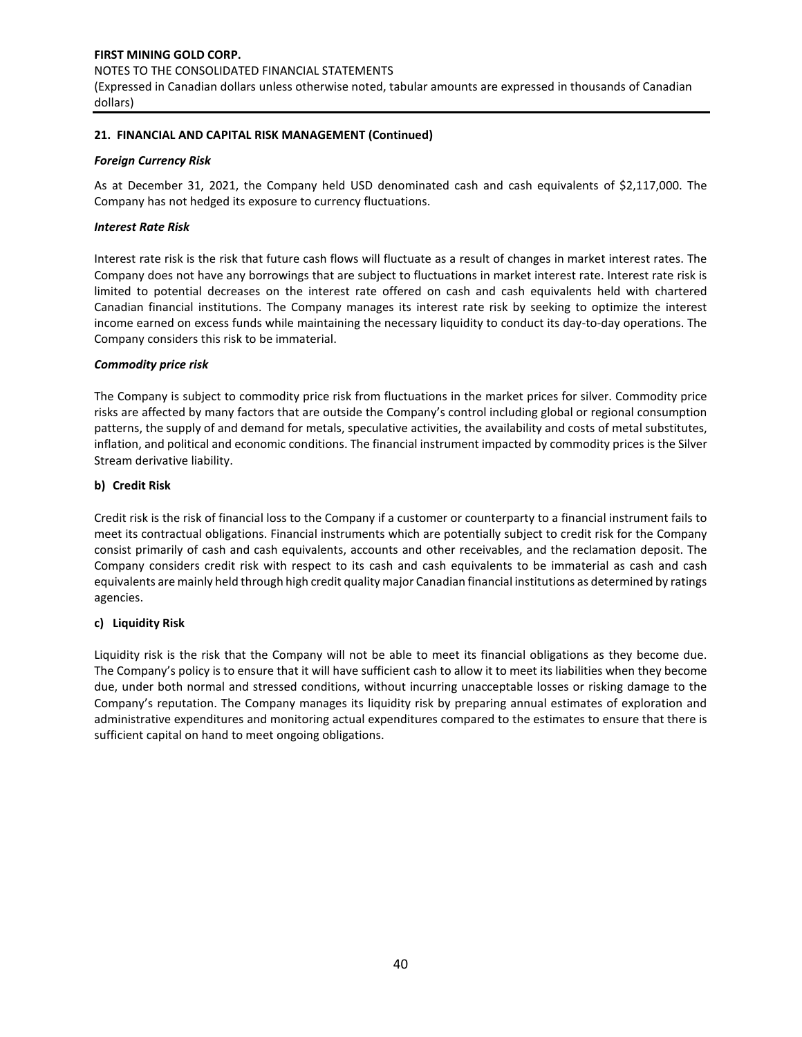## 21. FINANCIAL AND CAPITAL RISK MANAGEMENT (Continued)

***Foreign Currency Risk***

As at December 31, 2021, the Company held USD denominated cash and cash equivalents of $2,117,000. The Company has not hedged its exposure to currency fluctuations.

***Interest Rate Risk***

Interest rate risk is the risk that future cash flows will fluctuate as a result of changes in market interest rates. The Company does not have any borrowings that are subject to fluctuations in market interest rate. Interest rate risk is limited to potential decreases on the interest rate offered on cash and cash equivalents held with chartered Canadian financial institutions. The Company manages its interest rate risk by seeking to optimize the interest income earned on excess funds while maintaining the necessary liquidity to conduct its day-to-day operations. The Company considers this risk to be immaterial.

***Commodity price risk***

The Company is subject to commodity price risk from fluctuations in the market prices for silver. Commodity price risks are affected by many factors that are outside the Company's control including global or regional consumption patterns, the supply of and demand for metals, speculative activities, the availability and costs of metal substitutes, inflation, and political and economic conditions. The financial instrument impacted by commodity prices is the Silver Stream derivative liability.

### b) Credit Risk

Credit risk is the risk of financial loss to the Company if a customer or counterparty to a financial instrument fails to meet its contractual obligations. Financial instruments which are potentially subject to credit risk for the Company consist primarily of cash and cash equivalents, accounts and other receivables, and the reclamation deposit. The Company considers credit risk with respect to its cash and cash equivalents to be immaterial as cash and cash equivalents are mainly held through high credit quality major Canadian financial institutions as determined by ratings agencies.

### c) Liquidity Risk

Liquidity risk is the risk that the Company will not be able to meet its financial obligations as they become due. The Company's policy is to ensure that it will have sufficient cash to allow it to meet its liabilities when they become due, under both normal and stressed conditions, without incurring unacceptable losses or risking damage to the Company's reputation. The Company manages its liquidity risk by preparing annual estimates of exploration and administrative expenditures and monitoring actual expenditures compared to the estimates to ensure that there is sufficient capital on hand to meet ongoing obligations.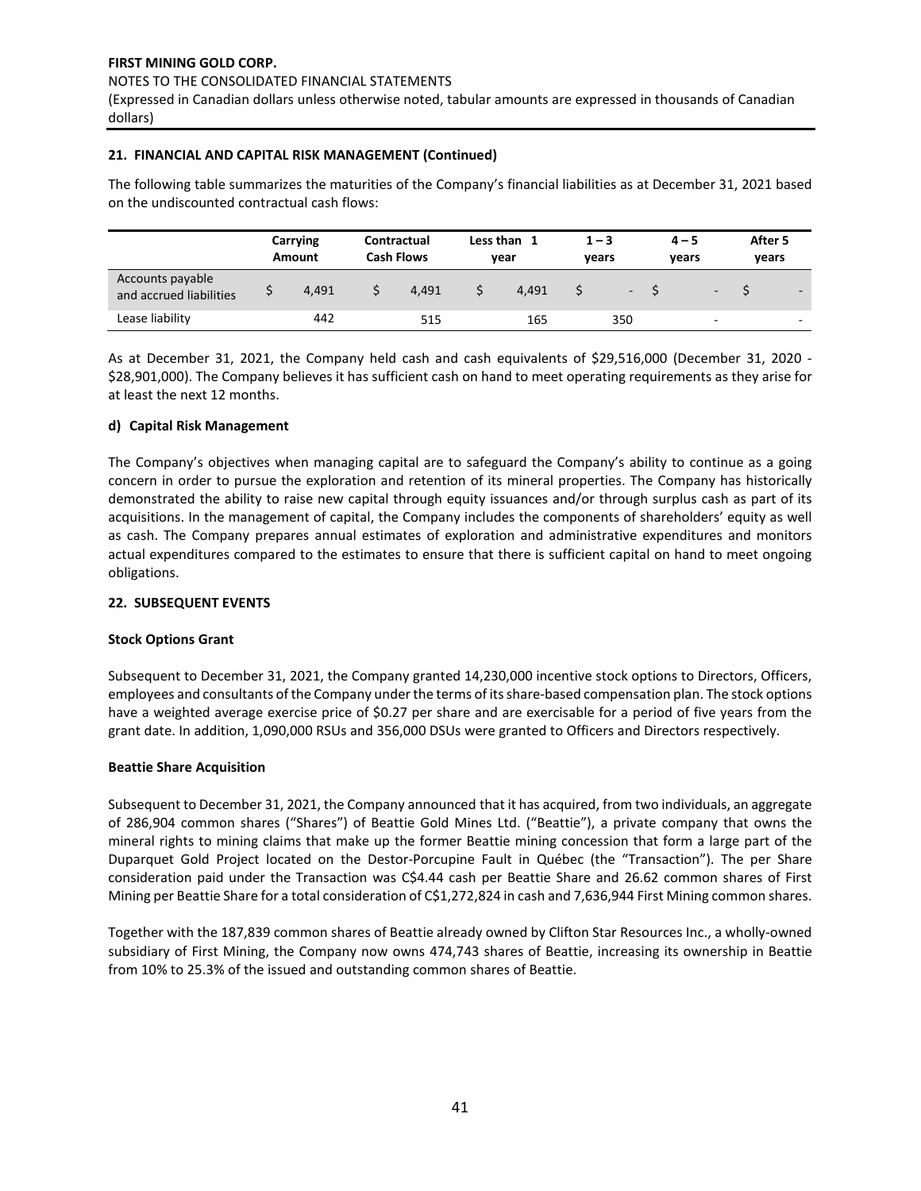#### 21. FINANCIAL AND CAPITAL RISK MANAGEMENT (Continued)

The following table summarizes the maturities of the Company's financial liabilities as at December 31, 2021 based on the undiscounted contractual cash flows:

| | Carrying Amount | Contractual Cash Flows | Less than 1 year | 1 – 3 years | 4 – 5 years | After 5 years |
|---|---|---|---|---|---|---|
| Accounts payable and accrued liabilities | $ 4,491 | $ 4,491 | $ 4,491 | $ - | $ - | $ - |
| Lease liability | 442 | 515 | 165 | 350 | - | - |

As at December 31, 2021, the Company held cash and cash equivalents of $29,516,000 (December 31, 2020 - $28,901,000). The Company believes it has sufficient cash on hand to meet operating requirements as they arise for at least the next 12 months.

#### d) Capital Risk Management

The Company's objectives when managing capital are to safeguard the Company's ability to continue as a going concern in order to pursue the exploration and retention of its mineral properties. The Company has historically demonstrated the ability to raise new capital through equity issuances and/or through surplus cash as part of its acquisitions. In the management of capital, the Company includes the components of shareholders' equity as well as cash. The Company prepares annual estimates of exploration and administrative expenditures and monitors actual expenditures compared to the estimates to ensure that there is sufficient capital on hand to meet ongoing obligations.

## 22. SUBSEQUENT EVENTS

#### Stock Options Grant

Subsequent to December 31, 2021, the Company granted 14,230,000 incentive stock options to Directors, Officers, employees and consultants of the Company under the terms of its share-based compensation plan. The stock options have a weighted average exercise price of $0.27 per share and are exercisable for a period of five years from the grant date. In addition, 1,090,000 RSUs and 356,000 DSUs were granted to Officers and Directors respectively.

#### Beattie Share Acquisition

Subsequent to December 31, 2021, the Company announced that it has acquired, from two individuals, an aggregate of 286,904 common shares ("Shares") of Beattie Gold Mines Ltd. ("Beattie"), a private company that owns the mineral rights to mining claims that make up the former Beattie mining concession that form a large part of the Duparquet Gold Project located on the Destor-Porcupine Fault in Québec (the "Transaction"). The per Share consideration paid under the Transaction was C$4.44 cash per Beattie Share and 26.62 common shares of First Mining per Beattie Share for a total consideration of C$1,272,824 in cash and 7,636,944 First Mining common shares.

Together with the 187,839 common shares of Beattie already owned by Clifton Star Resources Inc., a wholly-owned subsidiary of First Mining, the Company now owns 474,743 shares of Beattie, increasing its ownership in Beattie from 10% to 25.3% of the issued and outstanding common shares of Beattie.